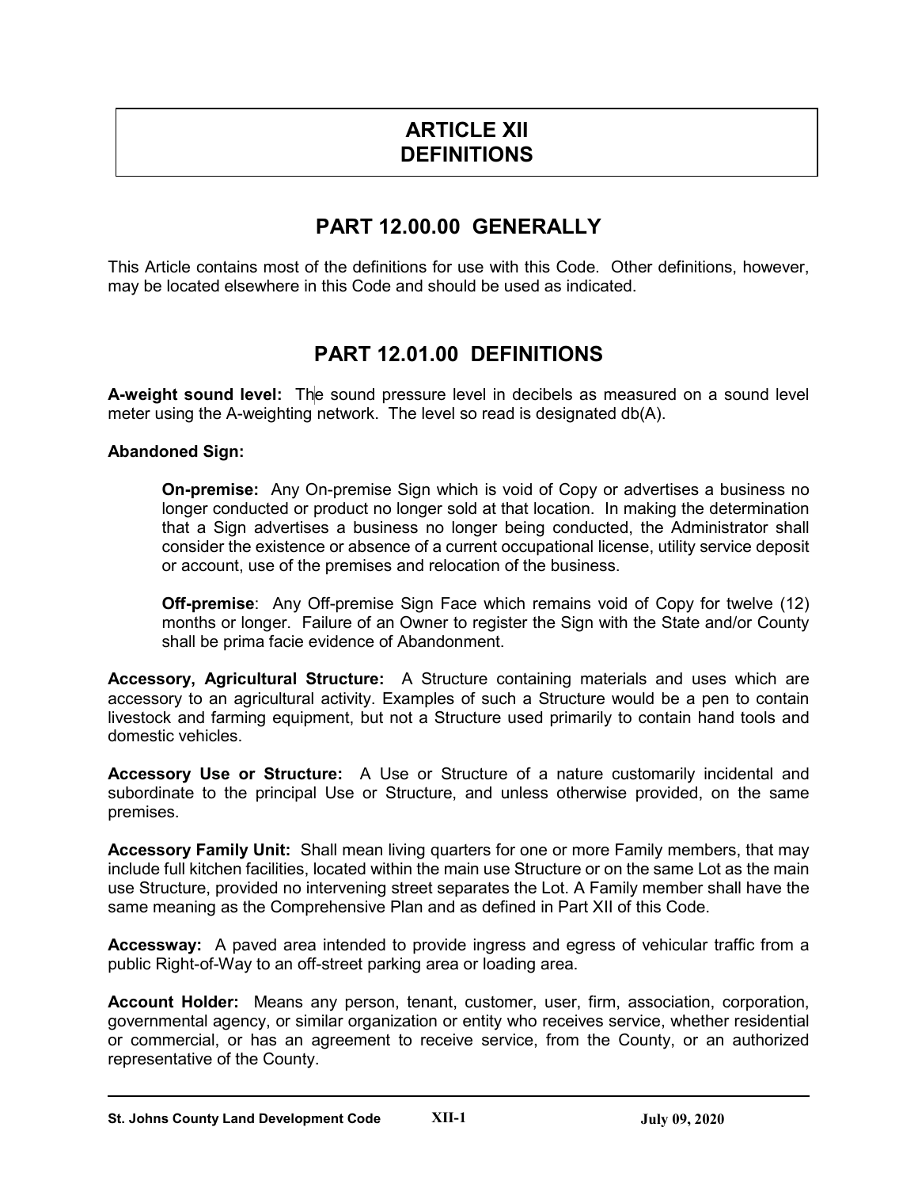# ARTICLE XII
# DEFINITIONS

## PART 12.00.00 GENERALLY

This Article contains most of the definitions for use with this Code. Other definitions, however, may be located elsewhere in this Code and should be used as indicated.

## PART 12.01.00 DEFINITIONS

**A-weight sound level:** The sound pressure level in decibels as measured on a sound level meter using the A-weighting network. The level so read is designated db(A).

**Abandoned Sign:**

> **On-premise:** Any On-premise Sign which is void of Copy or advertises a business no longer conducted or product no longer sold at that location. In making the determination that a Sign advertises a business no longer being conducted, the Administrator shall consider the existence or absence of a current occupational license, utility service deposit or account, use of the premises and relocation of the business.
>
> **Off-premise**: Any Off-premise Sign Face which remains void of Copy for twelve (12) months or longer. Failure of an Owner to register the Sign with the State and/or County shall be prima facie evidence of Abandonment.

**Accessory, Agricultural Structure:** A Structure containing materials and uses which are accessory to an agricultural activity. Examples of such a Structure would be a pen to contain livestock and farming equipment, but not a Structure used primarily to contain hand tools and domestic vehicles.

**Accessory Use or Structure:** A Use or Structure of a nature customarily incidental and subordinate to the principal Use or Structure, and unless otherwise provided, on the same premises.

**Accessory Family Unit:** Shall mean living quarters for one or more Family members, that may include full kitchen facilities, located within the main use Structure or on the same Lot as the main use Structure, provided no intervening street separates the Lot. A Family member shall have the same meaning as the Comprehensive Plan and as defined in Part XII of this Code.

**Accessway:** A paved area intended to provide ingress and egress of vehicular traffic from a public Right-of-Way to an off-street parking area or loading area.

**Account Holder:** Means any person, tenant, customer, user, firm, association, corporation, governmental agency, or similar organization or entity who receives service, whether residential or commercial, or has an agreement to receive service, from the County, or an authorized representative of the County.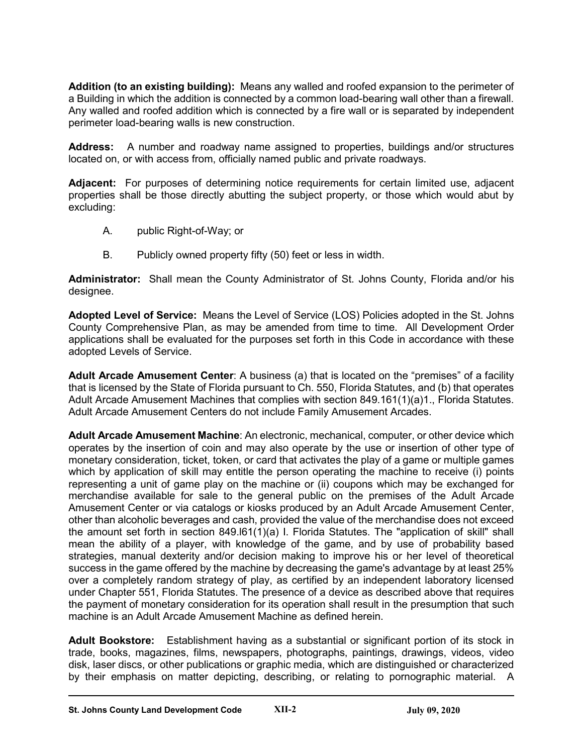**Addition (to an existing building):** Means any walled and roofed expansion to the perimeter of a Building in which the addition is connected by a common load-bearing wall other than a firewall. Any walled and roofed addition which is connected by a fire wall or is separated by independent perimeter load-bearing walls is new construction.

**Address:** A number and roadway name assigned to properties, buildings and/or structures located on, or with access from, officially named public and private roadways.

**Adjacent:** For purposes of determining notice requirements for certain limited use, adjacent properties shall be those directly abutting the subject property, or those which would abut by excluding:

A. public Right-of-Way; or

B. Publicly owned property fifty (50) feet or less in width.

**Administrator:** Shall mean the County Administrator of St. Johns County, Florida and/or his designee.

**Adopted Level of Service:** Means the Level of Service (LOS) Policies adopted in the St. Johns County Comprehensive Plan, as may be amended from time to time. All Development Order applications shall be evaluated for the purposes set forth in this Code in accordance with these adopted Levels of Service.

**Adult Arcade Amusement Center**: A business (a) that is located on the "premises" of a facility that is licensed by the State of Florida pursuant to Ch. 550, Florida Statutes, and (b) that operates Adult Arcade Amusement Machines that complies with section 849.161(1)(a)1., Florida Statutes. Adult Arcade Amusement Centers do not include Family Amusement Arcades.

**Adult Arcade Amusement Machine**: An electronic, mechanical, computer, or other device which operates by the insertion of coin and may also operate by the use or insertion of other type of monetary consideration, ticket, token, or card that activates the play of a game or multiple games which by application of skill may entitle the person operating the machine to receive (i) points representing a unit of game play on the machine or (ii) coupons which may be exchanged for merchandise available for sale to the general public on the premises of the Adult Arcade Amusement Center or via catalogs or kiosks produced by an Adult Arcade Amusement Center, other than alcoholic beverages and cash, provided the value of the merchandise does not exceed the amount set forth in section 849.l61(1)(a) I. Florida Statutes. The "application of skill" shall mean the ability of a player, with knowledge of the game, and by use of probability based strategies, manual dexterity and/or decision making to improve his or her level of theoretical success in the game offered by the machine by decreasing the game's advantage by at least 25% over a completely random strategy of play, as certified by an independent laboratory licensed under Chapter 551, Florida Statutes. The presence of a device as described above that requires the payment of monetary consideration for its operation shall result in the presumption that such machine is an Adult Arcade Amusement Machine as defined herein.

**Adult Bookstore:** Establishment having as a substantial or significant portion of its stock in trade, books, magazines, films, newspapers, photographs, paintings, drawings, videos, video disk, laser discs, or other publications or graphic media, which are distinguished or characterized by their emphasis on matter depicting, describing, or relating to pornographic material. A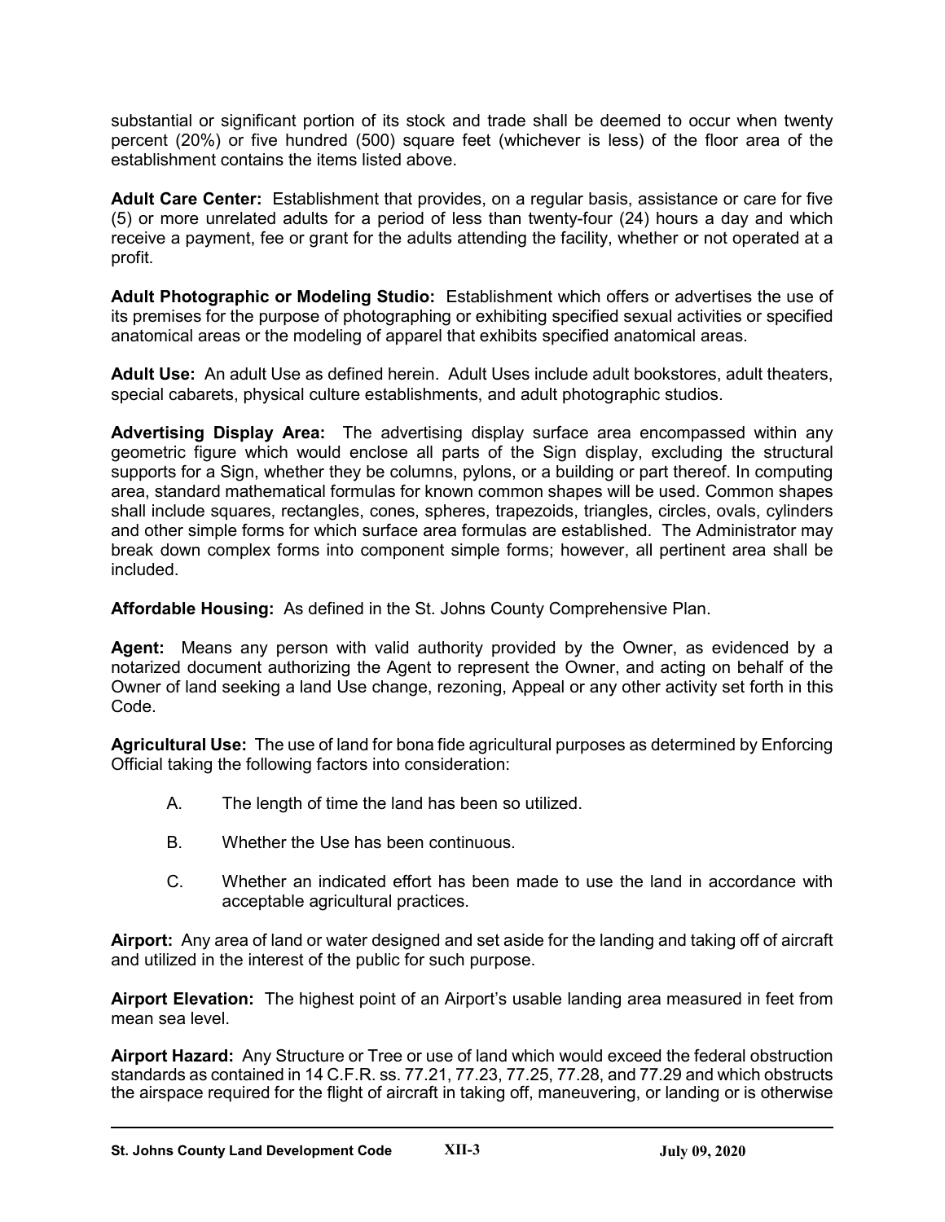substantial or significant portion of its stock and trade shall be deemed to occur when twenty percent (20%) or five hundred (500) square feet (whichever is less) of the floor area of the establishment contains the items listed above.

**Adult Care Center:** Establishment that provides, on a regular basis, assistance or care for five (5) or more unrelated adults for a period of less than twenty-four (24) hours a day and which receive a payment, fee or grant for the adults attending the facility, whether or not operated at a profit.

**Adult Photographic or Modeling Studio:** Establishment which offers or advertises the use of its premises for the purpose of photographing or exhibiting specified sexual activities or specified anatomical areas or the modeling of apparel that exhibits specified anatomical areas.

**Adult Use:** An adult Use as defined herein. Adult Uses include adult bookstores, adult theaters, special cabarets, physical culture establishments, and adult photographic studios.

**Advertising Display Area:** The advertising display surface area encompassed within any geometric figure which would enclose all parts of the Sign display, excluding the structural supports for a Sign, whether they be columns, pylons, or a building or part thereof. In computing area, standard mathematical formulas for known common shapes will be used. Common shapes shall include squares, rectangles, cones, spheres, trapezoids, triangles, circles, ovals, cylinders and other simple forms for which surface area formulas are established. The Administrator may break down complex forms into component simple forms; however, all pertinent area shall be included.

**Affordable Housing:** As defined in the St. Johns County Comprehensive Plan.

**Agent:** Means any person with valid authority provided by the Owner, as evidenced by a notarized document authorizing the Agent to represent the Owner, and acting on behalf of the Owner of land seeking a land Use change, rezoning, Appeal or any other activity set forth in this Code.

**Agricultural Use:** The use of land for bona fide agricultural purposes as determined by Enforcing Official taking the following factors into consideration:

A. The length of time the land has been so utilized.

B. Whether the Use has been continuous.

C. Whether an indicated effort has been made to use the land in accordance with acceptable agricultural practices.

**Airport:** Any area of land or water designed and set aside for the landing and taking off of aircraft and utilized in the interest of the public for such purpose.

**Airport Elevation:** The highest point of an Airport's usable landing area measured in feet from mean sea level.

**Airport Hazard:** Any Structure or Tree or use of land which would exceed the federal obstruction standards as contained in 14 C.F.R. ss. 77.21, 77.23, 77.25, 77.28, and 77.29 and which obstructs the airspace required for the flight of aircraft in taking off, maneuvering, or landing or is otherwise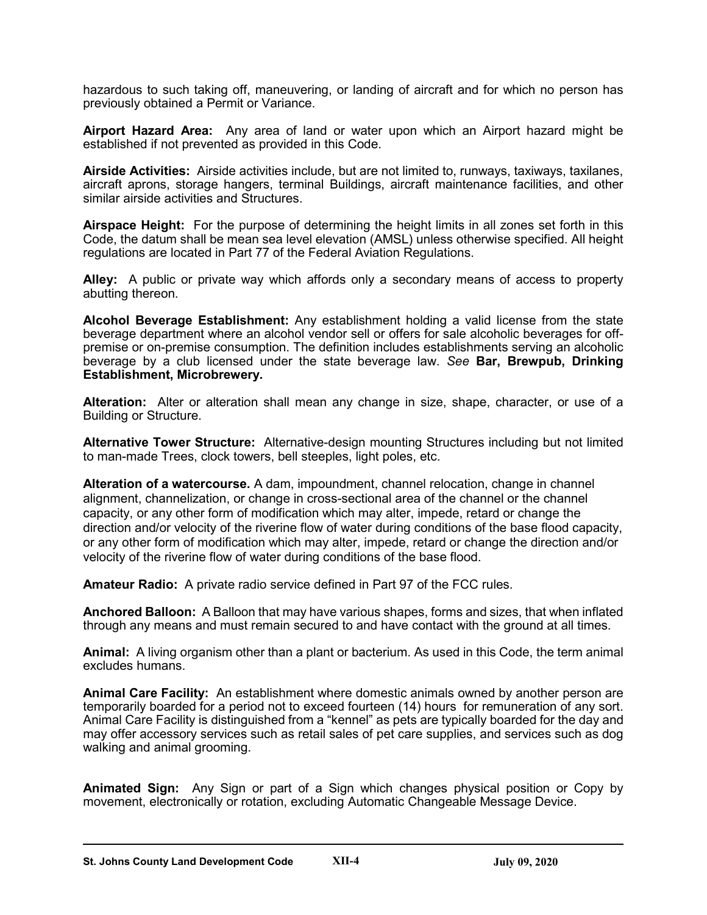hazardous to such taking off, maneuvering, or landing of aircraft and for which no person has previously obtained a Permit or Variance.

**Airport Hazard Area:** Any area of land or water upon which an Airport hazard might be established if not prevented as provided in this Code.

**Airside Activities:** Airside activities include, but are not limited to, runways, taxiways, taxilanes, aircraft aprons, storage hangers, terminal Buildings, aircraft maintenance facilities, and other similar airside activities and Structures.

**Airspace Height:** For the purpose of determining the height limits in all zones set forth in this Code, the datum shall be mean sea level elevation (AMSL) unless otherwise specified. All height regulations are located in Part 77 of the Federal Aviation Regulations.

**Alley:** A public or private way which affords only a secondary means of access to property abutting thereon.

**Alcohol Beverage Establishment:** Any establishment holding a valid license from the state beverage department where an alcohol vendor sell or offers for sale alcoholic beverages for off-premise or on-premise consumption. The definition includes establishments serving an alcoholic beverage by a club licensed under the state beverage law. *See* **Bar, Brewpub, Drinking Establishment, Microbrewery.**

**Alteration:** Alter or alteration shall mean any change in size, shape, character, or use of a Building or Structure.

**Alternative Tower Structure:** Alternative-design mounting Structures including but not limited to man-made Trees, clock towers, bell steeples, light poles, etc.

**Alteration of a watercourse.** A dam, impoundment, channel relocation, change in channel alignment, channelization, or change in cross-sectional area of the channel or the channel capacity, or any other form of modification which may alter, impede, retard or change the direction and/or velocity of the riverine flow of water during conditions of the base flood capacity, or any other form of modification which may alter, impede, retard or change the direction and/or velocity of the riverine flow of water during conditions of the base flood.

**Amateur Radio:** A private radio service defined in Part 97 of the FCC rules.

**Anchored Balloon:** A Balloon that may have various shapes, forms and sizes, that when inflated through any means and must remain secured to and have contact with the ground at all times.

**Animal:** A living organism other than a plant or bacterium. As used in this Code, the term animal excludes humans.

**Animal Care Facility:** An establishment where domestic animals owned by another person are temporarily boarded for a period not to exceed fourteen (14) hours for remuneration of any sort. Animal Care Facility is distinguished from a "kennel" as pets are typically boarded for the day and may offer accessory services such as retail sales of pet care supplies, and services such as dog walking and animal grooming.

**Animated Sign:** Any Sign or part of a Sign which changes physical position or Copy by movement, electronically or rotation, excluding Automatic Changeable Message Device.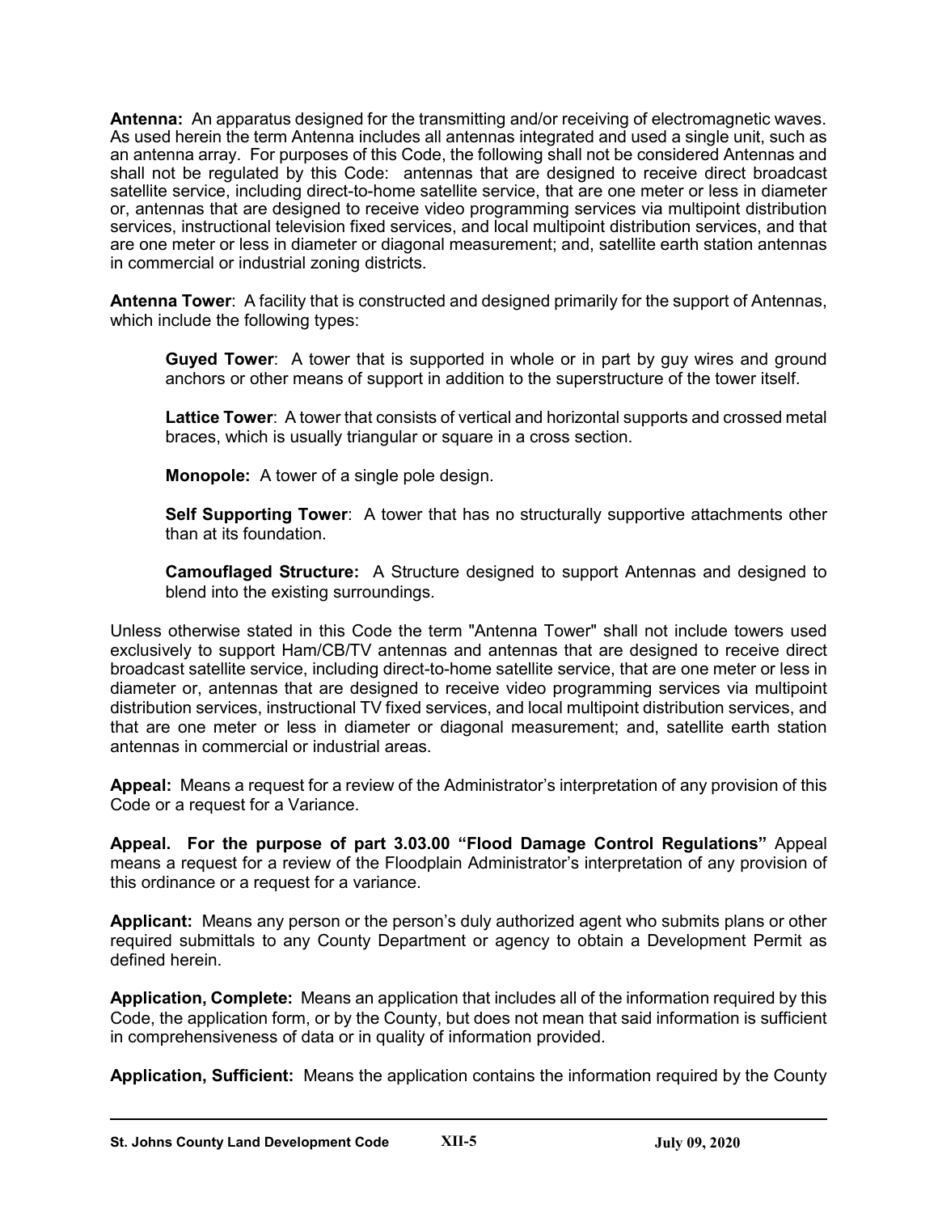**Antenna:** An apparatus designed for the transmitting and/or receiving of electromagnetic waves. As used herein the term Antenna includes all antennas integrated and used a single unit, such as an antenna array. For purposes of this Code, the following shall not be considered Antennas and shall not be regulated by this Code: antennas that are designed to receive direct broadcast satellite service, including direct-to-home satellite service, that are one meter or less in diameter or, antennas that are designed to receive video programming services via multipoint distribution services, instructional television fixed services, and local multipoint distribution services, and that are one meter or less in diameter or diagonal measurement; and, satellite earth station antennas in commercial or industrial zoning districts.

**Antenna Tower**: A facility that is constructed and designed primarily for the support of Antennas, which include the following types:

> **Guyed Tower**: A tower that is supported in whole or in part by guy wires and ground anchors or other means of support in addition to the superstructure of the tower itself.
>
> **Lattice Tower**: A tower that consists of vertical and horizontal supports and crossed metal braces, which is usually triangular or square in a cross section.
>
> **Monopole:** A tower of a single pole design.
>
> **Self Supporting Tower**: A tower that has no structurally supportive attachments other than at its foundation.
>
> **Camouflaged Structure:** A Structure designed to support Antennas and designed to blend into the existing surroundings.

Unless otherwise stated in this Code the term "Antenna Tower" shall not include towers used exclusively to support Ham/CB/TV antennas and antennas that are designed to receive direct broadcast satellite service, including direct-to-home satellite service, that are one meter or less in diameter or, antennas that are designed to receive video programming services via multipoint distribution services, instructional TV fixed services, and local multipoint distribution services, and that are one meter or less in diameter or diagonal measurement; and, satellite earth station antennas in commercial or industrial areas.

**Appeal:** Means a request for a review of the Administrator's interpretation of any provision of this Code or a request for a Variance.

**Appeal. For the purpose of part 3.03.00 "Flood Damage Control Regulations"** Appeal means a request for a review of the Floodplain Administrator's interpretation of any provision of this ordinance or a request for a variance.

**Applicant:** Means any person or the person's duly authorized agent who submits plans or other required submittals to any County Department or agency to obtain a Development Permit as defined herein.

**Application, Complete:** Means an application that includes all of the information required by this Code, the application form, or by the County, but does not mean that said information is sufficient in comprehensiveness of data or in quality of information provided.

**Application, Sufficient:** Means the application contains the information required by the County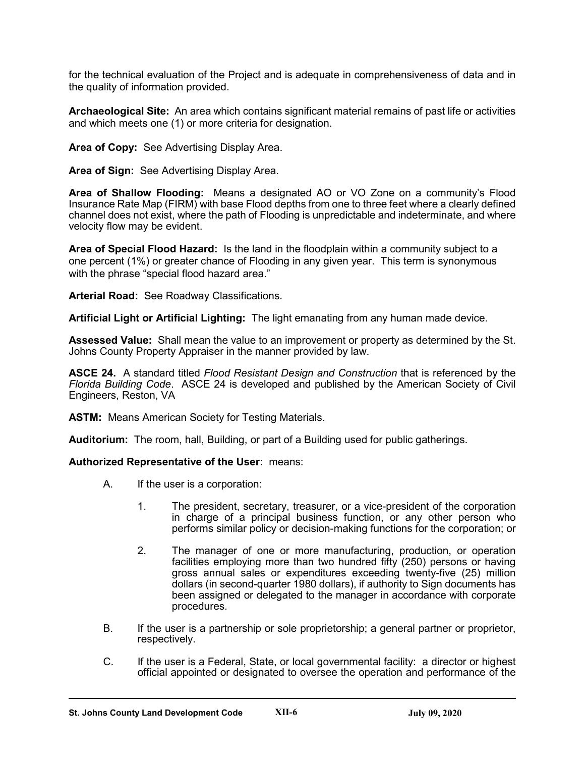for the technical evaluation of the Project and is adequate in comprehensiveness of data and in the quality of information provided.

**Archaeological Site:** An area which contains significant material remains of past life or activities and which meets one (1) or more criteria for designation.

**Area of Copy:** See Advertising Display Area.

**Area of Sign:** See Advertising Display Area.

**Area of Shallow Flooding:** Means a designated AO or VO Zone on a community's Flood Insurance Rate Map (FIRM) with base Flood depths from one to three feet where a clearly defined channel does not exist, where the path of Flooding is unpredictable and indeterminate, and where velocity flow may be evident.

**Area of Special Flood Hazard:** Is the land in the floodplain within a community subject to a one percent (1%) or greater chance of Flooding in any given year. This term is synonymous with the phrase "special flood hazard area."

**Arterial Road:** See Roadway Classifications.

**Artificial Light or Artificial Lighting:** The light emanating from any human made device.

**Assessed Value:** Shall mean the value to an improvement or property as determined by the St. Johns County Property Appraiser in the manner provided by law.

**ASCE 24.** A standard titled *Flood Resistant Design and Construction* that is referenced by the *Florida Building Code*. ASCE 24 is developed and published by the American Society of Civil Engineers, Reston, VA

**ASTM:** Means American Society for Testing Materials.

**Auditorium:** The room, hall, Building, or part of a Building used for public gatherings.

**Authorized Representative of the User:** means:

A. If the user is a corporation:

   1. The president, secretary, treasurer, or a vice-president of the corporation in charge of a principal business function, or any other person who performs similar policy or decision-making functions for the corporation; or

   2. The manager of one or more manufacturing, production, or operation facilities employing more than two hundred fifty (250) persons or having gross annual sales or expenditures exceeding twenty-five (25) million dollars (in second-quarter 1980 dollars), if authority to Sign documents has been assigned or delegated to the manager in accordance with corporate procedures.

B. If the user is a partnership or sole proprietorship; a general partner or proprietor, respectively.

C. If the user is a Federal, State, or local governmental facility: a director or highest official appointed or designated to oversee the operation and performance of the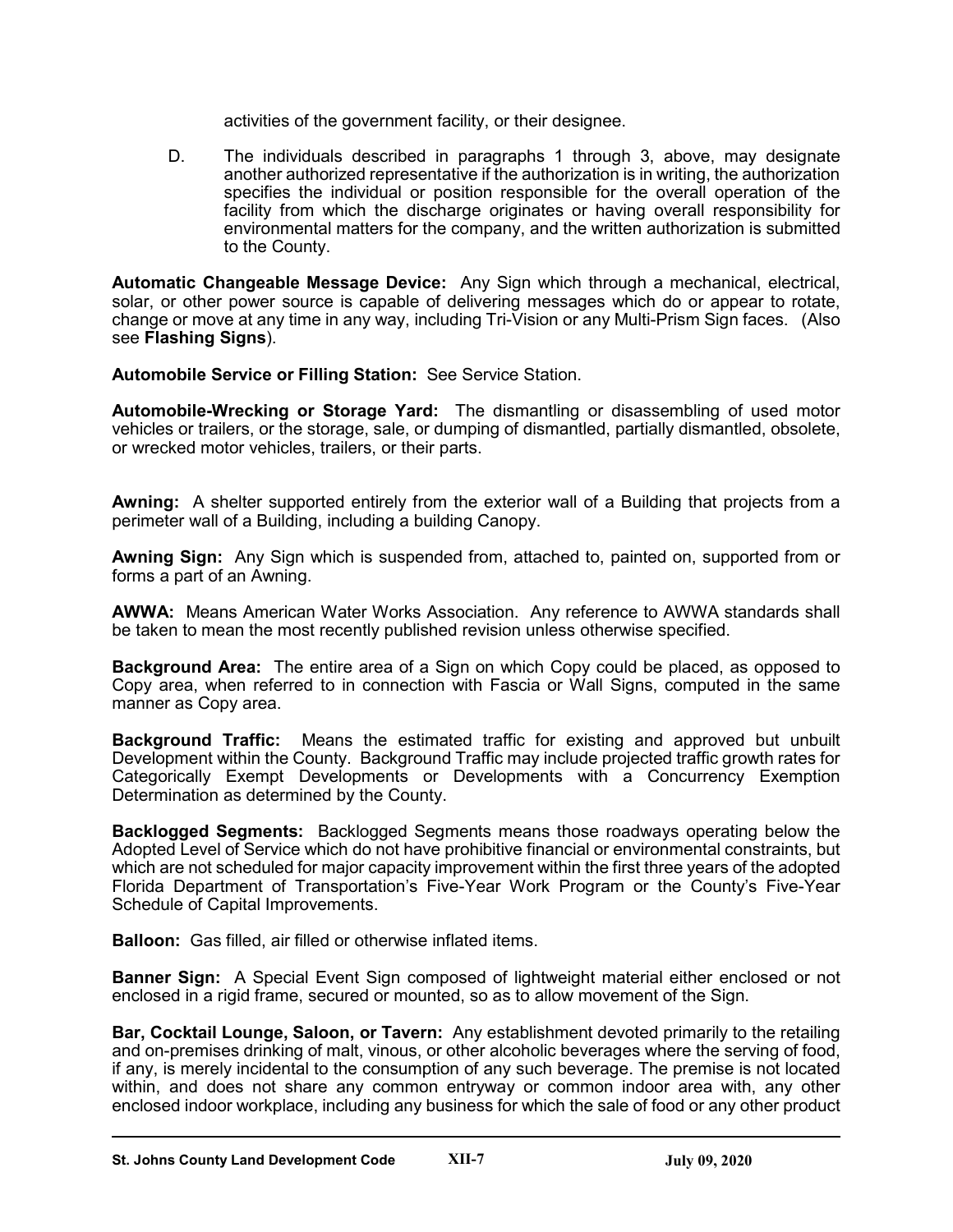activities of the government facility, or their designee.

D. The individuals described in paragraphs 1 through 3, above, may designate another authorized representative if the authorization is in writing, the authorization specifies the individual or position responsible for the overall operation of the facility from which the discharge originates or having overall responsibility for environmental matters for the company, and the written authorization is submitted to the County.

**Automatic Changeable Message Device:** Any Sign which through a mechanical, electrical, solar, or other power source is capable of delivering messages which do or appear to rotate, change or move at any time in any way, including Tri-Vision or any Multi-Prism Sign faces. (Also see **Flashing Signs**).

**Automobile Service or Filling Station:** See Service Station.

**Automobile-Wrecking or Storage Yard:** The dismantling or disassembling of used motor vehicles or trailers, or the storage, sale, or dumping of dismantled, partially dismantled, obsolete, or wrecked motor vehicles, trailers, or their parts.

**Awning:** A shelter supported entirely from the exterior wall of a Building that projects from a perimeter wall of a Building, including a building Canopy.

**Awning Sign:** Any Sign which is suspended from, attached to, painted on, supported from or forms a part of an Awning.

**AWWA:** Means American Water Works Association. Any reference to AWWA standards shall be taken to mean the most recently published revision unless otherwise specified.

**Background Area:** The entire area of a Sign on which Copy could be placed, as opposed to Copy area, when referred to in connection with Fascia or Wall Signs, computed in the same manner as Copy area.

**Background Traffic:** Means the estimated traffic for existing and approved but unbuilt Development within the County. Background Traffic may include projected traffic growth rates for Categorically Exempt Developments or Developments with a Concurrency Exemption Determination as determined by the County.

**Backlogged Segments:** Backlogged Segments means those roadways operating below the Adopted Level of Service which do not have prohibitive financial or environmental constraints, but which are not scheduled for major capacity improvement within the first three years of the adopted Florida Department of Transportation's Five-Year Work Program or the County's Five-Year Schedule of Capital Improvements.

**Balloon:** Gas filled, air filled or otherwise inflated items.

**Banner Sign:** A Special Event Sign composed of lightweight material either enclosed or not enclosed in a rigid frame, secured or mounted, so as to allow movement of the Sign.

**Bar, Cocktail Lounge, Saloon, or Tavern:** Any establishment devoted primarily to the retailing and on-premises drinking of malt, vinous, or other alcoholic beverages where the serving of food, if any, is merely incidental to the consumption of any such beverage. The premise is not located within, and does not share any common entryway or common indoor area with, any other enclosed indoor workplace, including any business for which the sale of food or any other product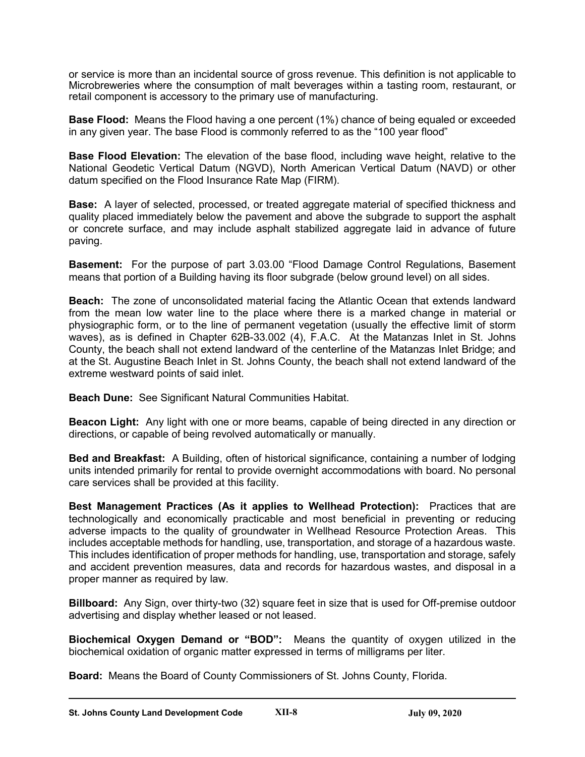or service is more than an incidental source of gross revenue. This definition is not applicable to Microbreweries where the consumption of malt beverages within a tasting room, restaurant, or retail component is accessory to the primary use of manufacturing.

**Base Flood:** Means the Flood having a one percent (1%) chance of being equaled or exceeded in any given year. The base Flood is commonly referred to as the "100 year flood"

**Base Flood Elevation:** The elevation of the base flood, including wave height, relative to the National Geodetic Vertical Datum (NGVD), North American Vertical Datum (NAVD) or other datum specified on the Flood Insurance Rate Map (FIRM).

**Base:** A layer of selected, processed, or treated aggregate material of specified thickness and quality placed immediately below the pavement and above the subgrade to support the asphalt or concrete surface, and may include asphalt stabilized aggregate laid in advance of future paving.

**Basement:** For the purpose of part 3.03.00 "Flood Damage Control Regulations, Basement means that portion of a Building having its floor subgrade (below ground level) on all sides.

**Beach:** The zone of unconsolidated material facing the Atlantic Ocean that extends landward from the mean low water line to the place where there is a marked change in material or physiographic form, or to the line of permanent vegetation (usually the effective limit of storm waves), as is defined in Chapter 62B-33.002 (4), F.A.C. At the Matanzas Inlet in St. Johns County, the beach shall not extend landward of the centerline of the Matanzas Inlet Bridge; and at the St. Augustine Beach Inlet in St. Johns County, the beach shall not extend landward of the extreme westward points of said inlet.

**Beach Dune:** See Significant Natural Communities Habitat.

**Beacon Light:** Any light with one or more beams, capable of being directed in any direction or directions, or capable of being revolved automatically or manually.

**Bed and Breakfast:** A Building, often of historical significance, containing a number of lodging units intended primarily for rental to provide overnight accommodations with board. No personal care services shall be provided at this facility.

**Best Management Practices (As it applies to Wellhead Protection):** Practices that are technologically and economically practicable and most beneficial in preventing or reducing adverse impacts to the quality of groundwater in Wellhead Resource Protection Areas. This includes acceptable methods for handling, use, transportation, and storage of a hazardous waste. This includes identification of proper methods for handling, use, transportation and storage, safely and accident prevention measures, data and records for hazardous wastes, and disposal in a proper manner as required by law.

**Billboard:** Any Sign, over thirty-two (32) square feet in size that is used for Off-premise outdoor advertising and display whether leased or not leased.

**Biochemical Oxygen Demand or "BOD":** Means the quantity of oxygen utilized in the biochemical oxidation of organic matter expressed in terms of milligrams per liter.

**Board:** Means the Board of County Commissioners of St. Johns County, Florida.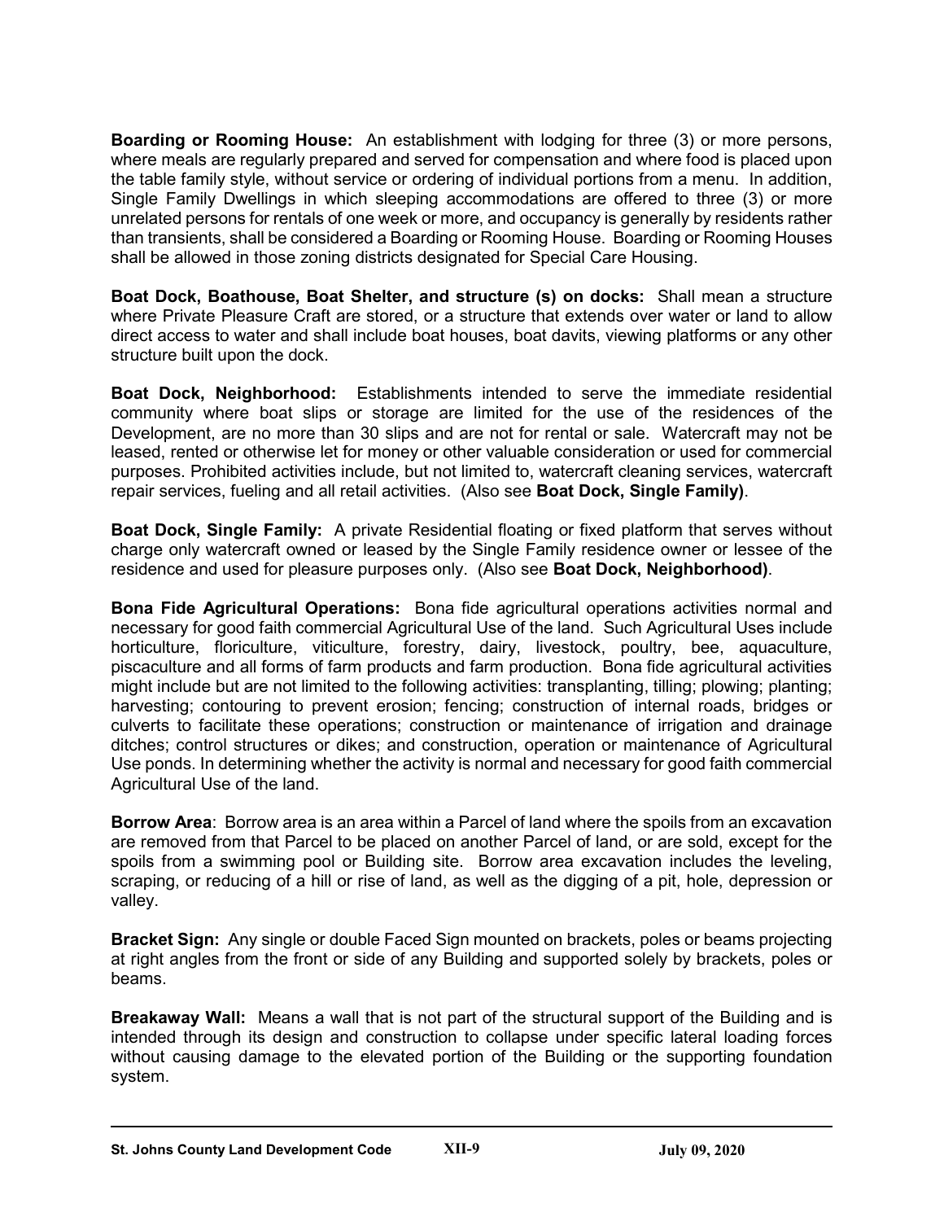**Boarding or Rooming House:** An establishment with lodging for three (3) or more persons, where meals are regularly prepared and served for compensation and where food is placed upon the table family style, without service or ordering of individual portions from a menu. In addition, Single Family Dwellings in which sleeping accommodations are offered to three (3) or more unrelated persons for rentals of one week or more, and occupancy is generally by residents rather than transients, shall be considered a Boarding or Rooming House. Boarding or Rooming Houses shall be allowed in those zoning districts designated for Special Care Housing.

**Boat Dock, Boathouse, Boat Shelter, and structure (s) on docks:** Shall mean a structure where Private Pleasure Craft are stored, or a structure that extends over water or land to allow direct access to water and shall include boat houses, boat davits, viewing platforms or any other structure built upon the dock.

**Boat Dock, Neighborhood:** Establishments intended to serve the immediate residential community where boat slips or storage are limited for the use of the residences of the Development, are no more than 30 slips and are not for rental or sale. Watercraft may not be leased, rented or otherwise let for money or other valuable consideration or used for commercial purposes. Prohibited activities include, but not limited to, watercraft cleaning services, watercraft repair services, fueling and all retail activities. (Also see **Boat Dock, Single Family)**.

**Boat Dock, Single Family:** A private Residential floating or fixed platform that serves without charge only watercraft owned or leased by the Single Family residence owner or lessee of the residence and used for pleasure purposes only. (Also see **Boat Dock, Neighborhood)**.

**Bona Fide Agricultural Operations:** Bona fide agricultural operations activities normal and necessary for good faith commercial Agricultural Use of the land. Such Agricultural Uses include horticulture, floriculture, viticulture, forestry, dairy, livestock, poultry, bee, aquaculture, piscaculture and all forms of farm products and farm production. Bona fide agricultural activities might include but are not limited to the following activities: transplanting, tilling; plowing; planting; harvesting; contouring to prevent erosion; fencing; construction of internal roads, bridges or culverts to facilitate these operations; construction or maintenance of irrigation and drainage ditches; control structures or dikes; and construction, operation or maintenance of Agricultural Use ponds. In determining whether the activity is normal and necessary for good faith commercial Agricultural Use of the land.

**Borrow Area**: Borrow area is an area within a Parcel of land where the spoils from an excavation are removed from that Parcel to be placed on another Parcel of land, or are sold, except for the spoils from a swimming pool or Building site. Borrow area excavation includes the leveling, scraping, or reducing of a hill or rise of land, as well as the digging of a pit, hole, depression or valley.

**Bracket Sign:** Any single or double Faced Sign mounted on brackets, poles or beams projecting at right angles from the front or side of any Building and supported solely by brackets, poles or beams.

**Breakaway Wall:** Means a wall that is not part of the structural support of the Building and is intended through its design and construction to collapse under specific lateral loading forces without causing damage to the elevated portion of the Building or the supporting foundation system.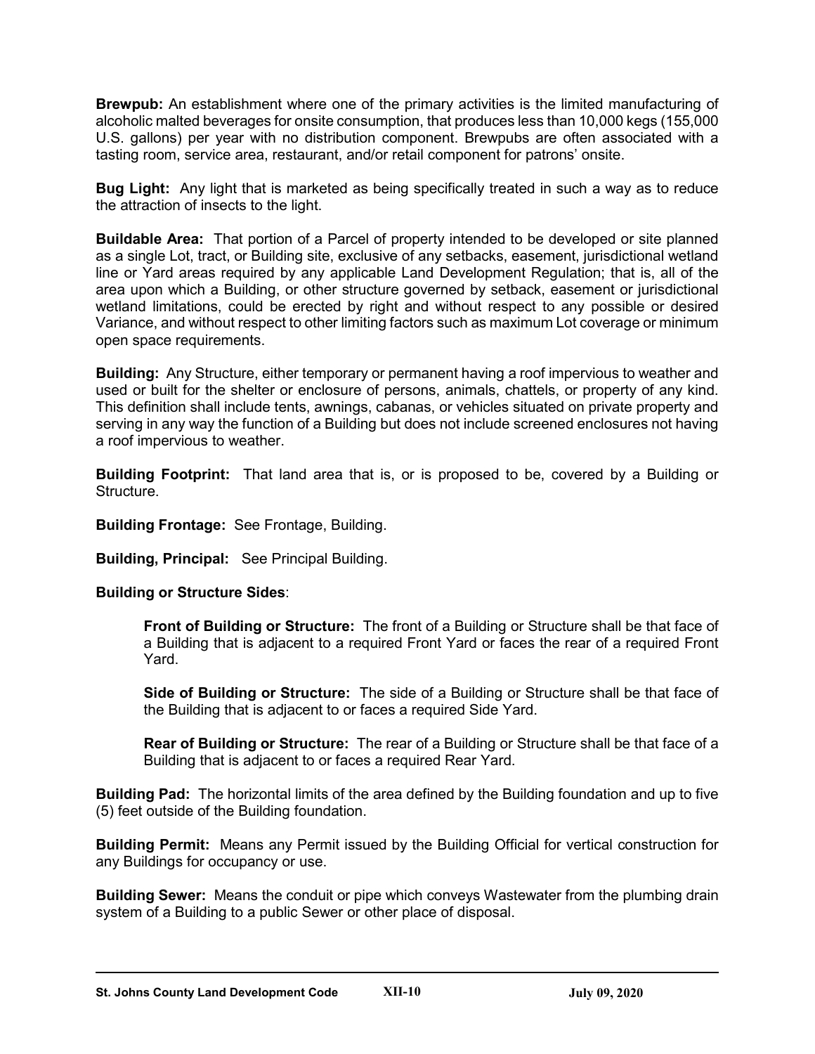**Brewpub:** An establishment where one of the primary activities is the limited manufacturing of alcoholic malted beverages for onsite consumption, that produces less than 10,000 kegs (155,000 U.S. gallons) per year with no distribution component. Brewpubs are often associated with a tasting room, service area, restaurant, and/or retail component for patrons' onsite.

**Bug Light:** Any light that is marketed as being specifically treated in such a way as to reduce the attraction of insects to the light.

**Buildable Area:** That portion of a Parcel of property intended to be developed or site planned as a single Lot, tract, or Building site, exclusive of any setbacks, easement, jurisdictional wetland line or Yard areas required by any applicable Land Development Regulation; that is, all of the area upon which a Building, or other structure governed by setback, easement or jurisdictional wetland limitations, could be erected by right and without respect to any possible or desired Variance, and without respect to other limiting factors such as maximum Lot coverage or minimum open space requirements.

**Building:** Any Structure, either temporary or permanent having a roof impervious to weather and used or built for the shelter or enclosure of persons, animals, chattels, or property of any kind. This definition shall include tents, awnings, cabanas, or vehicles situated on private property and serving in any way the function of a Building but does not include screened enclosures not having a roof impervious to weather.

**Building Footprint:** That land area that is, or is proposed to be, covered by a Building or Structure.

**Building Frontage:** See Frontage, Building.

**Building, Principal:** See Principal Building.

**Building or Structure Sides**:

> **Front of Building or Structure:** The front of a Building or Structure shall be that face of a Building that is adjacent to a required Front Yard or faces the rear of a required Front Yard.
>
> **Side of Building or Structure:** The side of a Building or Structure shall be that face of the Building that is adjacent to or faces a required Side Yard.
>
> **Rear of Building or Structure:** The rear of a Building or Structure shall be that face of a Building that is adjacent to or faces a required Rear Yard.

**Building Pad:** The horizontal limits of the area defined by the Building foundation and up to five (5) feet outside of the Building foundation.

**Building Permit:** Means any Permit issued by the Building Official for vertical construction for any Buildings for occupancy or use.

**Building Sewer:** Means the conduit or pipe which conveys Wastewater from the plumbing drain system of a Building to a public Sewer or other place of disposal.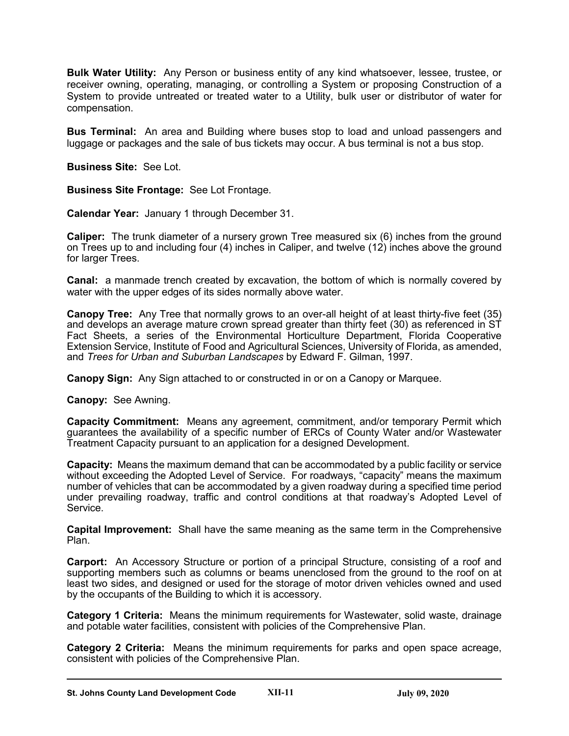**Bulk Water Utility:** Any Person or business entity of any kind whatsoever, lessee, trustee, or receiver owning, operating, managing, or controlling a System or proposing Construction of a System to provide untreated or treated water to a Utility, bulk user or distributor of water for compensation.

**Bus Terminal:** An area and Building where buses stop to load and unload passengers and luggage or packages and the sale of bus tickets may occur. A bus terminal is not a bus stop.

**Business Site:** See Lot.

**Business Site Frontage:** See Lot Frontage.

**Calendar Year:** January 1 through December 31.

**Caliper:** The trunk diameter of a nursery grown Tree measured six (6) inches from the ground on Trees up to and including four (4) inches in Caliper, and twelve (12) inches above the ground for larger Trees.

**Canal:** a manmade trench created by excavation, the bottom of which is normally covered by water with the upper edges of its sides normally above water.

**Canopy Tree:** Any Tree that normally grows to an over-all height of at least thirty-five feet (35) and develops an average mature crown spread greater than thirty feet (30) as referenced in ST Fact Sheets, a series of the Environmental Horticulture Department, Florida Cooperative Extension Service, Institute of Food and Agricultural Sciences, University of Florida, as amended, and *Trees for Urban and Suburban Landscapes* by Edward F. Gilman, 1997.

**Canopy Sign:** Any Sign attached to or constructed in or on a Canopy or Marquee.

**Canopy:** See Awning.

**Capacity Commitment:** Means any agreement, commitment, and/or temporary Permit which guarantees the availability of a specific number of ERCs of County Water and/or Wastewater Treatment Capacity pursuant to an application for a designed Development.

**Capacity:** Means the maximum demand that can be accommodated by a public facility or service without exceeding the Adopted Level of Service. For roadways, "capacity" means the maximum number of vehicles that can be accommodated by a given roadway during a specified time period under prevailing roadway, traffic and control conditions at that roadway's Adopted Level of Service.

**Capital Improvement:** Shall have the same meaning as the same term in the Comprehensive Plan.

**Carport:** An Accessory Structure or portion of a principal Structure, consisting of a roof and supporting members such as columns or beams unenclosed from the ground to the roof on at least two sides, and designed or used for the storage of motor driven vehicles owned and used by the occupants of the Building to which it is accessory.

**Category 1 Criteria:** Means the minimum requirements for Wastewater, solid waste, drainage and potable water facilities, consistent with policies of the Comprehensive Plan.

**Category 2 Criteria:** Means the minimum requirements for parks and open space acreage, consistent with policies of the Comprehensive Plan.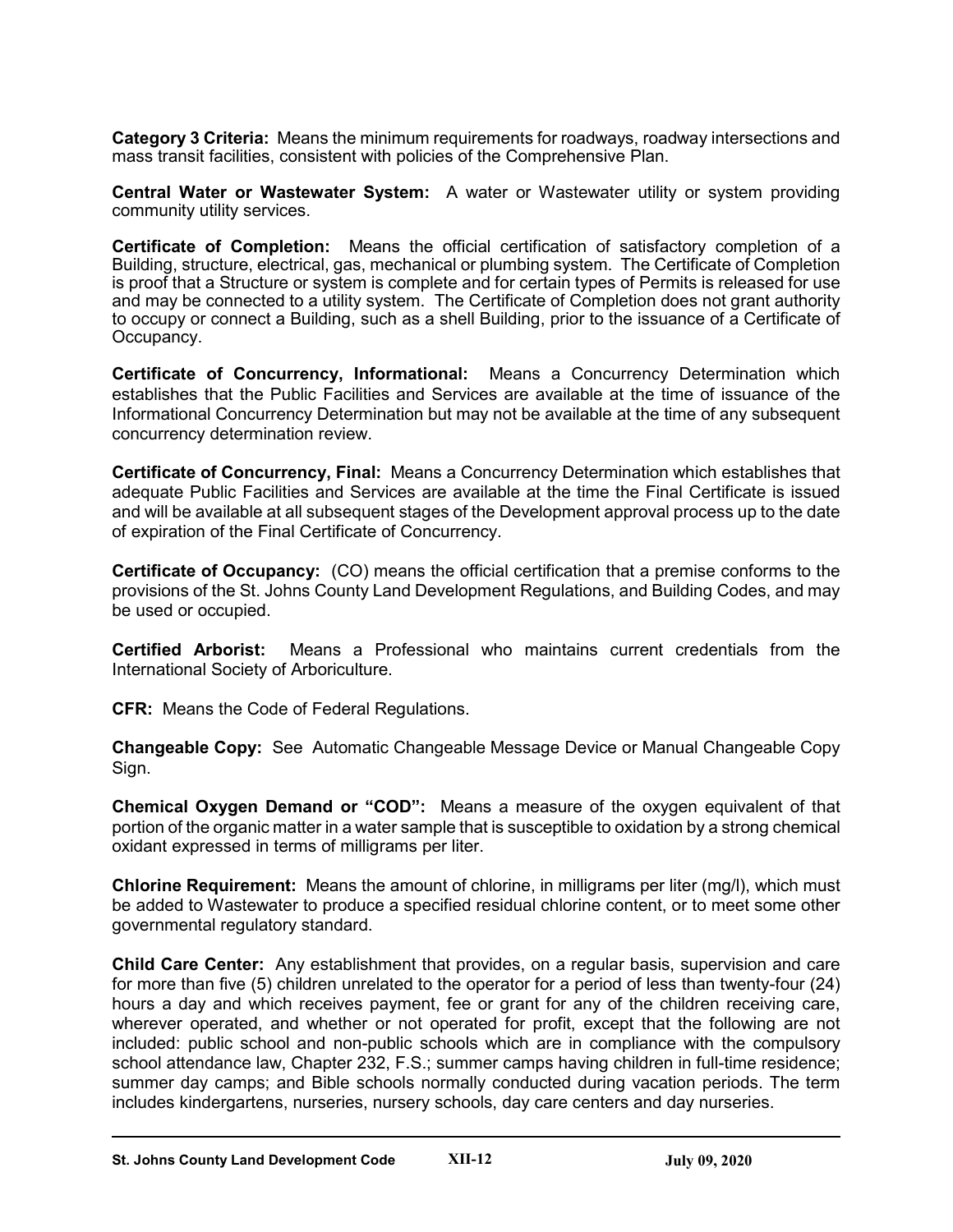**Category 3 Criteria:** Means the minimum requirements for roadways, roadway intersections and mass transit facilities, consistent with policies of the Comprehensive Plan.

**Central Water or Wastewater System:** A water or Wastewater utility or system providing community utility services.

**Certificate of Completion:** Means the official certification of satisfactory completion of a Building, structure, electrical, gas, mechanical or plumbing system. The Certificate of Completion is proof that a Structure or system is complete and for certain types of Permits is released for use and may be connected to a utility system. The Certificate of Completion does not grant authority to occupy or connect a Building, such as a shell Building, prior to the issuance of a Certificate of Occupancy.

**Certificate of Concurrency, Informational:** Means a Concurrency Determination which establishes that the Public Facilities and Services are available at the time of issuance of the Informational Concurrency Determination but may not be available at the time of any subsequent concurrency determination review.

**Certificate of Concurrency, Final:** Means a Concurrency Determination which establishes that adequate Public Facilities and Services are available at the time the Final Certificate is issued and will be available at all subsequent stages of the Development approval process up to the date of expiration of the Final Certificate of Concurrency.

**Certificate of Occupancy:** (CO) means the official certification that a premise conforms to the provisions of the St. Johns County Land Development Regulations, and Building Codes, and may be used or occupied.

**Certified Arborist:** Means a Professional who maintains current credentials from the International Society of Arboriculture.

**CFR:** Means the Code of Federal Regulations.

**Changeable Copy:** See Automatic Changeable Message Device or Manual Changeable Copy Sign.

**Chemical Oxygen Demand or "COD":** Means a measure of the oxygen equivalent of that portion of the organic matter in a water sample that is susceptible to oxidation by a strong chemical oxidant expressed in terms of milligrams per liter.

**Chlorine Requirement:** Means the amount of chlorine, in milligrams per liter (mg/l), which must be added to Wastewater to produce a specified residual chlorine content, or to meet some other governmental regulatory standard.

**Child Care Center:** Any establishment that provides, on a regular basis, supervision and care for more than five (5) children unrelated to the operator for a period of less than twenty-four (24) hours a day and which receives payment, fee or grant for any of the children receiving care, wherever operated, and whether or not operated for profit, except that the following are not included: public school and non-public schools which are in compliance with the compulsory school attendance law, Chapter 232, F.S.; summer camps having children in full-time residence; summer day camps; and Bible schools normally conducted during vacation periods. The term includes kindergartens, nurseries, nursery schools, day care centers and day nurseries.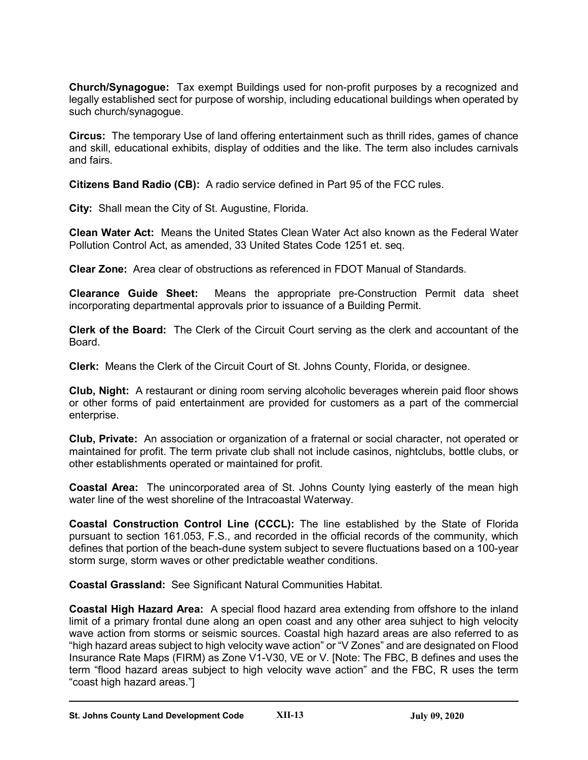**Church/Synagogue:** Tax exempt Buildings used for non-profit purposes by a recognized and legally established sect for purpose of worship, including educational buildings when operated by such church/synagogue.

**Circus:** The temporary Use of land offering entertainment such as thrill rides, games of chance and skill, educational exhibits, display of oddities and the like. The term also includes carnivals and fairs.

**Citizens Band Radio (CB):** A radio service defined in Part 95 of the FCC rules.

**City:** Shall mean the City of St. Augustine, Florida.

**Clean Water Act:** Means the United States Clean Water Act also known as the Federal Water Pollution Control Act, as amended, 33 United States Code 1251 et. seq.

**Clear Zone:** Area clear of obstructions as referenced in FDOT Manual of Standards.

**Clearance Guide Sheet:** Means the appropriate pre-Construction Permit data sheet incorporating departmental approvals prior to issuance of a Building Permit.

**Clerk of the Board:** The Clerk of the Circuit Court serving as the clerk and accountant of the Board.

**Clerk:** Means the Clerk of the Circuit Court of St. Johns County, Florida, or designee.

**Club, Night:** A restaurant or dining room serving alcoholic beverages wherein paid floor shows or other forms of paid entertainment are provided for customers as a part of the commercial enterprise.

**Club, Private:** An association or organization of a fraternal or social character, not operated or maintained for profit. The term private club shall not include casinos, nightclubs, bottle clubs, or other establishments operated or maintained for profit.

**Coastal Area:** The unincorporated area of St. Johns County lying easterly of the mean high water line of the west shoreline of the Intracoastal Waterway.

**Coastal Construction Control Line (CCCL):** The line established by the State of Florida pursuant to section 161.053, F.S., and recorded in the official records of the community, which defines that portion of the beach-dune system subject to severe fluctuations based on a 100-year storm surge, storm waves or other predictable weather conditions.

**Coastal Grassland:** See Significant Natural Communities Habitat.

**Coastal High Hazard Area:** A special flood hazard area extending from offshore to the inland limit of a primary frontal dune along an open coast and any other area suhject to high velocity wave action from storms or seismic sources. Coastal high hazard areas are also referred to as "high hazard areas subject to high velocity wave action" or "V Zones" and are designated on Flood Insurance Rate Maps (FIRM) as Zone V1-V30, VE or V. [Note: The FBC, B defines and uses the term "flood hazard areas subject to high velocity wave action" and the FBC, R uses the term "coast high hazard areas."]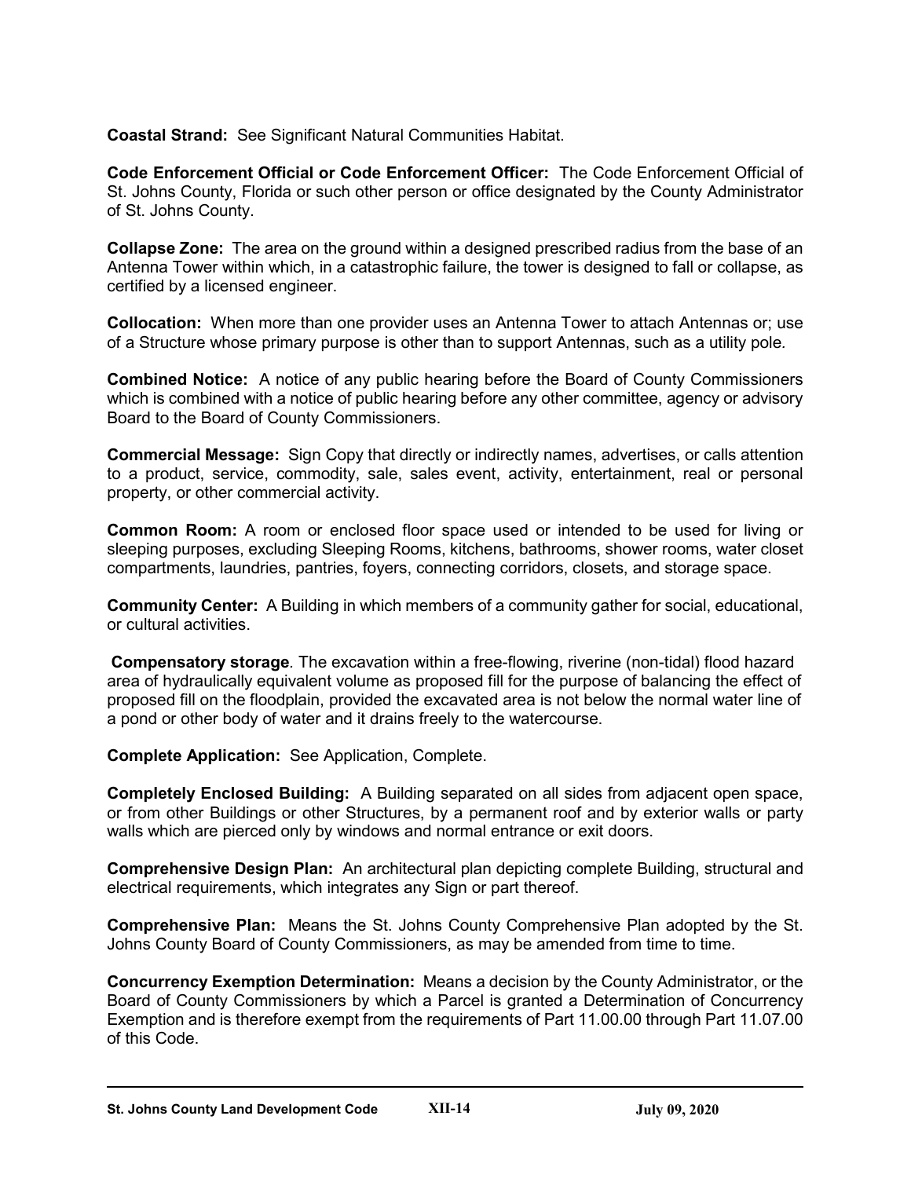**Coastal Strand:** See Significant Natural Communities Habitat.

**Code Enforcement Official or Code Enforcement Officer:** The Code Enforcement Official of St. Johns County, Florida or such other person or office designated by the County Administrator of St. Johns County.

**Collapse Zone:** The area on the ground within a designed prescribed radius from the base of an Antenna Tower within which, in a catastrophic failure, the tower is designed to fall or collapse, as certified by a licensed engineer.

**Collocation:** When more than one provider uses an Antenna Tower to attach Antennas or; use of a Structure whose primary purpose is other than to support Antennas, such as a utility pole.

**Combined Notice:** A notice of any public hearing before the Board of County Commissioners which is combined with a notice of public hearing before any other committee, agency or advisory Board to the Board of County Commissioners.

**Commercial Message:** Sign Copy that directly or indirectly names, advertises, or calls attention to a product, service, commodity, sale, sales event, activity, entertainment, real or personal property, or other commercial activity.

**Common Room:** A room or enclosed floor space used or intended to be used for living or sleeping purposes, excluding Sleeping Rooms, kitchens, bathrooms, shower rooms, water closet compartments, laundries, pantries, foyers, connecting corridors, closets, and storage space.

**Community Center:** A Building in which members of a community gather for social, educational, or cultural activities.

**Compensatory storage**. The excavation within a free-flowing, riverine (non-tidal) flood hazard area of hydraulically equivalent volume as proposed fill for the purpose of balancing the effect of proposed fill on the floodplain, provided the excavated area is not below the normal water line of a pond or other body of water and it drains freely to the watercourse.

**Complete Application:** See Application, Complete.

**Completely Enclosed Building:** A Building separated on all sides from adjacent open space, or from other Buildings or other Structures, by a permanent roof and by exterior walls or party walls which are pierced only by windows and normal entrance or exit doors.

**Comprehensive Design Plan:** An architectural plan depicting complete Building, structural and electrical requirements, which integrates any Sign or part thereof.

**Comprehensive Plan:** Means the St. Johns County Comprehensive Plan adopted by the St. Johns County Board of County Commissioners, as may be amended from time to time.

**Concurrency Exemption Determination:** Means a decision by the County Administrator, or the Board of County Commissioners by which a Parcel is granted a Determination of Concurrency Exemption and is therefore exempt from the requirements of Part 11.00.00 through Part 11.07.00 of this Code.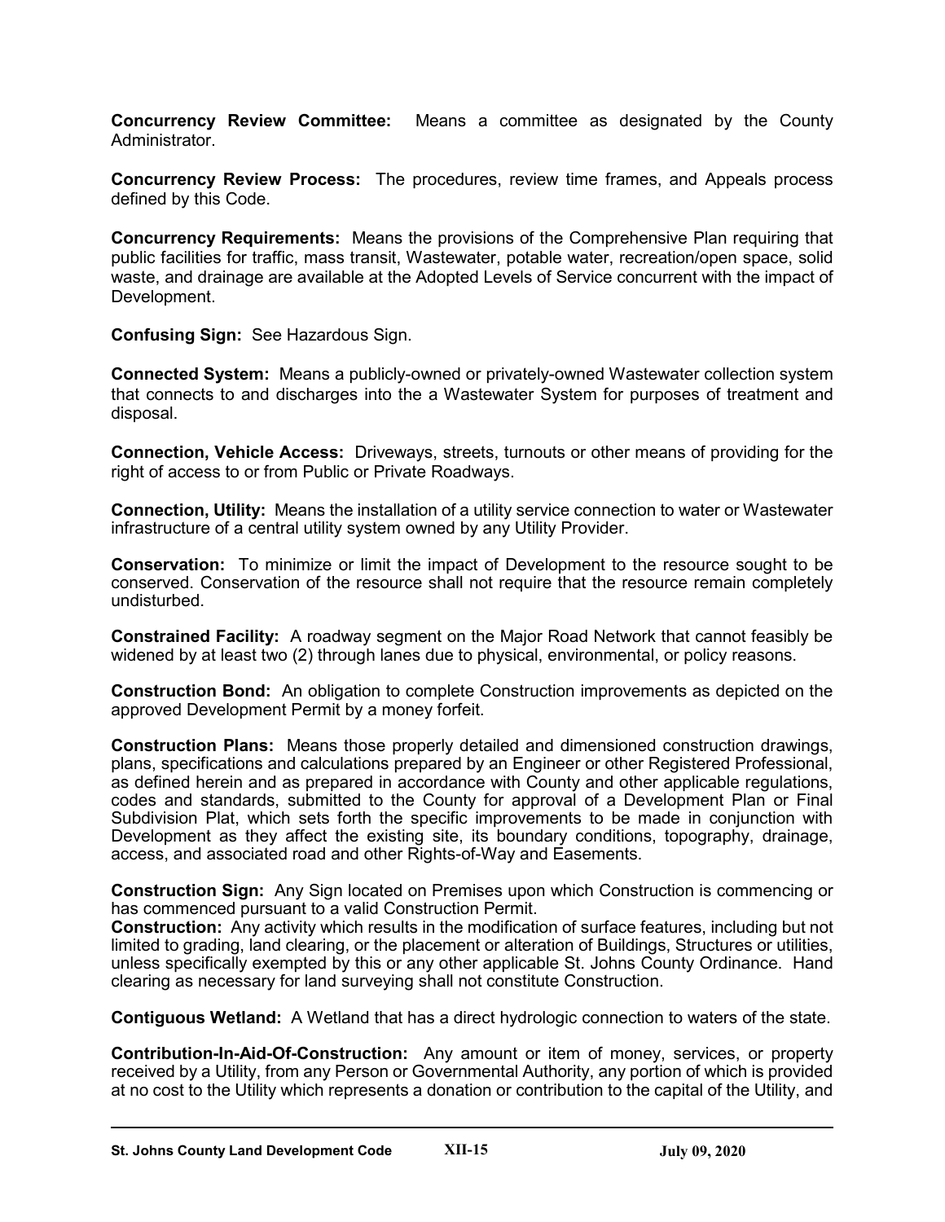**Concurrency Review Committee:** Means a committee as designated by the County Administrator.

**Concurrency Review Process:** The procedures, review time frames, and Appeals process defined by this Code.

**Concurrency Requirements:** Means the provisions of the Comprehensive Plan requiring that public facilities for traffic, mass transit, Wastewater, potable water, recreation/open space, solid waste, and drainage are available at the Adopted Levels of Service concurrent with the impact of Development.

**Confusing Sign:** See Hazardous Sign.

**Connected System:** Means a publicly-owned or privately-owned Wastewater collection system that connects to and discharges into the a Wastewater System for purposes of treatment and disposal.

**Connection, Vehicle Access:** Driveways, streets, turnouts or other means of providing for the right of access to or from Public or Private Roadways.

**Connection, Utility:** Means the installation of a utility service connection to water or Wastewater infrastructure of a central utility system owned by any Utility Provider.

**Conservation:** To minimize or limit the impact of Development to the resource sought to be conserved. Conservation of the resource shall not require that the resource remain completely undisturbed.

**Constrained Facility:** A roadway segment on the Major Road Network that cannot feasibly be widened by at least two (2) through lanes due to physical, environmental, or policy reasons.

**Construction Bond:** An obligation to complete Construction improvements as depicted on the approved Development Permit by a money forfeit.

**Construction Plans:** Means those properly detailed and dimensioned construction drawings, plans, specifications and calculations prepared by an Engineer or other Registered Professional, as defined herein and as prepared in accordance with County and other applicable regulations, codes and standards, submitted to the County for approval of a Development Plan or Final Subdivision Plat, which sets forth the specific improvements to be made in conjunction with Development as they affect the existing site, its boundary conditions, topography, drainage, access, and associated road and other Rights-of-Way and Easements.

**Construction Sign:** Any Sign located on Premises upon which Construction is commencing or has commenced pursuant to a valid Construction Permit.

**Construction:** Any activity which results in the modification of surface features, including but not limited to grading, land clearing, or the placement or alteration of Buildings, Structures or utilities, unless specifically exempted by this or any other applicable St. Johns County Ordinance. Hand clearing as necessary for land surveying shall not constitute Construction.

**Contiguous Wetland:** A Wetland that has a direct hydrologic connection to waters of the state.

**Contribution-In-Aid-Of-Construction:** Any amount or item of money, services, or property received by a Utility, from any Person or Governmental Authority, any portion of which is provided at no cost to the Utility which represents a donation or contribution to the capital of the Utility, and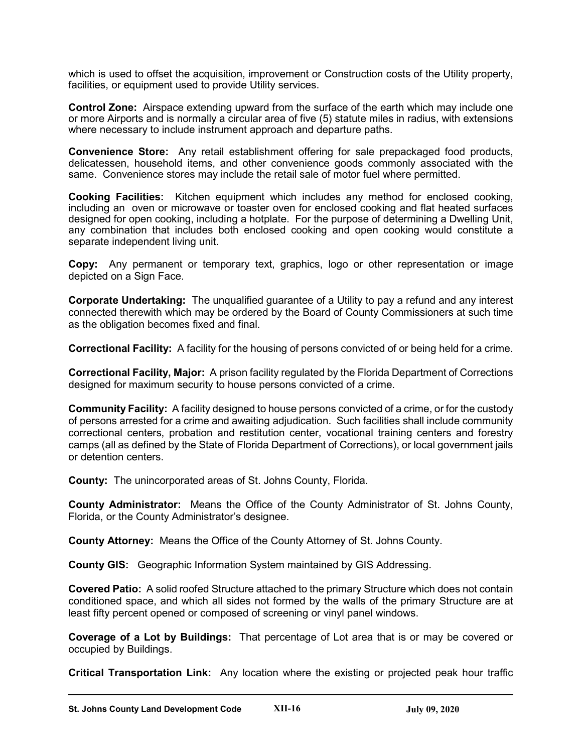which is used to offset the acquisition, improvement or Construction costs of the Utility property, facilities, or equipment used to provide Utility services.

**Control Zone:** Airspace extending upward from the surface of the earth which may include one or more Airports and is normally a circular area of five (5) statute miles in radius, with extensions where necessary to include instrument approach and departure paths.

**Convenience Store:** Any retail establishment offering for sale prepackaged food products, delicatessen, household items, and other convenience goods commonly associated with the same. Convenience stores may include the retail sale of motor fuel where permitted.

**Cooking Facilities:** Kitchen equipment which includes any method for enclosed cooking, including an oven or microwave or toaster oven for enclosed cooking and flat heated surfaces designed for open cooking, including a hotplate. For the purpose of determining a Dwelling Unit, any combination that includes both enclosed cooking and open cooking would constitute a separate independent living unit.

**Copy:** Any permanent or temporary text, graphics, logo or other representation or image depicted on a Sign Face.

**Corporate Undertaking:** The unqualified guarantee of a Utility to pay a refund and any interest connected therewith which may be ordered by the Board of County Commissioners at such time as the obligation becomes fixed and final.

**Correctional Facility:** A facility for the housing of persons convicted of or being held for a crime.

**Correctional Facility, Major:** A prison facility regulated by the Florida Department of Corrections designed for maximum security to house persons convicted of a crime.

**Community Facility:** A facility designed to house persons convicted of a crime, or for the custody of persons arrested for a crime and awaiting adjudication. Such facilities shall include community correctional centers, probation and restitution center, vocational training centers and forestry camps (all as defined by the State of Florida Department of Corrections), or local government jails or detention centers.

**County:** The unincorporated areas of St. Johns County, Florida.

**County Administrator:** Means the Office of the County Administrator of St. Johns County, Florida, or the County Administrator's designee.

**County Attorney:** Means the Office of the County Attorney of St. Johns County.

**County GIS:** Geographic Information System maintained by GIS Addressing.

**Covered Patio:** A solid roofed Structure attached to the primary Structure which does not contain conditioned space, and which all sides not formed by the walls of the primary Structure are at least fifty percent opened or composed of screening or vinyl panel windows.

**Coverage of a Lot by Buildings:** That percentage of Lot area that is or may be covered or occupied by Buildings.

**Critical Transportation Link:** Any location where the existing or projected peak hour traffic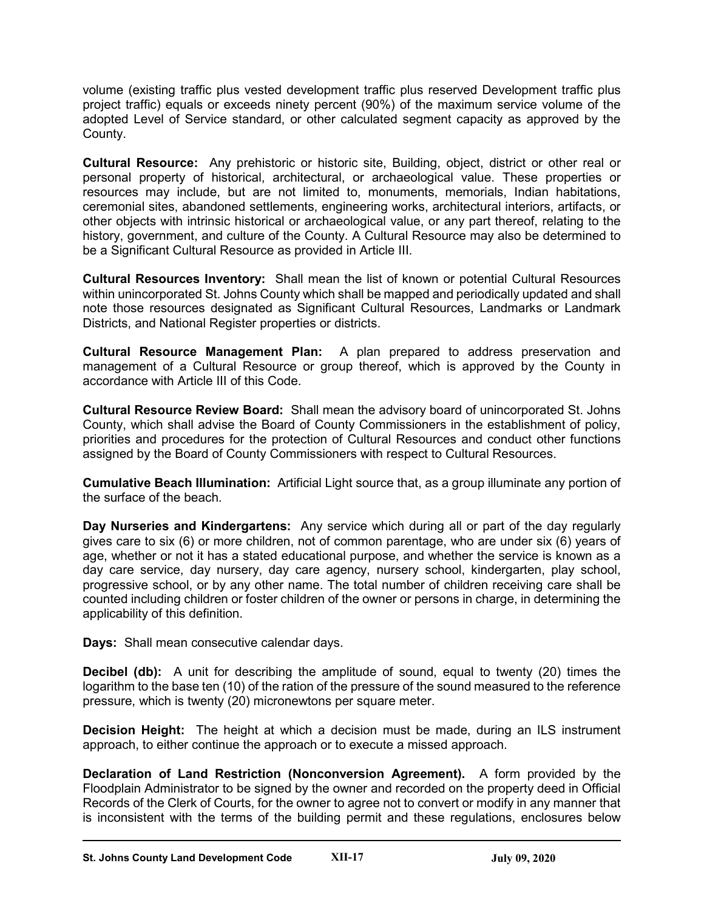volume (existing traffic plus vested development traffic plus reserved Development traffic plus project traffic) equals or exceeds ninety percent (90%) of the maximum service volume of the adopted Level of Service standard, or other calculated segment capacity as approved by the County.

**Cultural Resource:** Any prehistoric or historic site, Building, object, district or other real or personal property of historical, architectural, or archaeological value. These properties or resources may include, but are not limited to, monuments, memorials, Indian habitations, ceremonial sites, abandoned settlements, engineering works, architectural interiors, artifacts, or other objects with intrinsic historical or archaeological value, or any part thereof, relating to the history, government, and culture of the County. A Cultural Resource may also be determined to be a Significant Cultural Resource as provided in Article III.

**Cultural Resources Inventory:** Shall mean the list of known or potential Cultural Resources within unincorporated St. Johns County which shall be mapped and periodically updated and shall note those resources designated as Significant Cultural Resources, Landmarks or Landmark Districts, and National Register properties or districts.

**Cultural Resource Management Plan:** A plan prepared to address preservation and management of a Cultural Resource or group thereof, which is approved by the County in accordance with Article III of this Code.

**Cultural Resource Review Board:** Shall mean the advisory board of unincorporated St. Johns County, which shall advise the Board of County Commissioners in the establishment of policy, priorities and procedures for the protection of Cultural Resources and conduct other functions assigned by the Board of County Commissioners with respect to Cultural Resources.

**Cumulative Beach Illumination:** Artificial Light source that, as a group illuminate any portion of the surface of the beach.

**Day Nurseries and Kindergartens:** Any service which during all or part of the day regularly gives care to six (6) or more children, not of common parentage, who are under six (6) years of age, whether or not it has a stated educational purpose, and whether the service is known as a day care service, day nursery, day care agency, nursery school, kindergarten, play school, progressive school, or by any other name. The total number of children receiving care shall be counted including children or foster children of the owner or persons in charge, in determining the applicability of this definition.

**Days:** Shall mean consecutive calendar days.

**Decibel (db):** A unit for describing the amplitude of sound, equal to twenty (20) times the logarithm to the base ten (10) of the ration of the pressure of the sound measured to the reference pressure, which is twenty (20) micronewtons per square meter.

**Decision Height:** The height at which a decision must be made, during an ILS instrument approach, to either continue the approach or to execute a missed approach.

**Declaration of Land Restriction (Nonconversion Agreement).** A form provided by the Floodplain Administrator to be signed by the owner and recorded on the property deed in Official Records of the Clerk of Courts, for the owner to agree not to convert or modify in any manner that is inconsistent with the terms of the building permit and these regulations, enclosures below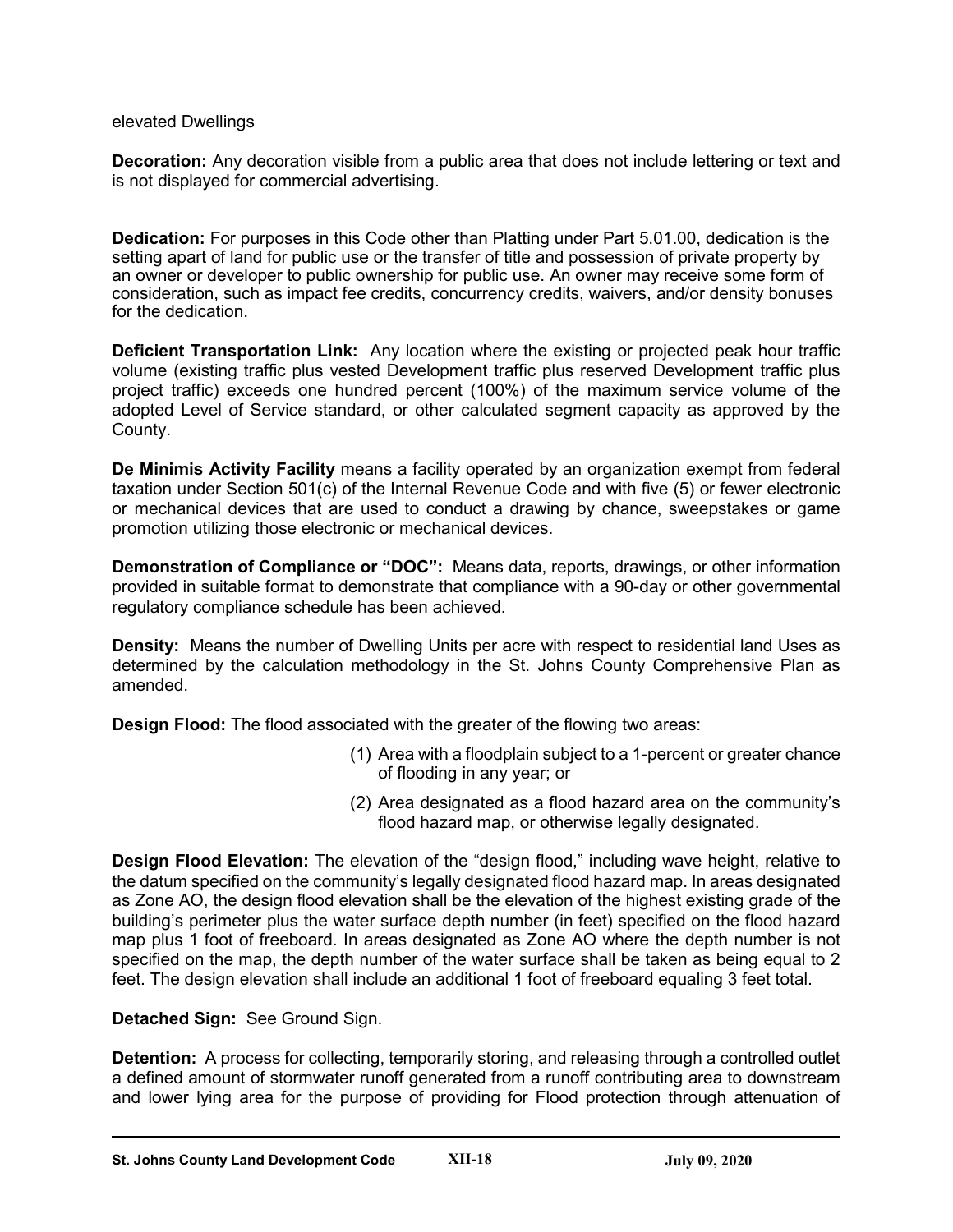elevated Dwellings

**Decoration:** Any decoration visible from a public area that does not include lettering or text and is not displayed for commercial advertising.

**Dedication:** For purposes in this Code other than Platting under Part 5.01.00, dedication is the setting apart of land for public use or the transfer of title and possession of private property by an owner or developer to public ownership for public use. An owner may receive some form of consideration, such as impact fee credits, concurrency credits, waivers, and/or density bonuses for the dedication.

**Deficient Transportation Link:** Any location where the existing or projected peak hour traffic volume (existing traffic plus vested Development traffic plus reserved Development traffic plus project traffic) exceeds one hundred percent (100%) of the maximum service volume of the adopted Level of Service standard, or other calculated segment capacity as approved by the County.

**De Minimis Activity Facility** means a facility operated by an organization exempt from federal taxation under Section 501(c) of the Internal Revenue Code and with five (5) or fewer electronic or mechanical devices that are used to conduct a drawing by chance, sweepstakes or game promotion utilizing those electronic or mechanical devices.

**Demonstration of Compliance or "DOC":** Means data, reports, drawings, or other information provided in suitable format to demonstrate that compliance with a 90-day or other governmental regulatory compliance schedule has been achieved.

**Density:** Means the number of Dwelling Units per acre with respect to residential land Uses as determined by the calculation methodology in the St. Johns County Comprehensive Plan as amended.

**Design Flood:** The flood associated with the greater of the flowing two areas:

(1) Area with a floodplain subject to a 1-percent or greater chance of flooding in any year; or

(2) Area designated as a flood hazard area on the community's flood hazard map, or otherwise legally designated.

**Design Flood Elevation:** The elevation of the "design flood," including wave height, relative to the datum specified on the community's legally designated flood hazard map. In areas designated as Zone AO, the design flood elevation shall be the elevation of the highest existing grade of the building's perimeter plus the water surface depth number (in feet) specified on the flood hazard map plus 1 foot of freeboard. In areas designated as Zone AO where the depth number is not specified on the map, the depth number of the water surface shall be taken as being equal to 2 feet. The design elevation shall include an additional 1 foot of freeboard equaling 3 feet total.

**Detached Sign:** See Ground Sign.

**Detention:** A process for collecting, temporarily storing, and releasing through a controlled outlet a defined amount of stormwater runoff generated from a runoff contributing area to downstream and lower lying area for the purpose of providing for Flood protection through attenuation of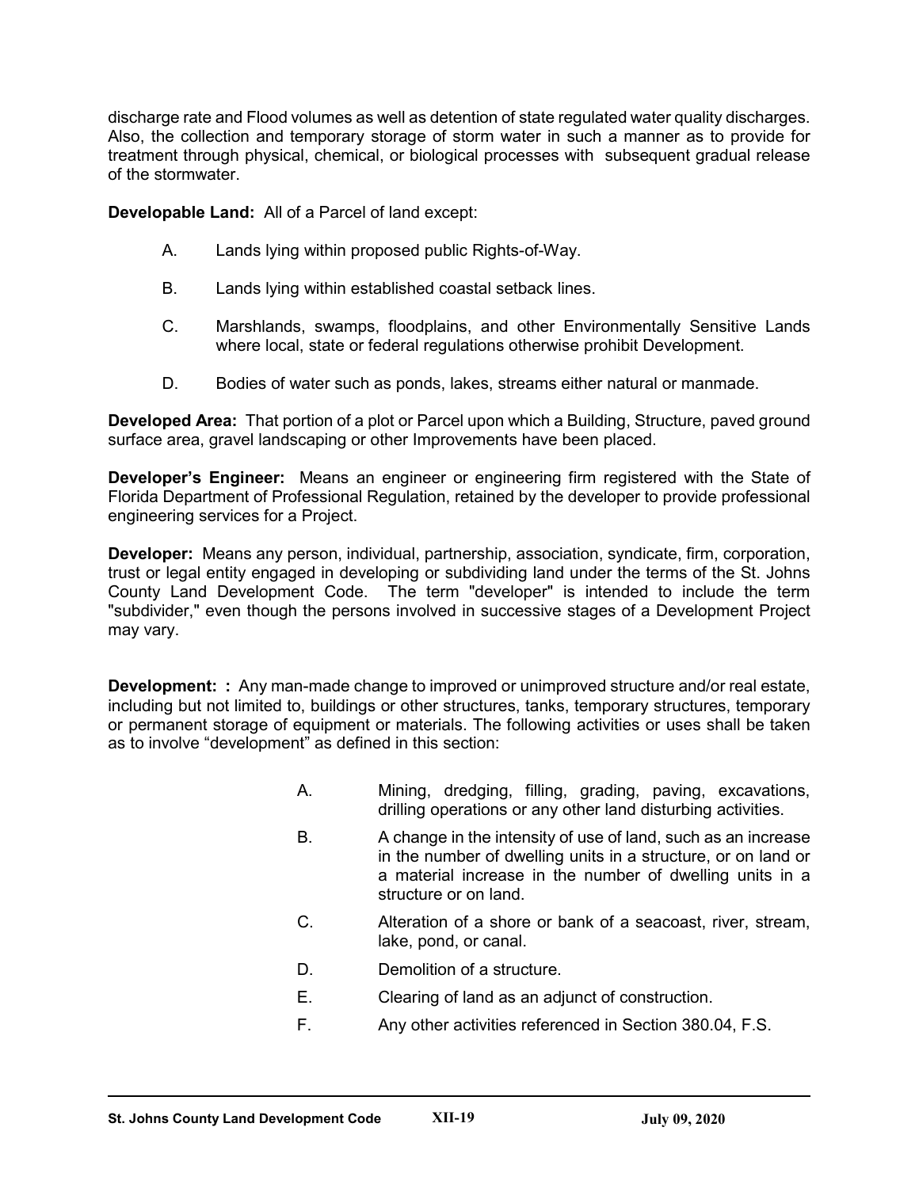discharge rate and Flood volumes as well as detention of state regulated water quality discharges. Also, the collection and temporary storage of storm water in such a manner as to provide for treatment through physical, chemical, or biological processes with subsequent gradual release of the stormwater.

**Developable Land:** All of a Parcel of land except:

A. Lands lying within proposed public Rights-of-Way.

B. Lands lying within established coastal setback lines.

C. Marshlands, swamps, floodplains, and other Environmentally Sensitive Lands where local, state or federal regulations otherwise prohibit Development.

D. Bodies of water such as ponds, lakes, streams either natural or manmade.

**Developed Area:** That portion of a plot or Parcel upon which a Building, Structure, paved ground surface area, gravel landscaping or other Improvements have been placed.

**Developer's Engineer:** Means an engineer or engineering firm registered with the State of Florida Department of Professional Regulation, retained by the developer to provide professional engineering services for a Project.

**Developer:** Means any person, individual, partnership, association, syndicate, firm, corporation, trust or legal entity engaged in developing or subdividing land under the terms of the St. Johns County Land Development Code. The term "developer" is intended to include the term "subdivider," even though the persons involved in successive stages of a Development Project may vary.

**Development: :** Any man-made change to improved or unimproved structure and/or real estate, including but not limited to, buildings or other structures, tanks, temporary structures, temporary or permanent storage of equipment or materials. The following activities or uses shall be taken as to involve "development" as defined in this section:

A. Mining, dredging, filling, grading, paving, excavations, drilling operations or any other land disturbing activities.

B. A change in the intensity of use of land, such as an increase in the number of dwelling units in a structure, or on land or a material increase in the number of dwelling units in a structure or on land.

C. Alteration of a shore or bank of a seacoast, river, stream, lake, pond, or canal.

D. Demolition of a structure.

E. Clearing of land as an adjunct of construction.

F. Any other activities referenced in Section 380.04, F.S.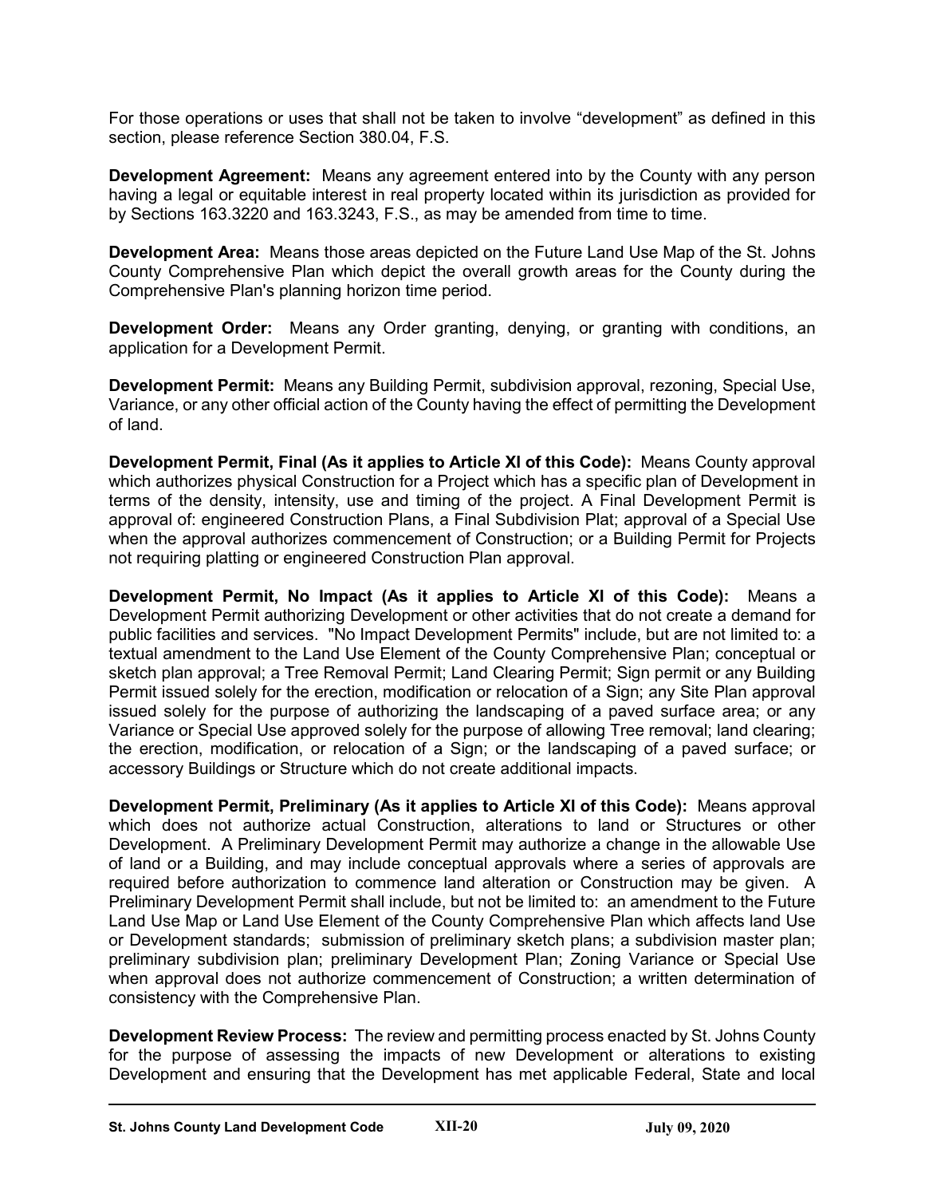For those operations or uses that shall not be taken to involve "development" as defined in this section, please reference Section 380.04, F.S.

**Development Agreement:** Means any agreement entered into by the County with any person having a legal or equitable interest in real property located within its jurisdiction as provided for by Sections 163.3220 and 163.3243, F.S., as may be amended from time to time.

**Development Area:** Means those areas depicted on the Future Land Use Map of the St. Johns County Comprehensive Plan which depict the overall growth areas for the County during the Comprehensive Plan's planning horizon time period.

**Development Order:** Means any Order granting, denying, or granting with conditions, an application for a Development Permit.

**Development Permit:** Means any Building Permit, subdivision approval, rezoning, Special Use, Variance, or any other official action of the County having the effect of permitting the Development of land.

**Development Permit, Final (As it applies to Article XI of this Code):** Means County approval which authorizes physical Construction for a Project which has a specific plan of Development in terms of the density, intensity, use and timing of the project. A Final Development Permit is approval of: engineered Construction Plans, a Final Subdivision Plat; approval of a Special Use when the approval authorizes commencement of Construction; or a Building Permit for Projects not requiring platting or engineered Construction Plan approval.

**Development Permit, No Impact (As it applies to Article XI of this Code):** Means a Development Permit authorizing Development or other activities that do not create a demand for public facilities and services. "No Impact Development Permits" include, but are not limited to: a textual amendment to the Land Use Element of the County Comprehensive Plan; conceptual or sketch plan approval; a Tree Removal Permit; Land Clearing Permit; Sign permit or any Building Permit issued solely for the erection, modification or relocation of a Sign; any Site Plan approval issued solely for the purpose of authorizing the landscaping of a paved surface area; or any Variance or Special Use approved solely for the purpose of allowing Tree removal; land clearing; the erection, modification, or relocation of a Sign; or the landscaping of a paved surface; or accessory Buildings or Structure which do not create additional impacts.

**Development Permit, Preliminary (As it applies to Article XI of this Code):** Means approval which does not authorize actual Construction, alterations to land or Structures or other Development. A Preliminary Development Permit may authorize a change in the allowable Use of land or a Building, and may include conceptual approvals where a series of approvals are required before authorization to commence land alteration or Construction may be given. A Preliminary Development Permit shall include, but not be limited to: an amendment to the Future Land Use Map or Land Use Element of the County Comprehensive Plan which affects land Use or Development standards; submission of preliminary sketch plans; a subdivision master plan; preliminary subdivision plan; preliminary Development Plan; Zoning Variance or Special Use when approval does not authorize commencement of Construction; a written determination of consistency with the Comprehensive Plan.

**Development Review Process:** The review and permitting process enacted by St. Johns County for the purpose of assessing the impacts of new Development or alterations to existing Development and ensuring that the Development has met applicable Federal, State and local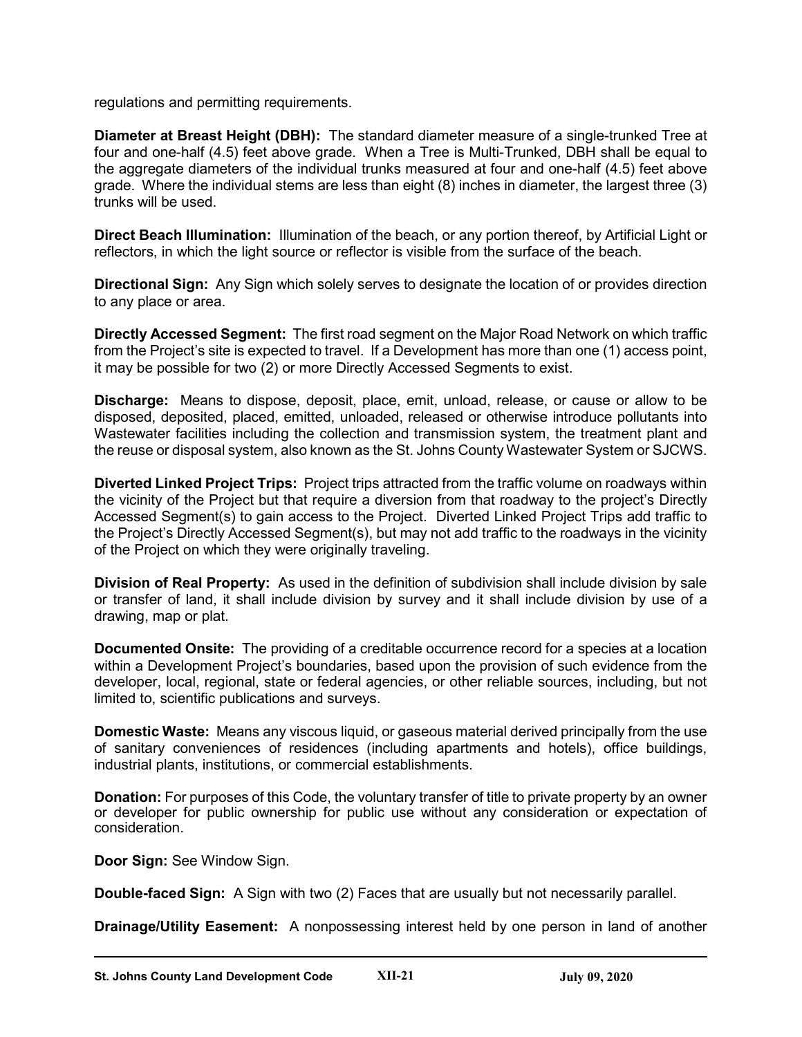regulations and permitting requirements.

**Diameter at Breast Height (DBH):** The standard diameter measure of a single-trunked Tree at four and one-half (4.5) feet above grade. When a Tree is Multi-Trunked, DBH shall be equal to the aggregate diameters of the individual trunks measured at four and one-half (4.5) feet above grade. Where the individual stems are less than eight (8) inches in diameter, the largest three (3) trunks will be used.

**Direct Beach Illumination:** Illumination of the beach, or any portion thereof, by Artificial Light or reflectors, in which the light source or reflector is visible from the surface of the beach.

**Directional Sign:** Any Sign which solely serves to designate the location of or provides direction to any place or area.

**Directly Accessed Segment:** The first road segment on the Major Road Network on which traffic from the Project's site is expected to travel. If a Development has more than one (1) access point, it may be possible for two (2) or more Directly Accessed Segments to exist.

**Discharge:** Means to dispose, deposit, place, emit, unload, release, or cause or allow to be disposed, deposited, placed, emitted, unloaded, released or otherwise introduce pollutants into Wastewater facilities including the collection and transmission system, the treatment plant and the reuse or disposal system, also known as the St. Johns County Wastewater System or SJCWS.

**Diverted Linked Project Trips:** Project trips attracted from the traffic volume on roadways within the vicinity of the Project but that require a diversion from that roadway to the project's Directly Accessed Segment(s) to gain access to the Project. Diverted Linked Project Trips add traffic to the Project's Directly Accessed Segment(s), but may not add traffic to the roadways in the vicinity of the Project on which they were originally traveling.

**Division of Real Property:** As used in the definition of subdivision shall include division by sale or transfer of land, it shall include division by survey and it shall include division by use of a drawing, map or plat.

**Documented Onsite:** The providing of a creditable occurrence record for a species at a location within a Development Project's boundaries, based upon the provision of such evidence from the developer, local, regional, state or federal agencies, or other reliable sources, including, but not limited to, scientific publications and surveys.

**Domestic Waste:** Means any viscous liquid, or gaseous material derived principally from the use of sanitary conveniences of residences (including apartments and hotels), office buildings, industrial plants, institutions, or commercial establishments.

**Donation:** For purposes of this Code, the voluntary transfer of title to private property by an owner or developer for public ownership for public use without any consideration or expectation of consideration.

**Door Sign:** See Window Sign.

**Double-faced Sign:** A Sign with two (2) Faces that are usually but not necessarily parallel.

**Drainage/Utility Easement:** A nonpossessing interest held by one person in land of another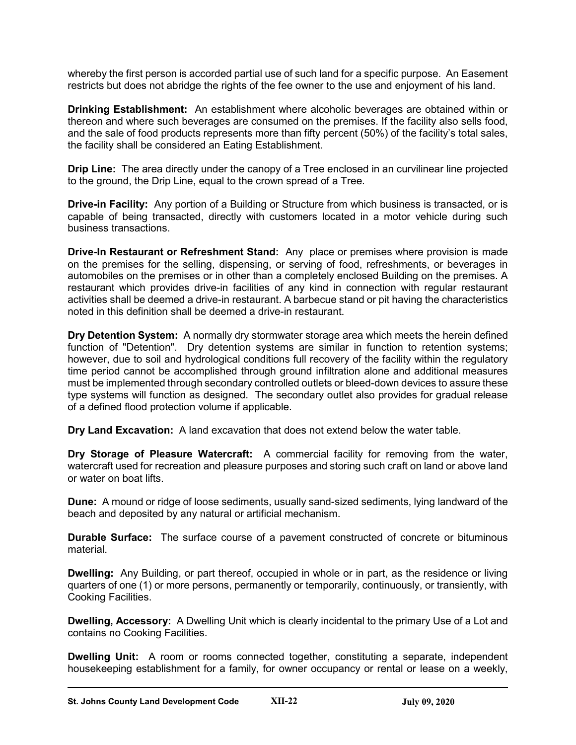whereby the first person is accorded partial use of such land for a specific purpose. An Easement restricts but does not abridge the rights of the fee owner to the use and enjoyment of his land.

**Drinking Establishment:** An establishment where alcoholic beverages are obtained within or thereon and where such beverages are consumed on the premises. If the facility also sells food, and the sale of food products represents more than fifty percent (50%) of the facility's total sales, the facility shall be considered an Eating Establishment.

**Drip Line:** The area directly under the canopy of a Tree enclosed in an curvilinear line projected to the ground, the Drip Line, equal to the crown spread of a Tree.

**Drive-in Facility:** Any portion of a Building or Structure from which business is transacted, or is capable of being transacted, directly with customers located in a motor vehicle during such business transactions.

**Drive-In Restaurant or Refreshment Stand:** Any place or premises where provision is made on the premises for the selling, dispensing, or serving of food, refreshments, or beverages in automobiles on the premises or in other than a completely enclosed Building on the premises. A restaurant which provides drive-in facilities of any kind in connection with regular restaurant activities shall be deemed a drive-in restaurant. A barbecue stand or pit having the characteristics noted in this definition shall be deemed a drive-in restaurant.

**Dry Detention System:** A normally dry stormwater storage area which meets the herein defined function of "Detention". Dry detention systems are similar in function to retention systems; however, due to soil and hydrological conditions full recovery of the facility within the regulatory time period cannot be accomplished through ground infiltration alone and additional measures must be implemented through secondary controlled outlets or bleed-down devices to assure these type systems will function as designed. The secondary outlet also provides for gradual release of a defined flood protection volume if applicable.

**Dry Land Excavation:** A land excavation that does not extend below the water table.

**Dry Storage of Pleasure Watercraft:** A commercial facility for removing from the water, watercraft used for recreation and pleasure purposes and storing such craft on land or above land or water on boat lifts.

**Dune:** A mound or ridge of loose sediments, usually sand-sized sediments, lying landward of the beach and deposited by any natural or artificial mechanism.

**Durable Surface:** The surface course of a pavement constructed of concrete or bituminous material.

**Dwelling:** Any Building, or part thereof, occupied in whole or in part, as the residence or living quarters of one (1) or more persons, permanently or temporarily, continuously, or transiently, with Cooking Facilities.

**Dwelling, Accessory:** A Dwelling Unit which is clearly incidental to the primary Use of a Lot and contains no Cooking Facilities.

**Dwelling Unit:** A room or rooms connected together, constituting a separate, independent housekeeping establishment for a family, for owner occupancy or rental or lease on a weekly,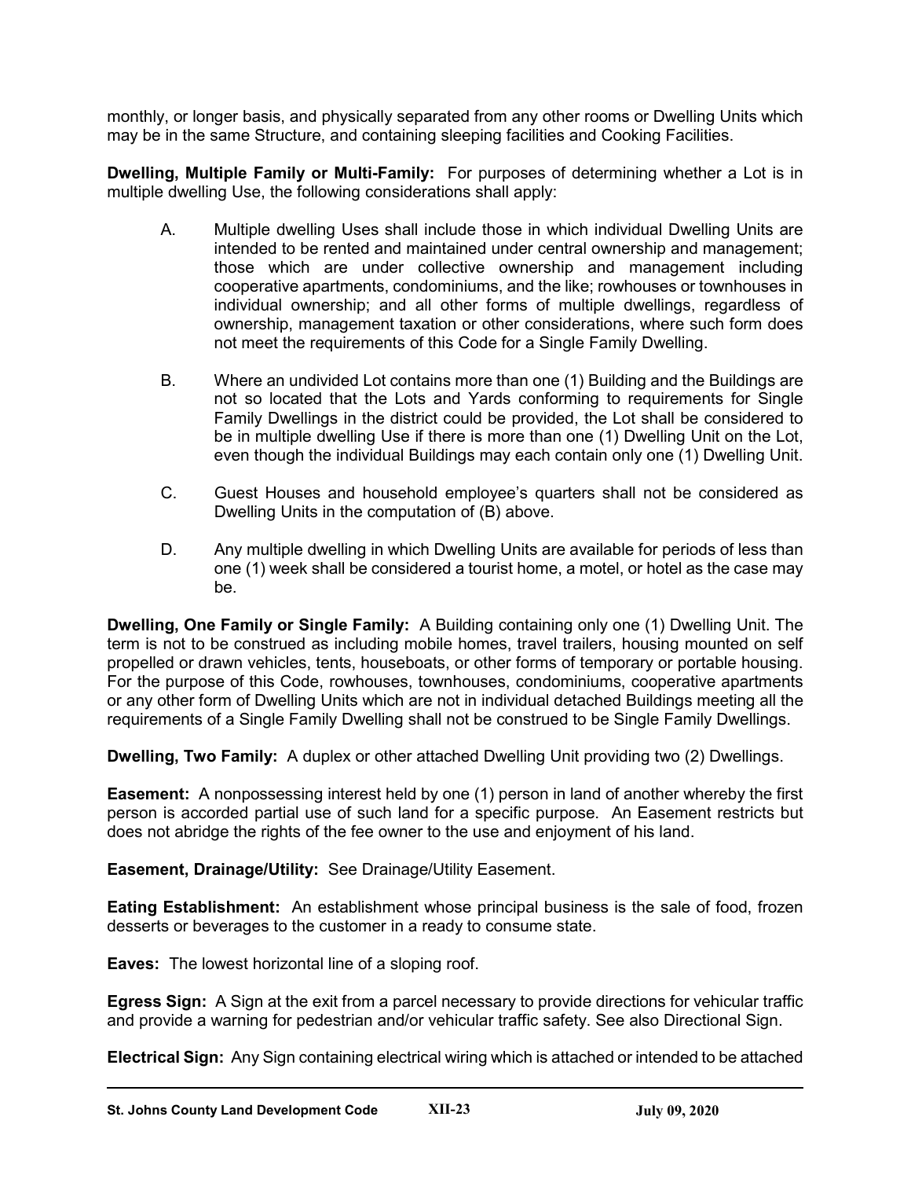monthly, or longer basis, and physically separated from any other rooms or Dwelling Units which may be in the same Structure, and containing sleeping facilities and Cooking Facilities.

**Dwelling, Multiple Family or Multi-Family:** For purposes of determining whether a Lot is in multiple dwelling Use, the following considerations shall apply:

A. Multiple dwelling Uses shall include those in which individual Dwelling Units are intended to be rented and maintained under central ownership and management; those which are under collective ownership and management including cooperative apartments, condominiums, and the like; rowhouses or townhouses in individual ownership; and all other forms of multiple dwellings, regardless of ownership, management taxation or other considerations, where such form does not meet the requirements of this Code for a Single Family Dwelling.

B. Where an undivided Lot contains more than one (1) Building and the Buildings are not so located that the Lots and Yards conforming to requirements for Single Family Dwellings in the district could be provided, the Lot shall be considered to be in multiple dwelling Use if there is more than one (1) Dwelling Unit on the Lot, even though the individual Buildings may each contain only one (1) Dwelling Unit.

C. Guest Houses and household employee's quarters shall not be considered as Dwelling Units in the computation of (B) above.

D. Any multiple dwelling in which Dwelling Units are available for periods of less than one (1) week shall be considered a tourist home, a motel, or hotel as the case may be.

**Dwelling, One Family or Single Family:** A Building containing only one (1) Dwelling Unit. The term is not to be construed as including mobile homes, travel trailers, housing mounted on self propelled or drawn vehicles, tents, houseboats, or other forms of temporary or portable housing. For the purpose of this Code, rowhouses, townhouses, condominiums, cooperative apartments or any other form of Dwelling Units which are not in individual detached Buildings meeting all the requirements of a Single Family Dwelling shall not be construed to be Single Family Dwellings.

**Dwelling, Two Family:** A duplex or other attached Dwelling Unit providing two (2) Dwellings.

**Easement:** A nonpossessing interest held by one (1) person in land of another whereby the first person is accorded partial use of such land for a specific purpose. An Easement restricts but does not abridge the rights of the fee owner to the use and enjoyment of his land.

**Easement, Drainage/Utility:** See Drainage/Utility Easement.

**Eating Establishment:** An establishment whose principal business is the sale of food, frozen desserts or beverages to the customer in a ready to consume state.

**Eaves:** The lowest horizontal line of a sloping roof.

**Egress Sign:** A Sign at the exit from a parcel necessary to provide directions for vehicular traffic and provide a warning for pedestrian and/or vehicular traffic safety. See also Directional Sign.

**Electrical Sign:** Any Sign containing electrical wiring which is attached or intended to be attached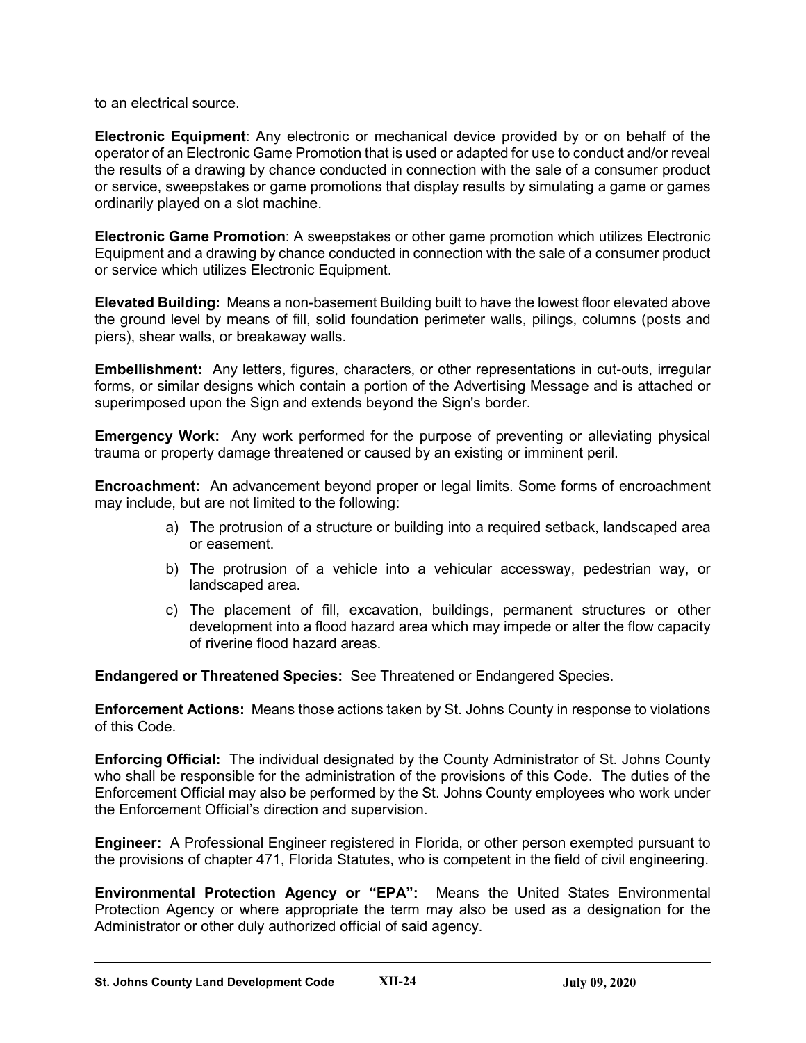to an electrical source.

**Electronic Equipment**: Any electronic or mechanical device provided by or on behalf of the operator of an Electronic Game Promotion that is used or adapted for use to conduct and/or reveal the results of a drawing by chance conducted in connection with the sale of a consumer product or service, sweepstakes or game promotions that display results by simulating a game or games ordinarily played on a slot machine.

**Electronic Game Promotion**: A sweepstakes or other game promotion which utilizes Electronic Equipment and a drawing by chance conducted in connection with the sale of a consumer product or service which utilizes Electronic Equipment.

**Elevated Building:** Means a non-basement Building built to have the lowest floor elevated above the ground level by means of fill, solid foundation perimeter walls, pilings, columns (posts and piers), shear walls, or breakaway walls.

**Embellishment:** Any letters, figures, characters, or other representations in cut-outs, irregular forms, or similar designs which contain a portion of the Advertising Message and is attached or superimposed upon the Sign and extends beyond the Sign's border.

**Emergency Work:** Any work performed for the purpose of preventing or alleviating physical trauma or property damage threatened or caused by an existing or imminent peril.

**Encroachment:** An advancement beyond proper or legal limits. Some forms of encroachment may include, but are not limited to the following:

a) The protrusion of a structure or building into a required setback, landscaped area or easement.

b) The protrusion of a vehicle into a vehicular accessway, pedestrian way, or landscaped area.

c) The placement of fill, excavation, buildings, permanent structures or other development into a flood hazard area which may impede or alter the flow capacity of riverine flood hazard areas.

**Endangered or Threatened Species:** See Threatened or Endangered Species.

**Enforcement Actions:** Means those actions taken by St. Johns County in response to violations of this Code.

**Enforcing Official:** The individual designated by the County Administrator of St. Johns County who shall be responsible for the administration of the provisions of this Code. The duties of the Enforcement Official may also be performed by the St. Johns County employees who work under the Enforcement Official's direction and supervision.

**Engineer:** A Professional Engineer registered in Florida, or other person exempted pursuant to the provisions of chapter 471, Florida Statutes, who is competent in the field of civil engineering.

**Environmental Protection Agency or "EPA":** Means the United States Environmental Protection Agency or where appropriate the term may also be used as a designation for the Administrator or other duly authorized official of said agency.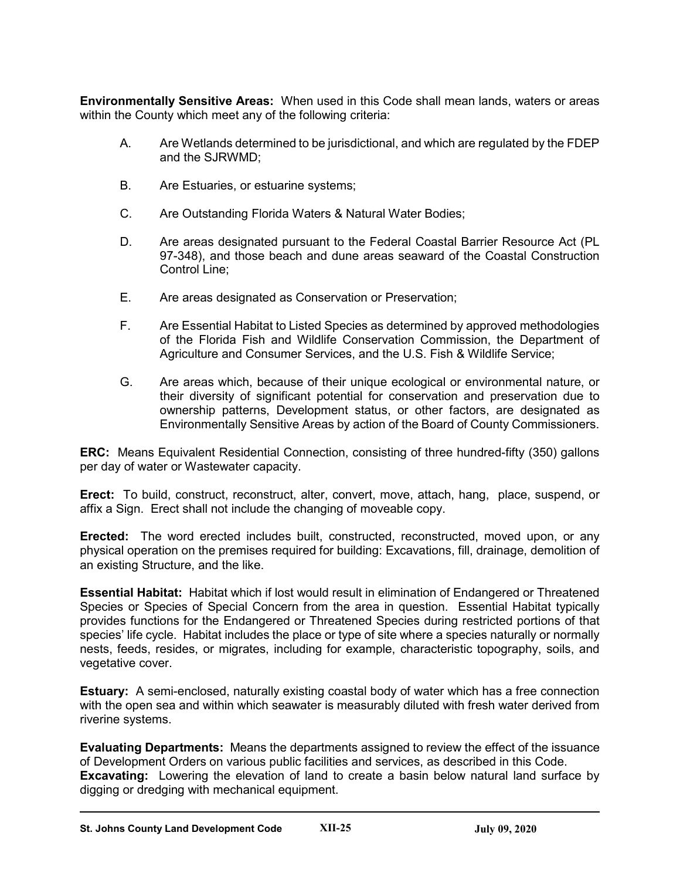**Environmentally Sensitive Areas:** When used in this Code shall mean lands, waters or areas within the County which meet any of the following criteria:

A. Are Wetlands determined to be jurisdictional, and which are regulated by the FDEP and the SJRWMD;

B. Are Estuaries, or estuarine systems;

C. Are Outstanding Florida Waters & Natural Water Bodies;

D. Are areas designated pursuant to the Federal Coastal Barrier Resource Act (PL 97-348), and those beach and dune areas seaward of the Coastal Construction Control Line;

E. Are areas designated as Conservation or Preservation;

F. Are Essential Habitat to Listed Species as determined by approved methodologies of the Florida Fish and Wildlife Conservation Commission, the Department of Agriculture and Consumer Services, and the U.S. Fish & Wildlife Service;

G. Are areas which, because of their unique ecological or environmental nature, or their diversity of significant potential for conservation and preservation due to ownership patterns, Development status, or other factors, are designated as Environmentally Sensitive Areas by action of the Board of County Commissioners.

**ERC:** Means Equivalent Residential Connection, consisting of three hundred-fifty (350) gallons per day of water or Wastewater capacity.

**Erect:** To build, construct, reconstruct, alter, convert, move, attach, hang, place, suspend, or affix a Sign. Erect shall not include the changing of moveable copy.

**Erected:** The word erected includes built, constructed, reconstructed, moved upon, or any physical operation on the premises required for building: Excavations, fill, drainage, demolition of an existing Structure, and the like.

**Essential Habitat:** Habitat which if lost would result in elimination of Endangered or Threatened Species or Species of Special Concern from the area in question. Essential Habitat typically provides functions for the Endangered or Threatened Species during restricted portions of that species' life cycle. Habitat includes the place or type of site where a species naturally or normally nests, feeds, resides, or migrates, including for example, characteristic topography, soils, and vegetative cover.

**Estuary:** A semi-enclosed, naturally existing coastal body of water which has a free connection with the open sea and within which seawater is measurably diluted with fresh water derived from riverine systems.

**Evaluating Departments:** Means the departments assigned to review the effect of the issuance of Development Orders on various public facilities and services, as described in this Code.

**Excavating:** Lowering the elevation of land to create a basin below natural land surface by digging or dredging with mechanical equipment.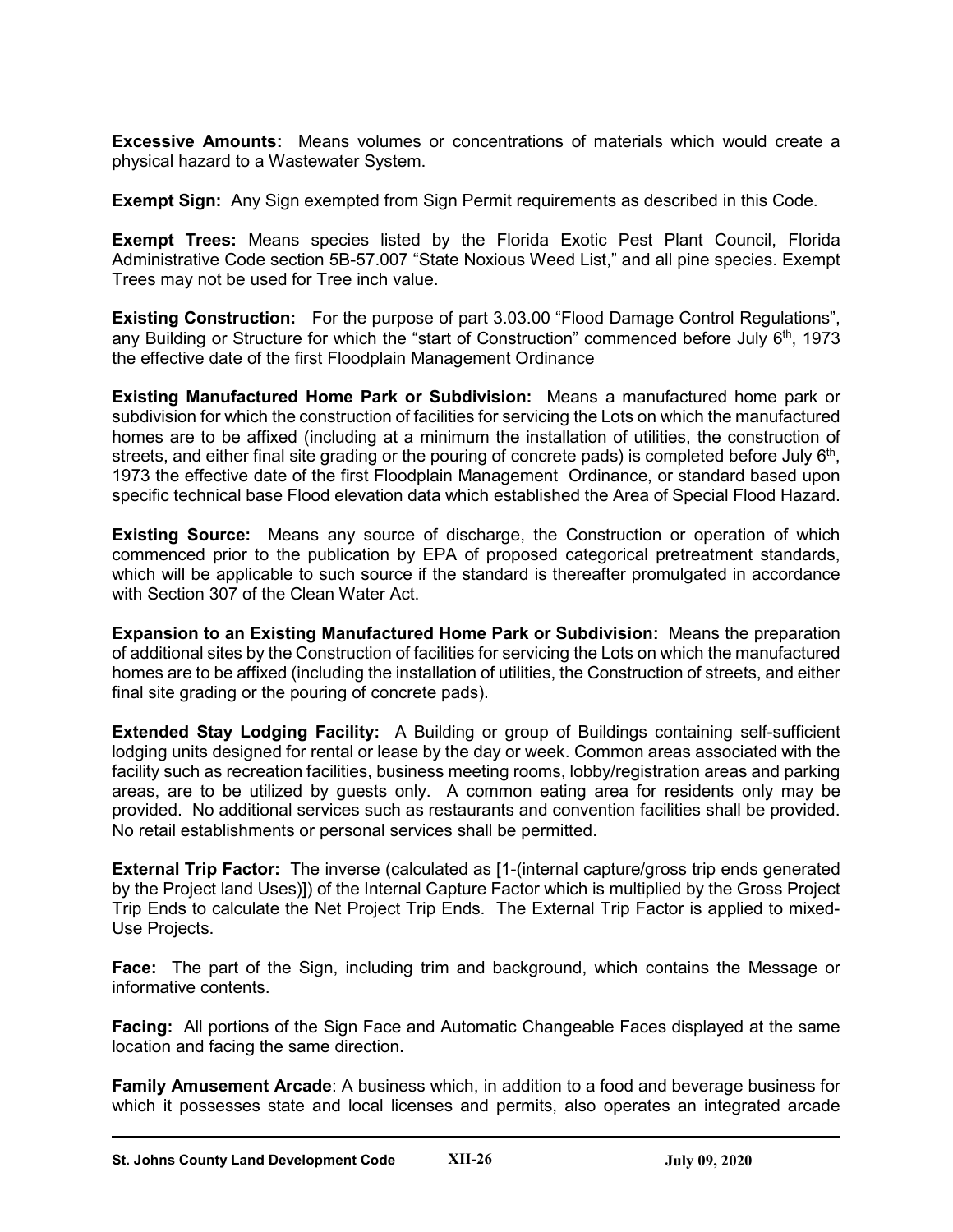**Excessive Amounts:** Means volumes or concentrations of materials which would create a physical hazard to a Wastewater System.

**Exempt Sign:** Any Sign exempted from Sign Permit requirements as described in this Code.

**Exempt Trees:** Means species listed by the Florida Exotic Pest Plant Council, Florida Administrative Code section 5B-57.007 "State Noxious Weed List," and all pine species. Exempt Trees may not be used for Tree inch value.

**Existing Construction:** For the purpose of part 3.03.00 "Flood Damage Control Regulations", any Building or Structure for which the "start of Construction" commenced before July 6th, 1973 the effective date of the first Floodplain Management Ordinance

**Existing Manufactured Home Park or Subdivision:** Means a manufactured home park or subdivision for which the construction of facilities for servicing the Lots on which the manufactured homes are to be affixed (including at a minimum the installation of utilities, the construction of streets, and either final site grading or the pouring of concrete pads) is completed before July 6th, 1973 the effective date of the first Floodplain Management Ordinance, or standard based upon specific technical base Flood elevation data which established the Area of Special Flood Hazard.

**Existing Source:** Means any source of discharge, the Construction or operation of which commenced prior to the publication by EPA of proposed categorical pretreatment standards, which will be applicable to such source if the standard is thereafter promulgated in accordance with Section 307 of the Clean Water Act.

**Expansion to an Existing Manufactured Home Park or Subdivision:** Means the preparation of additional sites by the Construction of facilities for servicing the Lots on which the manufactured homes are to be affixed (including the installation of utilities, the Construction of streets, and either final site grading or the pouring of concrete pads).

**Extended Stay Lodging Facility:** A Building or group of Buildings containing self-sufficient lodging units designed for rental or lease by the day or week. Common areas associated with the facility such as recreation facilities, business meeting rooms, lobby/registration areas and parking areas, are to be utilized by guests only. A common eating area for residents only may be provided. No additional services such as restaurants and convention facilities shall be provided. No retail establishments or personal services shall be permitted.

**External Trip Factor:** The inverse (calculated as [1-(internal capture/gross trip ends generated by the Project land Uses)]) of the Internal Capture Factor which is multiplied by the Gross Project Trip Ends to calculate the Net Project Trip Ends. The External Trip Factor is applied to mixed-Use Projects.

**Face:** The part of the Sign, including trim and background, which contains the Message or informative contents.

**Facing:** All portions of the Sign Face and Automatic Changeable Faces displayed at the same location and facing the same direction.

**Family Amusement Arcade**: A business which, in addition to a food and beverage business for which it possesses state and local licenses and permits, also operates an integrated arcade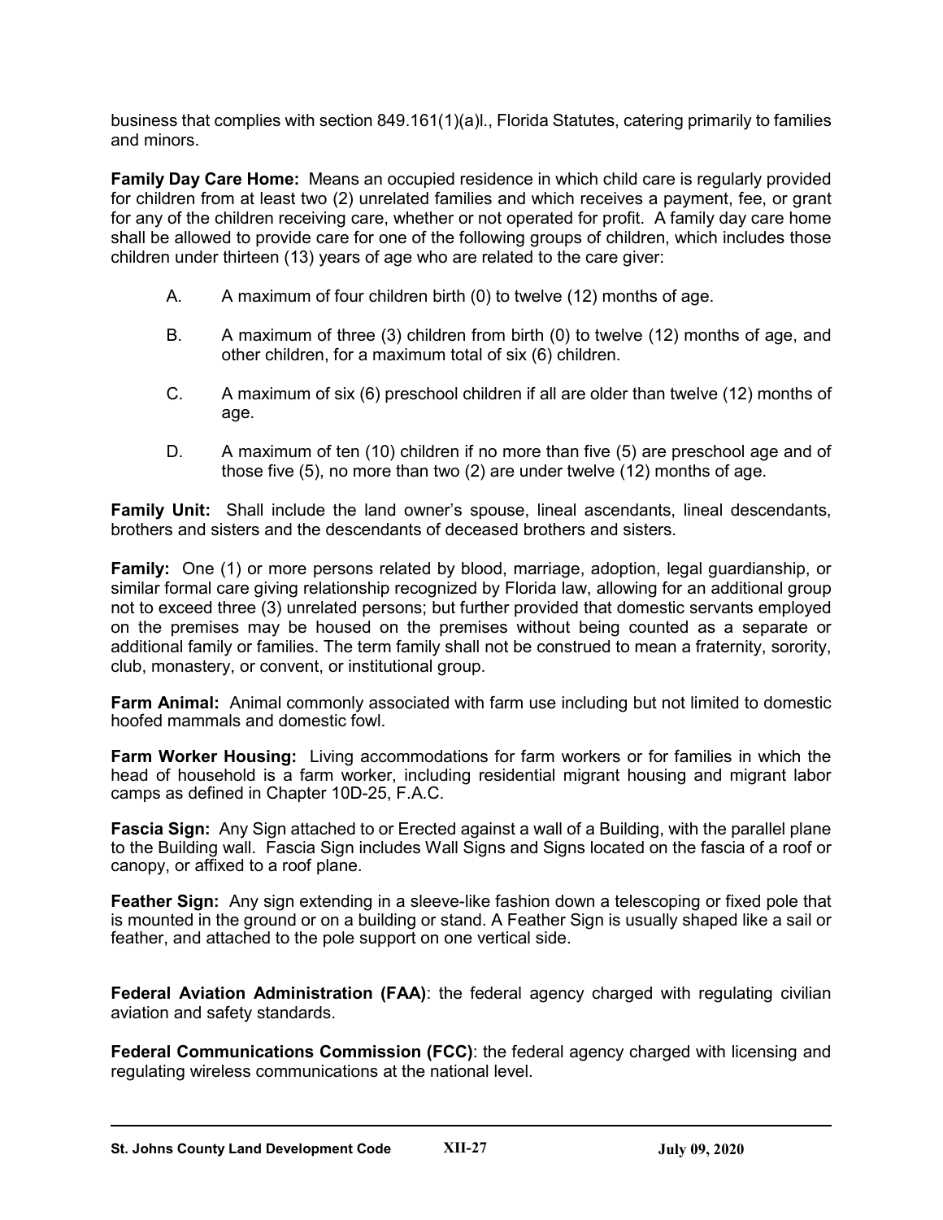business that complies with section 849.161(1)(a)l., Florida Statutes, catering primarily to families and minors.

**Family Day Care Home:** Means an occupied residence in which child care is regularly provided for children from at least two (2) unrelated families and which receives a payment, fee, or grant for any of the children receiving care, whether or not operated for profit. A family day care home shall be allowed to provide care for one of the following groups of children, which includes those children under thirteen (13) years of age who are related to the care giver:

A. A maximum of four children birth (0) to twelve (12) months of age.

B. A maximum of three (3) children from birth (0) to twelve (12) months of age, and other children, for a maximum total of six (6) children.

C. A maximum of six (6) preschool children if all are older than twelve (12) months of age.

D. A maximum of ten (10) children if no more than five (5) are preschool age and of those five (5), no more than two (2) are under twelve (12) months of age.

**Family Unit:** Shall include the land owner's spouse, lineal ascendants, lineal descendants, brothers and sisters and the descendants of deceased brothers and sisters.

**Family:** One (1) or more persons related by blood, marriage, adoption, legal guardianship, or similar formal care giving relationship recognized by Florida law, allowing for an additional group not to exceed three (3) unrelated persons; but further provided that domestic servants employed on the premises may be housed on the premises without being counted as a separate or additional family or families. The term family shall not be construed to mean a fraternity, sorority, club, monastery, or convent, or institutional group.

**Farm Animal:** Animal commonly associated with farm use including but not limited to domestic hoofed mammals and domestic fowl.

**Farm Worker Housing:** Living accommodations for farm workers or for families in which the head of household is a farm worker, including residential migrant housing and migrant labor camps as defined in Chapter 10D-25, F.A.C.

**Fascia Sign:** Any Sign attached to or Erected against a wall of a Building, with the parallel plane to the Building wall. Fascia Sign includes Wall Signs and Signs located on the fascia of a roof or canopy, or affixed to a roof plane.

**Feather Sign:** Any sign extending in a sleeve-like fashion down a telescoping or fixed pole that is mounted in the ground or on a building or stand. A Feather Sign is usually shaped like a sail or feather, and attached to the pole support on one vertical side.

**Federal Aviation Administration (FAA)**: the federal agency charged with regulating civilian aviation and safety standards.

**Federal Communications Commission (FCC)**: the federal agency charged with licensing and regulating wireless communications at the national level.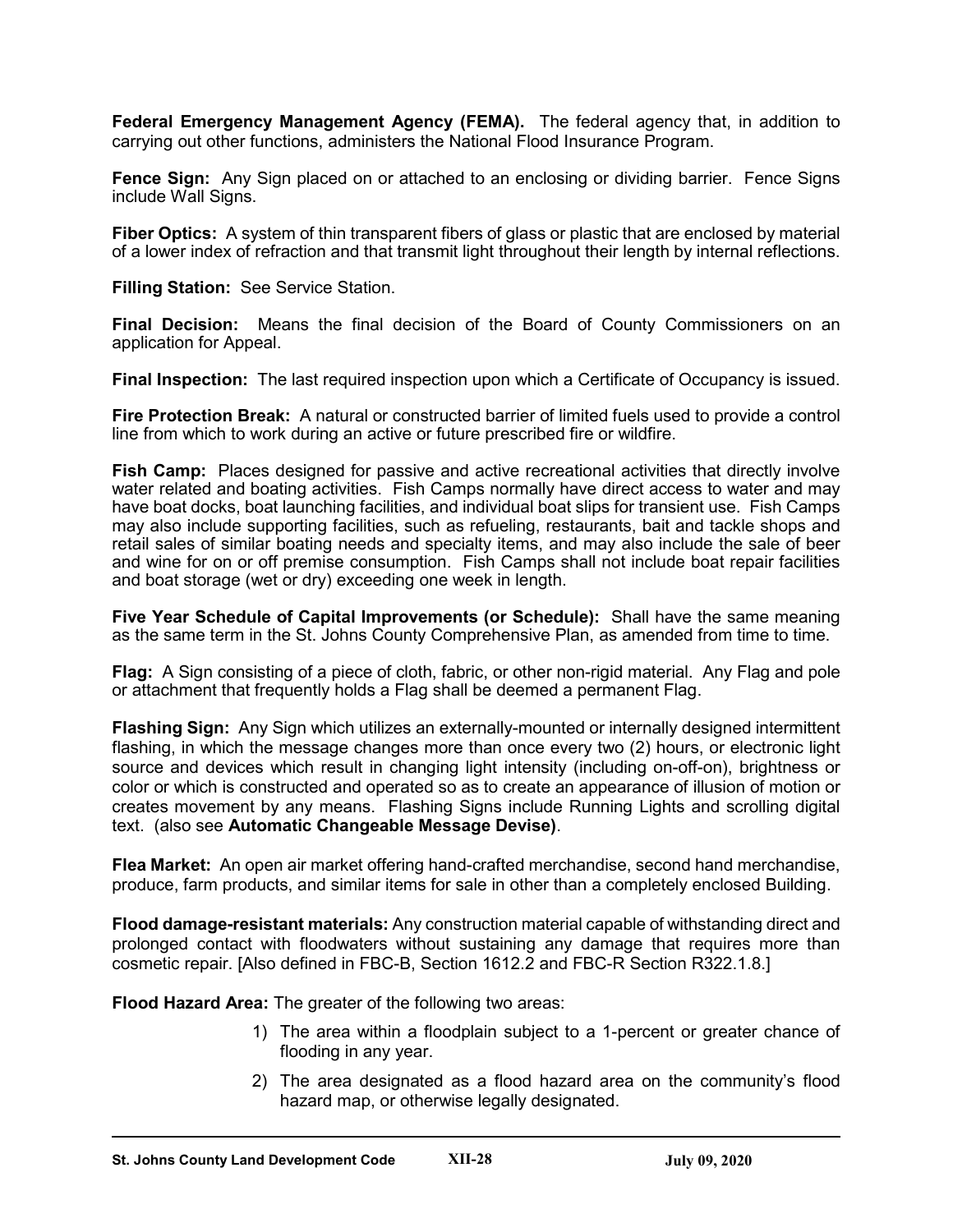**Federal Emergency Management Agency (FEMA).** The federal agency that, in addition to carrying out other functions, administers the National Flood Insurance Program.

**Fence Sign:** Any Sign placed on or attached to an enclosing or dividing barrier. Fence Signs include Wall Signs.

**Fiber Optics:** A system of thin transparent fibers of glass or plastic that are enclosed by material of a lower index of refraction and that transmit light throughout their length by internal reflections.

**Filling Station:** See Service Station.

**Final Decision:** Means the final decision of the Board of County Commissioners on an application for Appeal.

**Final Inspection:** The last required inspection upon which a Certificate of Occupancy is issued.

**Fire Protection Break:** A natural or constructed barrier of limited fuels used to provide a control line from which to work during an active or future prescribed fire or wildfire.

**Fish Camp:** Places designed for passive and active recreational activities that directly involve water related and boating activities. Fish Camps normally have direct access to water and may have boat docks, boat launching facilities, and individual boat slips for transient use. Fish Camps may also include supporting facilities, such as refueling, restaurants, bait and tackle shops and retail sales of similar boating needs and specialty items, and may also include the sale of beer and wine for on or off premise consumption. Fish Camps shall not include boat repair facilities and boat storage (wet or dry) exceeding one week in length.

**Five Year Schedule of Capital Improvements (or Schedule):** Shall have the same meaning as the same term in the St. Johns County Comprehensive Plan, as amended from time to time.

**Flag:** A Sign consisting of a piece of cloth, fabric, or other non-rigid material. Any Flag and pole or attachment that frequently holds a Flag shall be deemed a permanent Flag.

**Flashing Sign:** Any Sign which utilizes an externally-mounted or internally designed intermittent flashing, in which the message changes more than once every two (2) hours, or electronic light source and devices which result in changing light intensity (including on-off-on), brightness or color or which is constructed and operated so as to create an appearance of illusion of motion or creates movement by any means. Flashing Signs include Running Lights and scrolling digital text. (also see **Automatic Changeable Message Devise)**.

**Flea Market:** An open air market offering hand-crafted merchandise, second hand merchandise, produce, farm products, and similar items for sale in other than a completely enclosed Building.

**Flood damage-resistant materials:** Any construction material capable of withstanding direct and prolonged contact with floodwaters without sustaining any damage that requires more than cosmetic repair. [Also defined in FBC-B, Section 1612.2 and FBC-R Section R322.1.8.]

**Flood Hazard Area:** The greater of the following two areas:

1) The area within a floodplain subject to a 1-percent or greater chance of flooding in any year.
2) The area designated as a flood hazard area on the community's flood hazard map, or otherwise legally designated.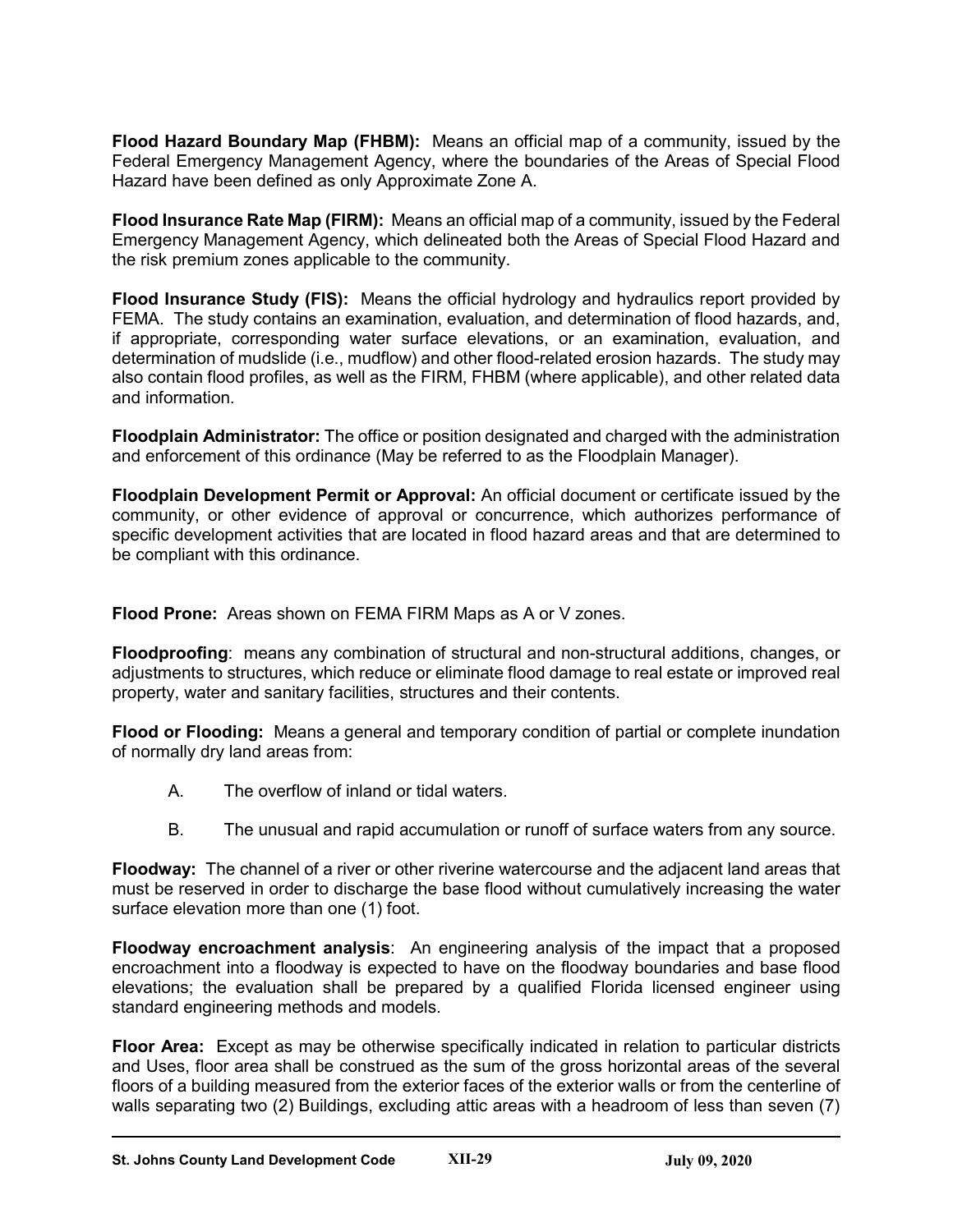**Flood Hazard Boundary Map (FHBM):** Means an official map of a community, issued by the Federal Emergency Management Agency, where the boundaries of the Areas of Special Flood Hazard have been defined as only Approximate Zone A.

**Flood Insurance Rate Map (FIRM):** Means an official map of a community, issued by the Federal Emergency Management Agency, which delineated both the Areas of Special Flood Hazard and the risk premium zones applicable to the community.

**Flood Insurance Study (FIS):** Means the official hydrology and hydraulics report provided by FEMA. The study contains an examination, evaluation, and determination of flood hazards, and, if appropriate, corresponding water surface elevations, or an examination, evaluation, and determination of mudslide (i.e., mudflow) and other flood-related erosion hazards. The study may also contain flood profiles, as well as the FIRM, FHBM (where applicable), and other related data and information.

**Floodplain Administrator:** The office or position designated and charged with the administration and enforcement of this ordinance (May be referred to as the Floodplain Manager).

**Floodplain Development Permit or Approval:** An official document or certificate issued by the community, or other evidence of approval or concurrence, which authorizes performance of specific development activities that are located in flood hazard areas and that are determined to be compliant with this ordinance.

**Flood Prone:** Areas shown on FEMA FIRM Maps as A or V zones.

**Floodproofing**: means any combination of structural and non-structural additions, changes, or adjustments to structures, which reduce or eliminate flood damage to real estate or improved real property, water and sanitary facilities, structures and their contents.

**Flood or Flooding:** Means a general and temporary condition of partial or complete inundation of normally dry land areas from:

A. The overflow of inland or tidal waters.

B. The unusual and rapid accumulation or runoff of surface waters from any source.

**Floodway:** The channel of a river or other riverine watercourse and the adjacent land areas that must be reserved in order to discharge the base flood without cumulatively increasing the water surface elevation more than one (1) foot.

**Floodway encroachment analysis**: An engineering analysis of the impact that a proposed encroachment into a floodway is expected to have on the floodway boundaries and base flood elevations; the evaluation shall be prepared by a qualified Florida licensed engineer using standard engineering methods and models.

**Floor Area:** Except as may be otherwise specifically indicated in relation to particular districts and Uses, floor area shall be construed as the sum of the gross horizontal areas of the several floors of a building measured from the exterior faces of the exterior walls or from the centerline of walls separating two (2) Buildings, excluding attic areas with a headroom of less than seven (7)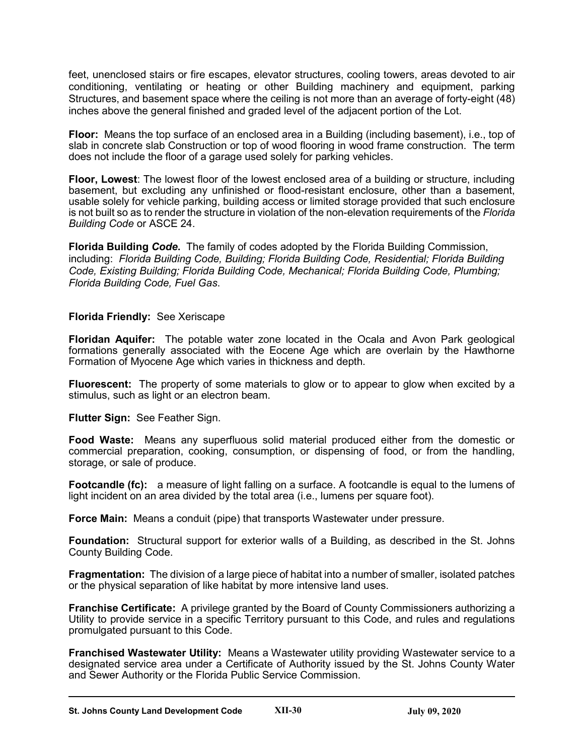feet, unenclosed stairs or fire escapes, elevator structures, cooling towers, areas devoted to air conditioning, ventilating or heating or other Building machinery and equipment, parking Structures, and basement space where the ceiling is not more than an average of forty-eight (48) inches above the general finished and graded level of the adjacent portion of the Lot.

**Floor:** Means the top surface of an enclosed area in a Building (including basement), i.e., top of slab in concrete slab Construction or top of wood flooring in wood frame construction. The term does not include the floor of a garage used solely for parking vehicles.

**Floor, Lowest**: The lowest floor of the lowest enclosed area of a building or structure, including basement, but excluding any unfinished or flood-resistant enclosure, other than a basement, usable solely for vehicle parking, building access or limited storage provided that such enclosure is not built so as to render the structure in violation of the non-elevation requirements of the *Florida Building Code* or ASCE 24.

**Florida Building *Code*.** The family of codes adopted by the Florida Building Commission, including: *Florida Building Code, Building; Florida Building Code, Residential; Florida Building Code, Existing Building; Florida Building Code, Mechanical; Florida Building Code, Plumbing; Florida Building Code, Fuel Gas*.

**Florida Friendly:** See Xeriscape

**Floridan Aquifer:** The potable water zone located in the Ocala and Avon Park geological formations generally associated with the Eocene Age which are overlain by the Hawthorne Formation of Myocene Age which varies in thickness and depth.

**Fluorescent:** The property of some materials to glow or to appear to glow when excited by a stimulus, such as light or an electron beam.

**Flutter Sign:** See Feather Sign.

**Food Waste:** Means any superfluous solid material produced either from the domestic or commercial preparation, cooking, consumption, or dispensing of food, or from the handling, storage, or sale of produce.

**Footcandle (fc):** a measure of light falling on a surface. A footcandle is equal to the lumens of light incident on an area divided by the total area (i.e., lumens per square foot).

**Force Main:** Means a conduit (pipe) that transports Wastewater under pressure.

**Foundation:** Structural support for exterior walls of a Building, as described in the St. Johns County Building Code.

**Fragmentation:** The division of a large piece of habitat into a number of smaller, isolated patches or the physical separation of like habitat by more intensive land uses.

**Franchise Certificate:** A privilege granted by the Board of County Commissioners authorizing a Utility to provide service in a specific Territory pursuant to this Code, and rules and regulations promulgated pursuant to this Code.

**Franchised Wastewater Utility:** Means a Wastewater utility providing Wastewater service to a designated service area under a Certificate of Authority issued by the St. Johns County Water and Sewer Authority or the Florida Public Service Commission.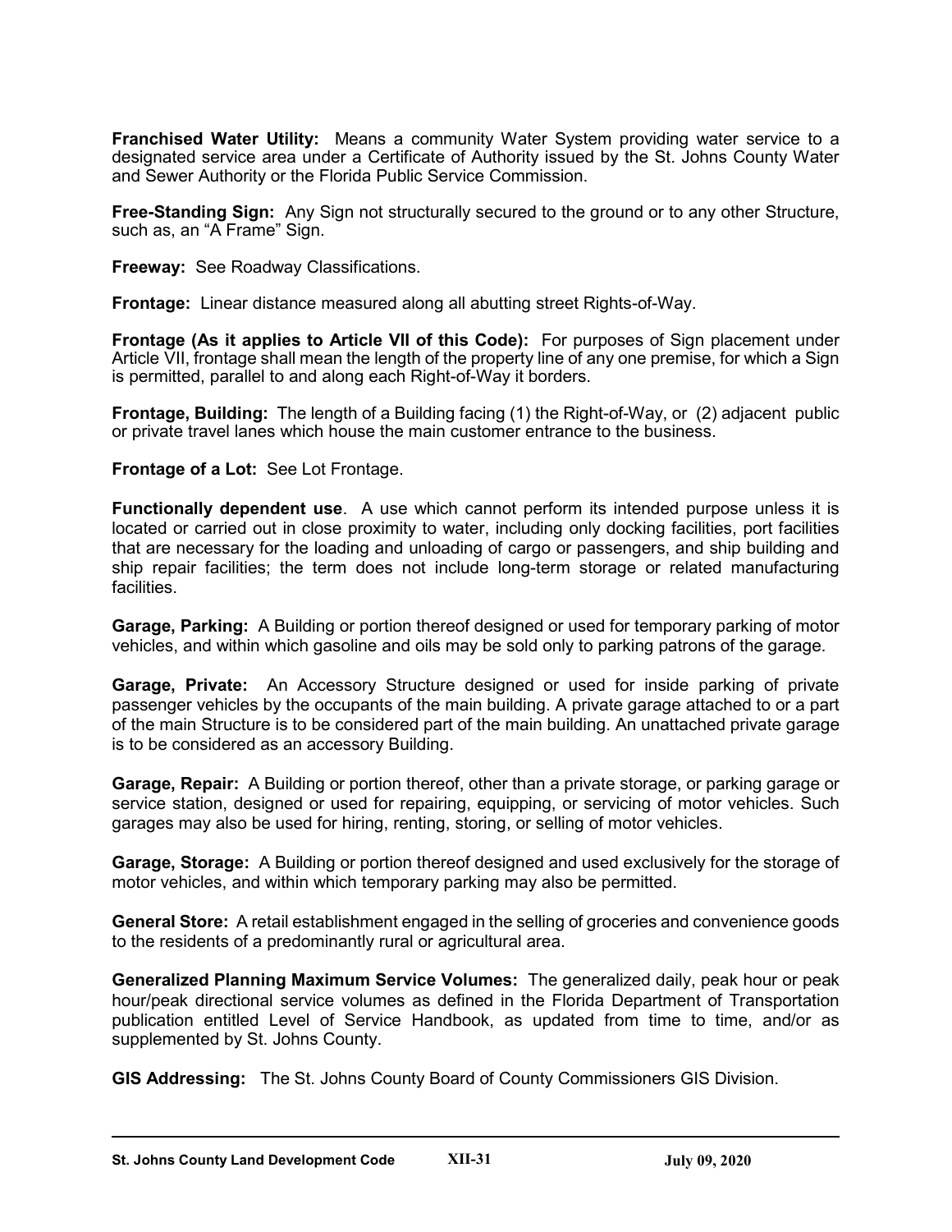**Franchised Water Utility:** Means a community Water System providing water service to a designated service area under a Certificate of Authority issued by the St. Johns County Water and Sewer Authority or the Florida Public Service Commission.

**Free-Standing Sign:** Any Sign not structurally secured to the ground or to any other Structure, such as, an "A Frame" Sign.

**Freeway:** See Roadway Classifications.

**Frontage:** Linear distance measured along all abutting street Rights-of-Way.

**Frontage (As it applies to Article VII of this Code):** For purposes of Sign placement under Article VII, frontage shall mean the length of the property line of any one premise, for which a Sign is permitted, parallel to and along each Right-of-Way it borders.

**Frontage, Building:** The length of a Building facing (1) the Right-of-Way, or (2) adjacent public or private travel lanes which house the main customer entrance to the business.

**Frontage of a Lot:** See Lot Frontage.

**Functionally dependent use**. A use which cannot perform its intended purpose unless it is located or carried out in close proximity to water, including only docking facilities, port facilities that are necessary for the loading and unloading of cargo or passengers, and ship building and ship repair facilities; the term does not include long-term storage or related manufacturing facilities.

**Garage, Parking:** A Building or portion thereof designed or used for temporary parking of motor vehicles, and within which gasoline and oils may be sold only to parking patrons of the garage.

**Garage, Private:** An Accessory Structure designed or used for inside parking of private passenger vehicles by the occupants of the main building. A private garage attached to or a part of the main Structure is to be considered part of the main building. An unattached private garage is to be considered as an accessory Building.

**Garage, Repair:** A Building or portion thereof, other than a private storage, or parking garage or service station, designed or used for repairing, equipping, or servicing of motor vehicles. Such garages may also be used for hiring, renting, storing, or selling of motor vehicles.

**Garage, Storage:** A Building or portion thereof designed and used exclusively for the storage of motor vehicles, and within which temporary parking may also be permitted.

**General Store:** A retail establishment engaged in the selling of groceries and convenience goods to the residents of a predominantly rural or agricultural area.

**Generalized Planning Maximum Service Volumes:** The generalized daily, peak hour or peak hour/peak directional service volumes as defined in the Florida Department of Transportation publication entitled Level of Service Handbook, as updated from time to time, and/or as supplemented by St. Johns County.

**GIS Addressing:** The St. Johns County Board of County Commissioners GIS Division.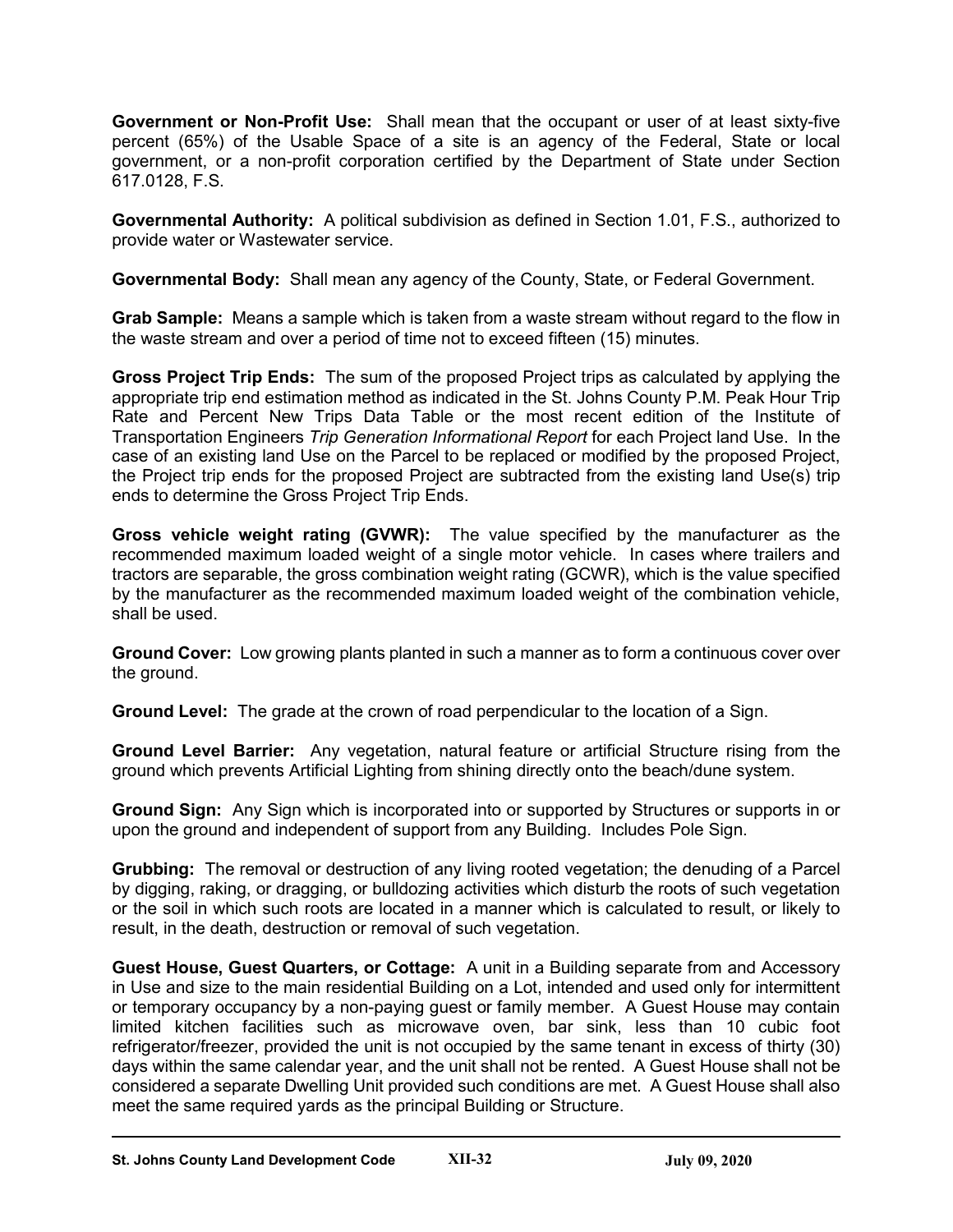**Government or Non-Profit Use:** Shall mean that the occupant or user of at least sixty-five percent (65%) of the Usable Space of a site is an agency of the Federal, State or local government, or a non-profit corporation certified by the Department of State under Section 617.0128, F.S.

**Governmental Authority:** A political subdivision as defined in Section 1.01, F.S., authorized to provide water or Wastewater service.

**Governmental Body:** Shall mean any agency of the County, State, or Federal Government.

**Grab Sample:** Means a sample which is taken from a waste stream without regard to the flow in the waste stream and over a period of time not to exceed fifteen (15) minutes.

**Gross Project Trip Ends:** The sum of the proposed Project trips as calculated by applying the appropriate trip end estimation method as indicated in the St. Johns County P.M. Peak Hour Trip Rate and Percent New Trips Data Table or the most recent edition of the Institute of Transportation Engineers *Trip Generation Informational Report* for each Project land Use. In the case of an existing land Use on the Parcel to be replaced or modified by the proposed Project, the Project trip ends for the proposed Project are subtracted from the existing land Use(s) trip ends to determine the Gross Project Trip Ends.

**Gross vehicle weight rating (GVWR):** The value specified by the manufacturer as the recommended maximum loaded weight of a single motor vehicle. In cases where trailers and tractors are separable, the gross combination weight rating (GCWR), which is the value specified by the manufacturer as the recommended maximum loaded weight of the combination vehicle, shall be used.

**Ground Cover:** Low growing plants planted in such a manner as to form a continuous cover over the ground.

**Ground Level:** The grade at the crown of road perpendicular to the location of a Sign.

**Ground Level Barrier:** Any vegetation, natural feature or artificial Structure rising from the ground which prevents Artificial Lighting from shining directly onto the beach/dune system.

**Ground Sign:** Any Sign which is incorporated into or supported by Structures or supports in or upon the ground and independent of support from any Building. Includes Pole Sign.

**Grubbing:** The removal or destruction of any living rooted vegetation; the denuding of a Parcel by digging, raking, or dragging, or bulldozing activities which disturb the roots of such vegetation or the soil in which such roots are located in a manner which is calculated to result, or likely to result, in the death, destruction or removal of such vegetation.

**Guest House, Guest Quarters, or Cottage:** A unit in a Building separate from and Accessory in Use and size to the main residential Building on a Lot, intended and used only for intermittent or temporary occupancy by a non-paying guest or family member. A Guest House may contain limited kitchen facilities such as microwave oven, bar sink, less than 10 cubic foot refrigerator/freezer, provided the unit is not occupied by the same tenant in excess of thirty (30) days within the same calendar year, and the unit shall not be rented. A Guest House shall not be considered a separate Dwelling Unit provided such conditions are met. A Guest House shall also meet the same required yards as the principal Building or Structure.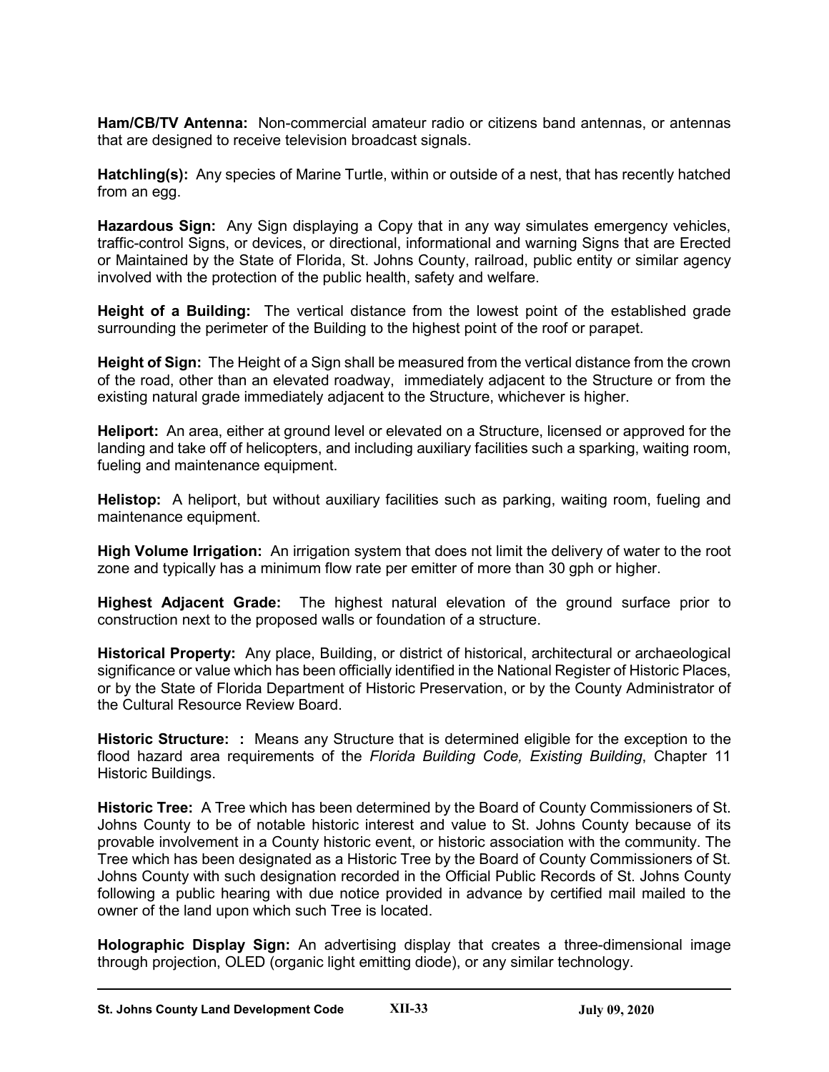**Ham/CB/TV Antenna:** Non-commercial amateur radio or citizens band antennas, or antennas that are designed to receive television broadcast signals.

**Hatchling(s):** Any species of Marine Turtle, within or outside of a nest, that has recently hatched from an egg.

**Hazardous Sign:** Any Sign displaying a Copy that in any way simulates emergency vehicles, traffic-control Signs, or devices, or directional, informational and warning Signs that are Erected or Maintained by the State of Florida, St. Johns County, railroad, public entity or similar agency involved with the protection of the public health, safety and welfare.

**Height of a Building:** The vertical distance from the lowest point of the established grade surrounding the perimeter of the Building to the highest point of the roof or parapet.

**Height of Sign:** The Height of a Sign shall be measured from the vertical distance from the crown of the road, other than an elevated roadway, immediately adjacent to the Structure or from the existing natural grade immediately adjacent to the Structure, whichever is higher.

**Heliport:** An area, either at ground level or elevated on a Structure, licensed or approved for the landing and take off of helicopters, and including auxiliary facilities such a sparking, waiting room, fueling and maintenance equipment.

**Helistop:** A heliport, but without auxiliary facilities such as parking, waiting room, fueling and maintenance equipment.

**High Volume Irrigation:** An irrigation system that does not limit the delivery of water to the root zone and typically has a minimum flow rate per emitter of more than 30 gph or higher.

**Highest Adjacent Grade:** The highest natural elevation of the ground surface prior to construction next to the proposed walls or foundation of a structure.

**Historical Property:** Any place, Building, or district of historical, architectural or archaeological significance or value which has been officially identified in the National Register of Historic Places, or by the State of Florida Department of Historic Preservation, or by the County Administrator of the Cultural Resource Review Board.

**Historic Structure: :** Means any Structure that is determined eligible for the exception to the flood hazard area requirements of the *Florida Building Code, Existing Building*, Chapter 11 Historic Buildings.

**Historic Tree:** A Tree which has been determined by the Board of County Commissioners of St. Johns County to be of notable historic interest and value to St. Johns County because of its provable involvement in a County historic event, or historic association with the community. The Tree which has been designated as a Historic Tree by the Board of County Commissioners of St. Johns County with such designation recorded in the Official Public Records of St. Johns County following a public hearing with due notice provided in advance by certified mail mailed to the owner of the land upon which such Tree is located.

**Holographic Display Sign:** An advertising display that creates a three-dimensional image through projection, OLED (organic light emitting diode), or any similar technology.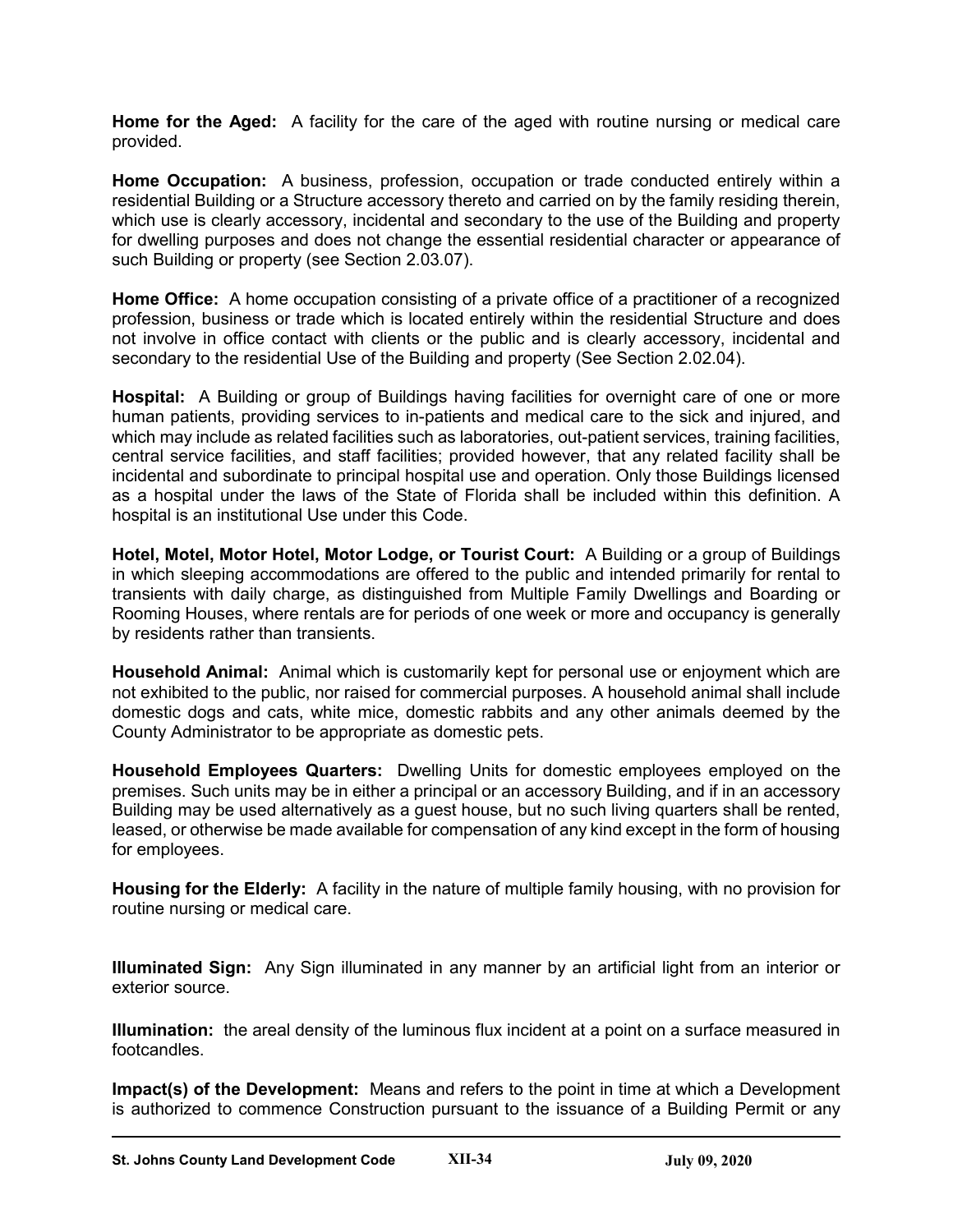**Home for the Aged:** A facility for the care of the aged with routine nursing or medical care provided.

**Home Occupation:** A business, profession, occupation or trade conducted entirely within a residential Building or a Structure accessory thereto and carried on by the family residing therein, which use is clearly accessory, incidental and secondary to the use of the Building and property for dwelling purposes and does not change the essential residential character or appearance of such Building or property (see Section 2.03.07).

**Home Office:** A home occupation consisting of a private office of a practitioner of a recognized profession, business or trade which is located entirely within the residential Structure and does not involve in office contact with clients or the public and is clearly accessory, incidental and secondary to the residential Use of the Building and property (See Section 2.02.04).

**Hospital:** A Building or group of Buildings having facilities for overnight care of one or more human patients, providing services to in-patients and medical care to the sick and injured, and which may include as related facilities such as laboratories, out-patient services, training facilities, central service facilities, and staff facilities; provided however, that any related facility shall be incidental and subordinate to principal hospital use and operation. Only those Buildings licensed as a hospital under the laws of the State of Florida shall be included within this definition. A hospital is an institutional Use under this Code.

**Hotel, Motel, Motor Hotel, Motor Lodge, or Tourist Court:** A Building or a group of Buildings in which sleeping accommodations are offered to the public and intended primarily for rental to transients with daily charge, as distinguished from Multiple Family Dwellings and Boarding or Rooming Houses, where rentals are for periods of one week or more and occupancy is generally by residents rather than transients.

**Household Animal:** Animal which is customarily kept for personal use or enjoyment which are not exhibited to the public, nor raised for commercial purposes. A household animal shall include domestic dogs and cats, white mice, domestic rabbits and any other animals deemed by the County Administrator to be appropriate as domestic pets.

**Household Employees Quarters:** Dwelling Units for domestic employees employed on the premises. Such units may be in either a principal or an accessory Building, and if in an accessory Building may be used alternatively as a guest house, but no such living quarters shall be rented, leased, or otherwise be made available for compensation of any kind except in the form of housing for employees.

**Housing for the Elderly:** A facility in the nature of multiple family housing, with no provision for routine nursing or medical care.

**Illuminated Sign:** Any Sign illuminated in any manner by an artificial light from an interior or exterior source.

**Illumination:** the areal density of the luminous flux incident at a point on a surface measured in footcandles.

**Impact(s) of the Development:** Means and refers to the point in time at which a Development is authorized to commence Construction pursuant to the issuance of a Building Permit or any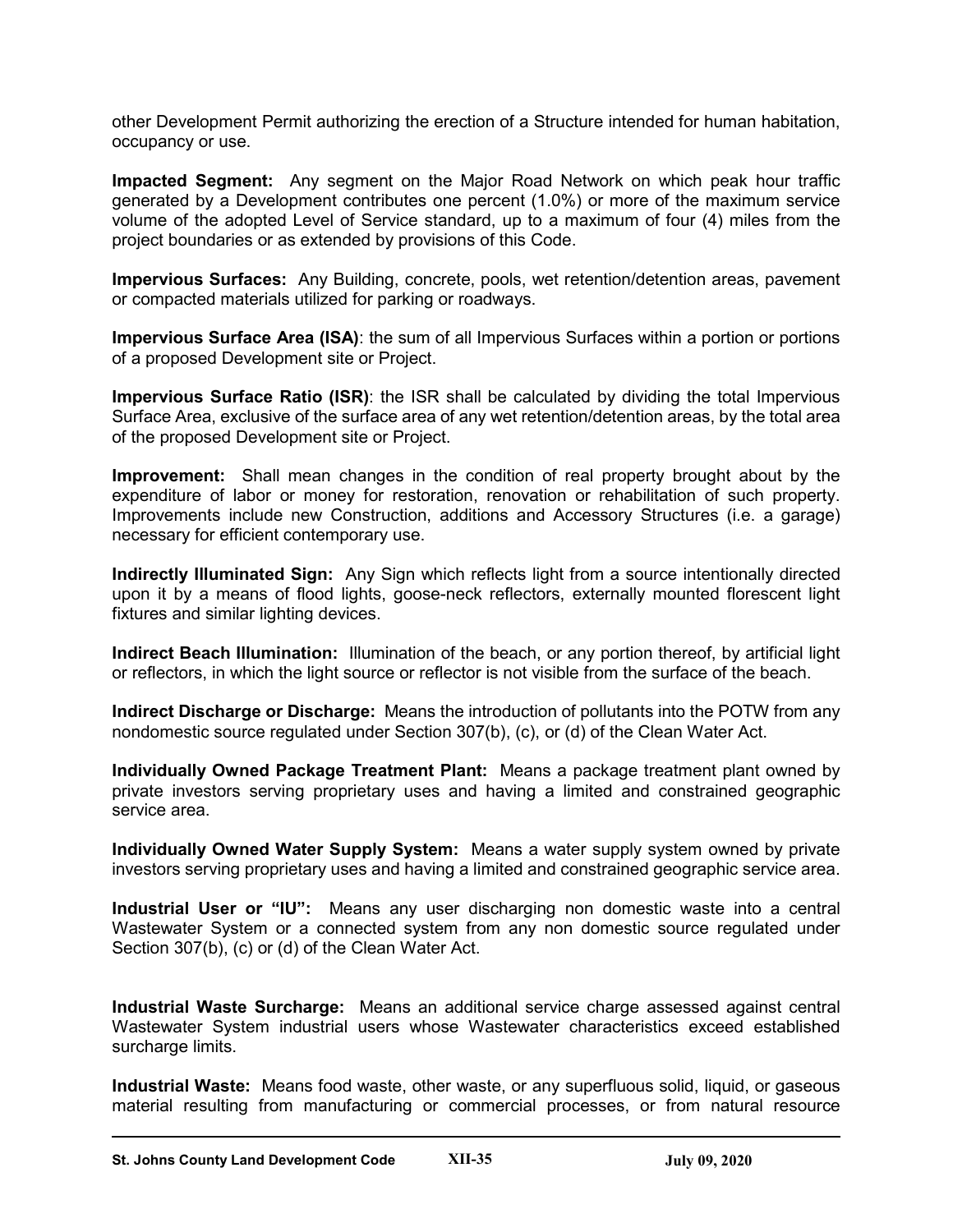other Development Permit authorizing the erection of a Structure intended for human habitation, occupancy or use.

**Impacted Segment:** Any segment on the Major Road Network on which peak hour traffic generated by a Development contributes one percent (1.0%) or more of the maximum service volume of the adopted Level of Service standard, up to a maximum of four (4) miles from the project boundaries or as extended by provisions of this Code.

**Impervious Surfaces:** Any Building, concrete, pools, wet retention/detention areas, pavement or compacted materials utilized for parking or roadways.

**Impervious Surface Area (ISA)**: the sum of all Impervious Surfaces within a portion or portions of a proposed Development site or Project.

**Impervious Surface Ratio (ISR)**: the ISR shall be calculated by dividing the total Impervious Surface Area, exclusive of the surface area of any wet retention/detention areas, by the total area of the proposed Development site or Project.

**Improvement:** Shall mean changes in the condition of real property brought about by the expenditure of labor or money for restoration, renovation or rehabilitation of such property. Improvements include new Construction, additions and Accessory Structures (i.e. a garage) necessary for efficient contemporary use.

**Indirectly Illuminated Sign:** Any Sign which reflects light from a source intentionally directed upon it by a means of flood lights, goose-neck reflectors, externally mounted florescent light fixtures and similar lighting devices.

**Indirect Beach Illumination:** Illumination of the beach, or any portion thereof, by artificial light or reflectors, in which the light source or reflector is not visible from the surface of the beach.

**Indirect Discharge or Discharge:** Means the introduction of pollutants into the POTW from any nondomestic source regulated under Section 307(b), (c), or (d) of the Clean Water Act.

**Individually Owned Package Treatment Plant:** Means a package treatment plant owned by private investors serving proprietary uses and having a limited and constrained geographic service area.

**Individually Owned Water Supply System:** Means a water supply system owned by private investors serving proprietary uses and having a limited and constrained geographic service area.

**Industrial User or "IU":** Means any user discharging non domestic waste into a central Wastewater System or a connected system from any non domestic source regulated under Section 307(b), (c) or (d) of the Clean Water Act.

**Industrial Waste Surcharge:** Means an additional service charge assessed against central Wastewater System industrial users whose Wastewater characteristics exceed established surcharge limits.

**Industrial Waste:** Means food waste, other waste, or any superfluous solid, liquid, or gaseous material resulting from manufacturing or commercial processes, or from natural resource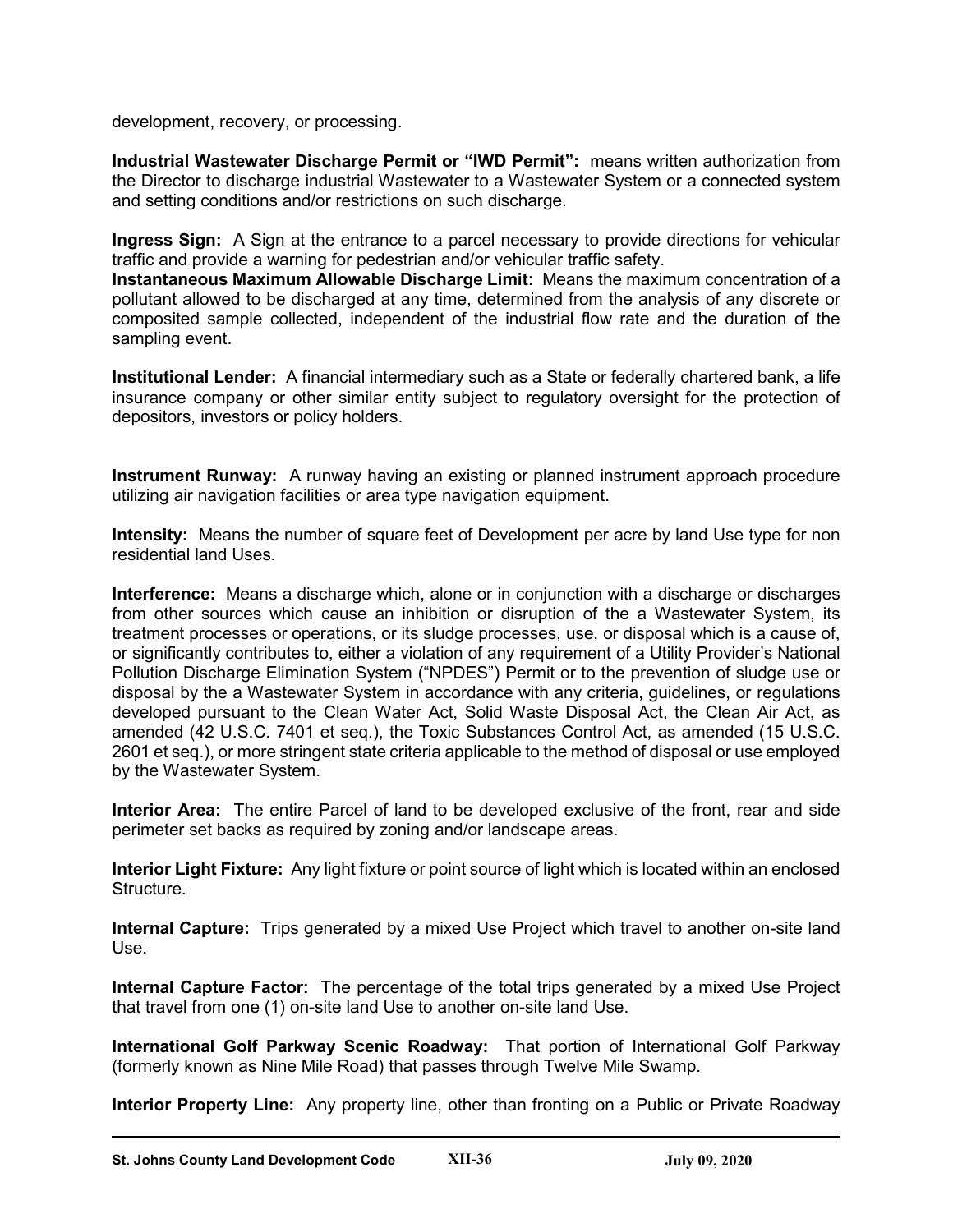development, recovery, or processing.

**Industrial Wastewater Discharge Permit or "IWD Permit":** means written authorization from the Director to discharge industrial Wastewater to a Wastewater System or a connected system and setting conditions and/or restrictions on such discharge.

**Ingress Sign:** A Sign at the entrance to a parcel necessary to provide directions for vehicular traffic and provide a warning for pedestrian and/or vehicular traffic safety.

**Instantaneous Maximum Allowable Discharge Limit:** Means the maximum concentration of a pollutant allowed to be discharged at any time, determined from the analysis of any discrete or composited sample collected, independent of the industrial flow rate and the duration of the sampling event.

**Institutional Lender:** A financial intermediary such as a State or federally chartered bank, a life insurance company or other similar entity subject to regulatory oversight for the protection of depositors, investors or policy holders.

**Instrument Runway:** A runway having an existing or planned instrument approach procedure utilizing air navigation facilities or area type navigation equipment.

**Intensity:** Means the number of square feet of Development per acre by land Use type for non residential land Uses.

**Interference:** Means a discharge which, alone or in conjunction with a discharge or discharges from other sources which cause an inhibition or disruption of the a Wastewater System, its treatment processes or operations, or its sludge processes, use, or disposal which is a cause of, or significantly contributes to, either a violation of any requirement of a Utility Provider's National Pollution Discharge Elimination System ("NPDES") Permit or to the prevention of sludge use or disposal by the a Wastewater System in accordance with any criteria, guidelines, or regulations developed pursuant to the Clean Water Act, Solid Waste Disposal Act, the Clean Air Act, as amended (42 U.S.C. 7401 et seq.), the Toxic Substances Control Act, as amended (15 U.S.C. 2601 et seq.), or more stringent state criteria applicable to the method of disposal or use employed by the Wastewater System.

**Interior Area:** The entire Parcel of land to be developed exclusive of the front, rear and side perimeter set backs as required by zoning and/or landscape areas.

**Interior Light Fixture:** Any light fixture or point source of light which is located within an enclosed Structure.

**Internal Capture:** Trips generated by a mixed Use Project which travel to another on-site land Use.

**Internal Capture Factor:** The percentage of the total trips generated by a mixed Use Project that travel from one (1) on-site land Use to another on-site land Use.

**International Golf Parkway Scenic Roadway:** That portion of International Golf Parkway (formerly known as Nine Mile Road) that passes through Twelve Mile Swamp.

**Interior Property Line:** Any property line, other than fronting on a Public or Private Roadway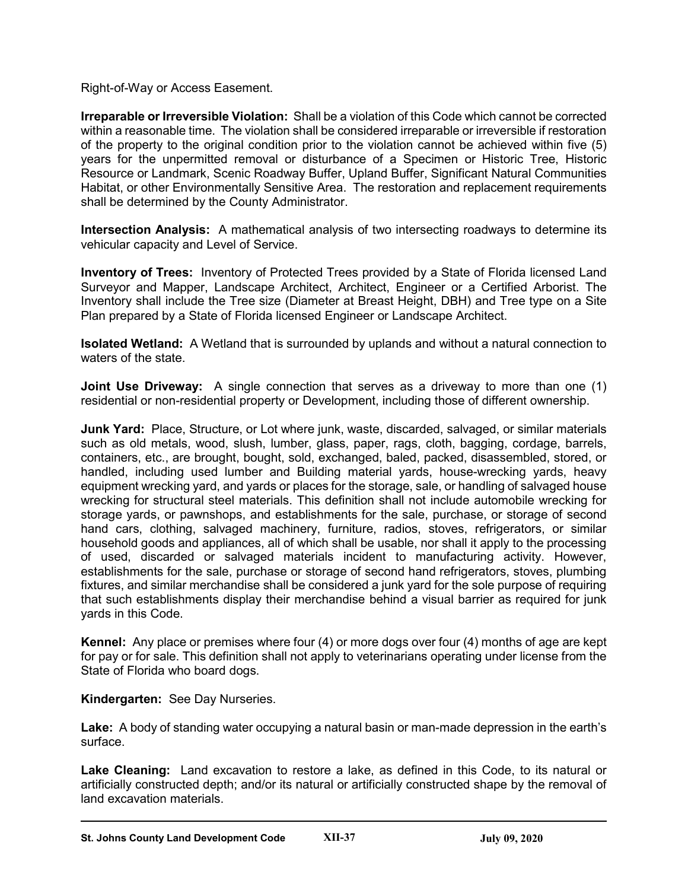Right-of-Way or Access Easement.

**Irreparable or Irreversible Violation:** Shall be a violation of this Code which cannot be corrected within a reasonable time. The violation shall be considered irreparable or irreversible if restoration of the property to the original condition prior to the violation cannot be achieved within five (5) years for the unpermitted removal or disturbance of a Specimen or Historic Tree, Historic Resource or Landmark, Scenic Roadway Buffer, Upland Buffer, Significant Natural Communities Habitat, or other Environmentally Sensitive Area. The restoration and replacement requirements shall be determined by the County Administrator.

**Intersection Analysis:** A mathematical analysis of two intersecting roadways to determine its vehicular capacity and Level of Service.

**Inventory of Trees:** Inventory of Protected Trees provided by a State of Florida licensed Land Surveyor and Mapper, Landscape Architect, Architect, Engineer or a Certified Arborist. The Inventory shall include the Tree size (Diameter at Breast Height, DBH) and Tree type on a Site Plan prepared by a State of Florida licensed Engineer or Landscape Architect.

**Isolated Wetland:** A Wetland that is surrounded by uplands and without a natural connection to waters of the state.

**Joint Use Driveway:** A single connection that serves as a driveway to more than one (1) residential or non-residential property or Development, including those of different ownership.

**Junk Yard:** Place, Structure, or Lot where junk, waste, discarded, salvaged, or similar materials such as old metals, wood, slush, lumber, glass, paper, rags, cloth, bagging, cordage, barrels, containers, etc., are brought, bought, sold, exchanged, baled, packed, disassembled, stored, or handled, including used lumber and Building material yards, house-wrecking yards, heavy equipment wrecking yard, and yards or places for the storage, sale, or handling of salvaged house wrecking for structural steel materials. This definition shall not include automobile wrecking for storage yards, or pawnshops, and establishments for the sale, purchase, or storage of second hand cars, clothing, salvaged machinery, furniture, radios, stoves, refrigerators, or similar household goods and appliances, all of which shall be usable, nor shall it apply to the processing of used, discarded or salvaged materials incident to manufacturing activity. However, establishments for the sale, purchase or storage of second hand refrigerators, stoves, plumbing fixtures, and similar merchandise shall be considered a junk yard for the sole purpose of requiring that such establishments display their merchandise behind a visual barrier as required for junk yards in this Code.

**Kennel:** Any place or premises where four (4) or more dogs over four (4) months of age are kept for pay or for sale. This definition shall not apply to veterinarians operating under license from the State of Florida who board dogs.

**Kindergarten:** See Day Nurseries.

**Lake:** A body of standing water occupying a natural basin or man-made depression in the earth's surface.

**Lake Cleaning:** Land excavation to restore a lake, as defined in this Code, to its natural or artificially constructed depth; and/or its natural or artificially constructed shape by the removal of land excavation materials.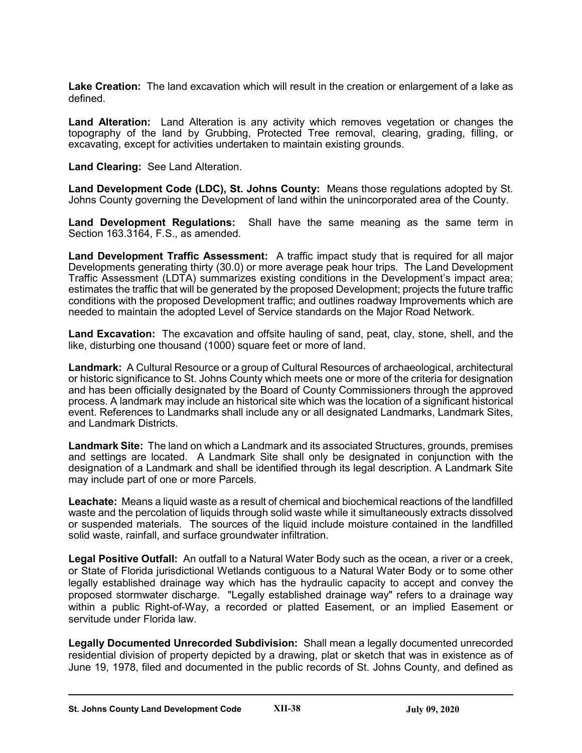**Lake Creation:** The land excavation which will result in the creation or enlargement of a lake as defined.

**Land Alteration:** Land Alteration is any activity which removes vegetation or changes the topography of the land by Grubbing, Protected Tree removal, clearing, grading, filling, or excavating, except for activities undertaken to maintain existing grounds.

**Land Clearing:** See Land Alteration.

**Land Development Code (LDC), St. Johns County:** Means those regulations adopted by St. Johns County governing the Development of land within the unincorporated area of the County.

**Land Development Regulations:** Shall have the same meaning as the same term in Section 163.3164, F.S., as amended.

**Land Development Traffic Assessment:** A traffic impact study that is required for all major Developments generating thirty (30.0) or more average peak hour trips. The Land Development Traffic Assessment (LDTA) summarizes existing conditions in the Development's impact area; estimates the traffic that will be generated by the proposed Development; projects the future traffic conditions with the proposed Development traffic; and outlines roadway Improvements which are needed to maintain the adopted Level of Service standards on the Major Road Network.

**Land Excavation:** The excavation and offsite hauling of sand, peat, clay, stone, shell, and the like, disturbing one thousand (1000) square feet or more of land.

**Landmark:** A Cultural Resource or a group of Cultural Resources of archaeological, architectural or historic significance to St. Johns County which meets one or more of the criteria for designation and has been officially designated by the Board of County Commissioners through the approved process. A landmark may include an historical site which was the location of a significant historical event. References to Landmarks shall include any or all designated Landmarks, Landmark Sites, and Landmark Districts.

**Landmark Site:** The land on which a Landmark and its associated Structures, grounds, premises and settings are located. A Landmark Site shall only be designated in conjunction with the designation of a Landmark and shall be identified through its legal description. A Landmark Site may include part of one or more Parcels.

**Leachate:** Means a liquid waste as a result of chemical and biochemical reactions of the landfilled waste and the percolation of liquids through solid waste while it simultaneously extracts dissolved or suspended materials. The sources of the liquid include moisture contained in the landfilled solid waste, rainfall, and surface groundwater infiltration.

**Legal Positive Outfall:** An outfall to a Natural Water Body such as the ocean, a river or a creek, or State of Florida jurisdictional Wetlands contiguous to a Natural Water Body or to some other legally established drainage way which has the hydraulic capacity to accept and convey the proposed stormwater discharge. "Legally established drainage way" refers to a drainage way within a public Right-of-Way, a recorded or platted Easement, or an implied Easement or servitude under Florida law.

**Legally Documented Unrecorded Subdivision:** Shall mean a legally documented unrecorded residential division of property depicted by a drawing, plat or sketch that was in existence as of June 19, 1978, filed and documented in the public records of St. Johns County, and defined as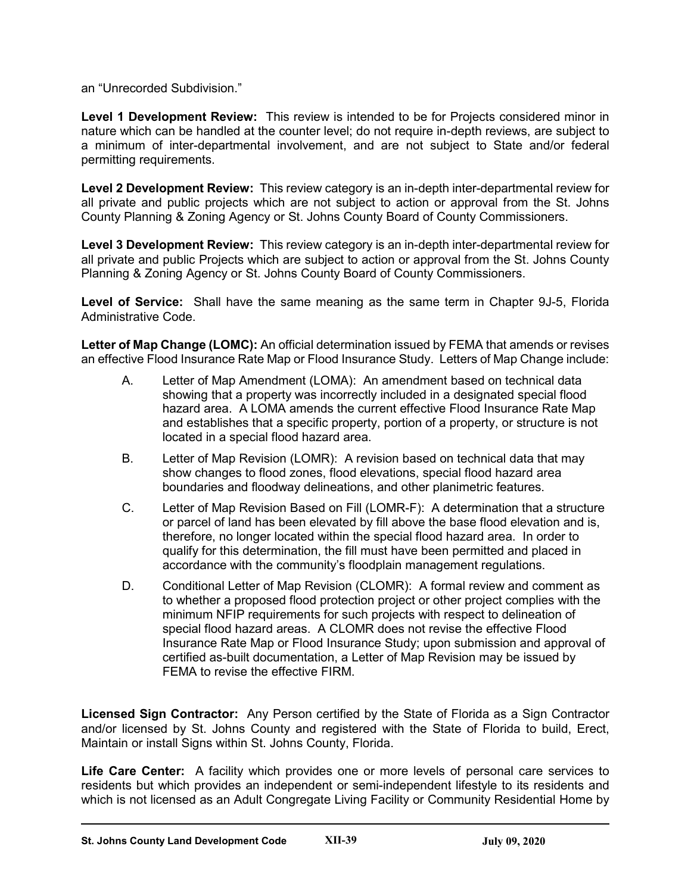an “Unrecorded Subdivision.”

**Level 1 Development Review:** This review is intended to be for Projects considered minor in nature which can be handled at the counter level; do not require in-depth reviews, are subject to a minimum of inter-departmental involvement, and are not subject to State and/or federal permitting requirements.

**Level 2 Development Review:** This review category is an in-depth inter-departmental review for all private and public projects which are not subject to action or approval from the St. Johns County Planning & Zoning Agency or St. Johns County Board of County Commissioners.

**Level 3 Development Review:** This review category is an in-depth inter-departmental review for all private and public Projects which are subject to action or approval from the St. Johns County Planning & Zoning Agency or St. Johns County Board of County Commissioners.

**Level of Service:** Shall have the same meaning as the same term in Chapter 9J-5, Florida Administrative Code.

**Letter of Map Change (LOMC):** An official determination issued by FEMA that amends or revises an effective Flood Insurance Rate Map or Flood Insurance Study. Letters of Map Change include:

A. Letter of Map Amendment (LOMA): An amendment based on technical data showing that a property was incorrectly included in a designated special flood hazard area. A LOMA amends the current effective Flood Insurance Rate Map and establishes that a specific property, portion of a property, or structure is not located in a special flood hazard area.

B. Letter of Map Revision (LOMR): A revision based on technical data that may show changes to flood zones, flood elevations, special flood hazard area boundaries and floodway delineations, and other planimetric features.

C. Letter of Map Revision Based on Fill (LOMR-F): A determination that a structure or parcel of land has been elevated by fill above the base flood elevation and is, therefore, no longer located within the special flood hazard area. In order to qualify for this determination, the fill must have been permitted and placed in accordance with the community’s floodplain management regulations.

D. Conditional Letter of Map Revision (CLOMR): A formal review and comment as to whether a proposed flood protection project or other project complies with the minimum NFIP requirements for such projects with respect to delineation of special flood hazard areas. A CLOMR does not revise the effective Flood Insurance Rate Map or Flood Insurance Study; upon submission and approval of certified as-built documentation, a Letter of Map Revision may be issued by FEMA to revise the effective FIRM.

**Licensed Sign Contractor:** Any Person certified by the State of Florida as a Sign Contractor and/or licensed by St. Johns County and registered with the State of Florida to build, Erect, Maintain or install Signs within St. Johns County, Florida.

**Life Care Center:** A facility which provides one or more levels of personal care services to residents but which provides an independent or semi-independent lifestyle to its residents and which is not licensed as an Adult Congregate Living Facility or Community Residential Home by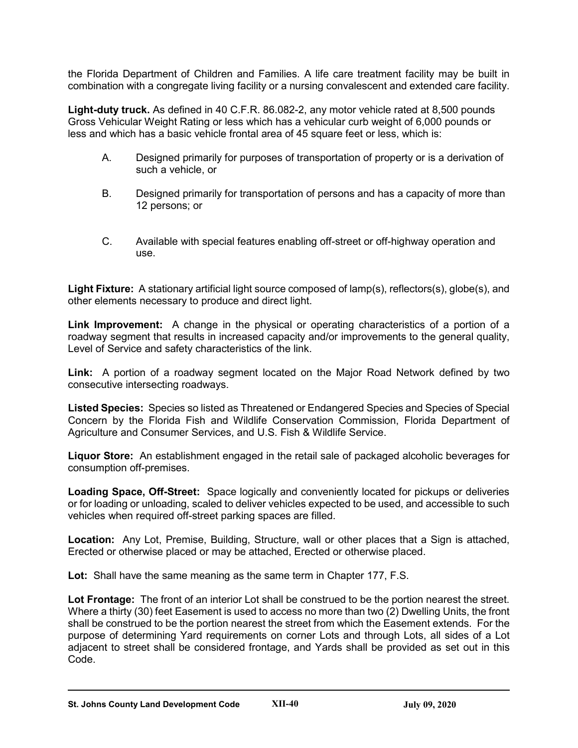the Florida Department of Children and Families. A life care treatment facility may be built in combination with a congregate living facility or a nursing convalescent and extended care facility.

**Light-duty truck.** As defined in 40 C.F.R. 86.082-2, any motor vehicle rated at 8,500 pounds Gross Vehicular Weight Rating or less which has a vehicular curb weight of 6,000 pounds or less and which has a basic vehicle frontal area of 45 square feet or less, which is:

A. Designed primarily for purposes of transportation of property or is a derivation of such a vehicle, or

B. Designed primarily for transportation of persons and has a capacity of more than 12 persons; or

C. Available with special features enabling off-street or off-highway operation and use.

**Light Fixture:** A stationary artificial light source composed of lamp(s), reflectors(s), globe(s), and other elements necessary to produce and direct light.

**Link Improvement:** A change in the physical or operating characteristics of a portion of a roadway segment that results in increased capacity and/or improvements to the general quality, Level of Service and safety characteristics of the link.

**Link:** A portion of a roadway segment located on the Major Road Network defined by two consecutive intersecting roadways.

**Listed Species:** Species so listed as Threatened or Endangered Species and Species of Special Concern by the Florida Fish and Wildlife Conservation Commission, Florida Department of Agriculture and Consumer Services, and U.S. Fish & Wildlife Service.

**Liquor Store:** An establishment engaged in the retail sale of packaged alcoholic beverages for consumption off-premises.

**Loading Space, Off-Street:** Space logically and conveniently located for pickups or deliveries or for loading or unloading, scaled to deliver vehicles expected to be used, and accessible to such vehicles when required off-street parking spaces are filled.

**Location:** Any Lot, Premise, Building, Structure, wall or other places that a Sign is attached, Erected or otherwise placed or may be attached, Erected or otherwise placed.

**Lot:** Shall have the same meaning as the same term in Chapter 177, F.S.

**Lot Frontage:** The front of an interior Lot shall be construed to be the portion nearest the street. Where a thirty (30) feet Easement is used to access no more than two (2) Dwelling Units, the front shall be construed to be the portion nearest the street from which the Easement extends. For the purpose of determining Yard requirements on corner Lots and through Lots, all sides of a Lot adjacent to street shall be considered frontage, and Yards shall be provided as set out in this Code.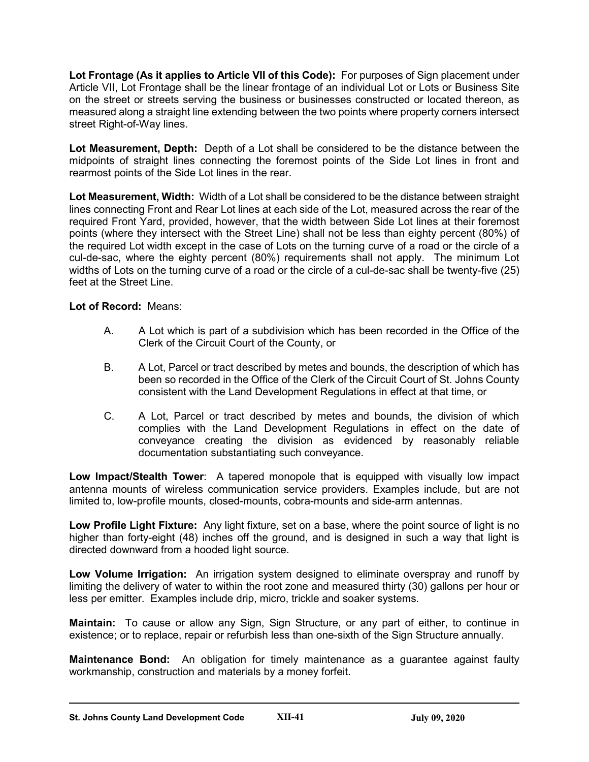**Lot Frontage (As it applies to Article VII of this Code):** For purposes of Sign placement under Article VII, Lot Frontage shall be the linear frontage of an individual Lot or Lots or Business Site on the street or streets serving the business or businesses constructed or located thereon, as measured along a straight line extending between the two points where property corners intersect street Right-of-Way lines.

**Lot Measurement, Depth:** Depth of a Lot shall be considered to be the distance between the midpoints of straight lines connecting the foremost points of the Side Lot lines in front and rearmost points of the Side Lot lines in the rear.

**Lot Measurement, Width:** Width of a Lot shall be considered to be the distance between straight lines connecting Front and Rear Lot lines at each side of the Lot, measured across the rear of the required Front Yard, provided, however, that the width between Side Lot lines at their foremost points (where they intersect with the Street Line) shall not be less than eighty percent (80%) of the required Lot width except in the case of Lots on the turning curve of a road or the circle of a cul-de-sac, where the eighty percent (80%) requirements shall not apply. The minimum Lot widths of Lots on the turning curve of a road or the circle of a cul-de-sac shall be twenty-five (25) feet at the Street Line.

**Lot of Record:** Means:

A. A Lot which is part of a subdivision which has been recorded in the Office of the Clerk of the Circuit Court of the County, or

B. A Lot, Parcel or tract described by metes and bounds, the description of which has been so recorded in the Office of the Clerk of the Circuit Court of St. Johns County consistent with the Land Development Regulations in effect at that time, or

C. A Lot, Parcel or tract described by metes and bounds, the division of which complies with the Land Development Regulations in effect on the date of conveyance creating the division as evidenced by reasonably reliable documentation substantiating such conveyance.

**Low Impact/Stealth Tower**: A tapered monopole that is equipped with visually low impact antenna mounts of wireless communication service providers. Examples include, but are not limited to, low-profile mounts, closed-mounts, cobra-mounts and side-arm antennas.

**Low Profile Light Fixture:** Any light fixture, set on a base, where the point source of light is no higher than forty-eight (48) inches off the ground, and is designed in such a way that light is directed downward from a hooded light source.

**Low Volume Irrigation:** An irrigation system designed to eliminate overspray and runoff by limiting the delivery of water to within the root zone and measured thirty (30) gallons per hour or less per emitter. Examples include drip, micro, trickle and soaker systems.

**Maintain:** To cause or allow any Sign, Sign Structure, or any part of either, to continue in existence; or to replace, repair or refurbish less than one-sixth of the Sign Structure annually.

**Maintenance Bond:** An obligation for timely maintenance as a guarantee against faulty workmanship, construction and materials by a money forfeit.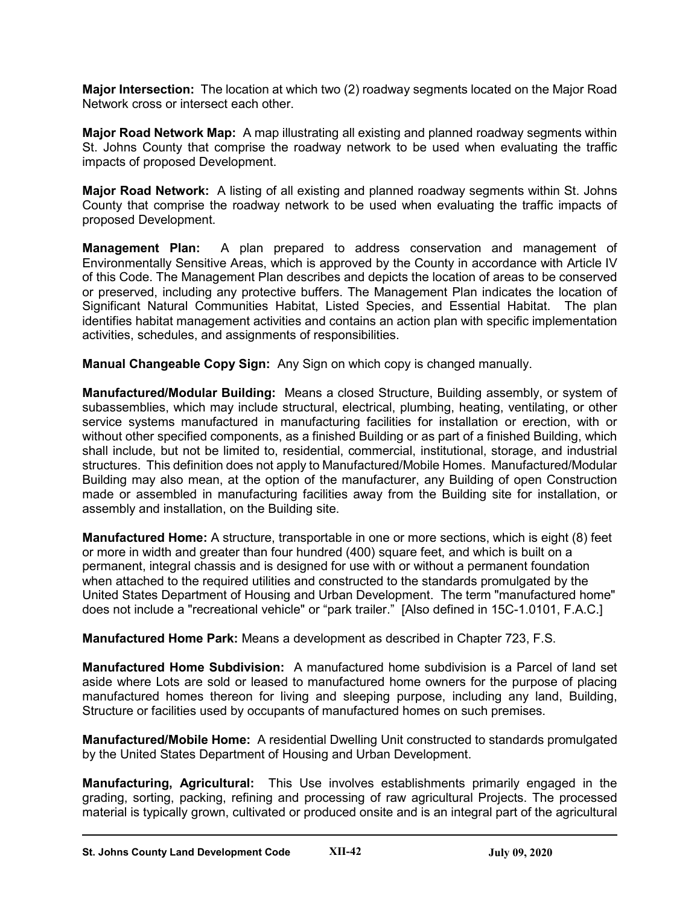**Major Intersection:** The location at which two (2) roadway segments located on the Major Road Network cross or intersect each other.

**Major Road Network Map:** A map illustrating all existing and planned roadway segments within St. Johns County that comprise the roadway network to be used when evaluating the traffic impacts of proposed Development.

**Major Road Network:** A listing of all existing and planned roadway segments within St. Johns County that comprise the roadway network to be used when evaluating the traffic impacts of proposed Development.

**Management Plan:** A plan prepared to address conservation and management of Environmentally Sensitive Areas, which is approved by the County in accordance with Article IV of this Code. The Management Plan describes and depicts the location of areas to be conserved or preserved, including any protective buffers. The Management Plan indicates the location of Significant Natural Communities Habitat, Listed Species, and Essential Habitat. The plan identifies habitat management activities and contains an action plan with specific implementation activities, schedules, and assignments of responsibilities.

**Manual Changeable Copy Sign:** Any Sign on which copy is changed manually.

**Manufactured/Modular Building:** Means a closed Structure, Building assembly, or system of subassemblies, which may include structural, electrical, plumbing, heating, ventilating, or other service systems manufactured in manufacturing facilities for installation or erection, with or without other specified components, as a finished Building or as part of a finished Building, which shall include, but not be limited to, residential, commercial, institutional, storage, and industrial structures. This definition does not apply to Manufactured/Mobile Homes. Manufactured/Modular Building may also mean, at the option of the manufacturer, any Building of open Construction made or assembled in manufacturing facilities away from the Building site for installation, or assembly and installation, on the Building site.

**Manufactured Home:** A structure, transportable in one or more sections, which is eight (8) feet or more in width and greater than four hundred (400) square feet, and which is built on a permanent, integral chassis and is designed for use with or without a permanent foundation when attached to the required utilities and constructed to the standards promulgated by the United States Department of Housing and Urban Development. The term "manufactured home" does not include a "recreational vehicle" or "park trailer." [Also defined in 15C-1.0101, F.A.C.]

**Manufactured Home Park:** Means a development as described in Chapter 723, F.S.

**Manufactured Home Subdivision:** A manufactured home subdivision is a Parcel of land set aside where Lots are sold or leased to manufactured home owners for the purpose of placing manufactured homes thereon for living and sleeping purpose, including any land, Building, Structure or facilities used by occupants of manufactured homes on such premises.

**Manufactured/Mobile Home:** A residential Dwelling Unit constructed to standards promulgated by the United States Department of Housing and Urban Development.

**Manufacturing, Agricultural:** This Use involves establishments primarily engaged in the grading, sorting, packing, refining and processing of raw agricultural Projects. The processed material is typically grown, cultivated or produced onsite and is an integral part of the agricultural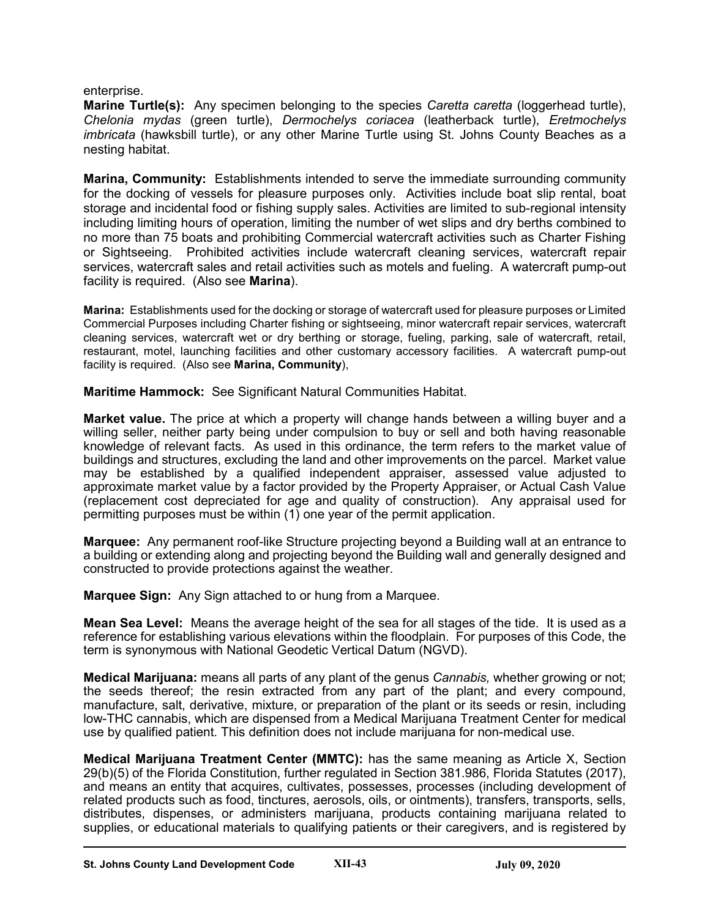enterprise.

**Marine Turtle(s):** Any specimen belonging to the species *Caretta caretta* (loggerhead turtle), *Chelonia mydas* (green turtle), *Dermochelys coriacea* (leatherback turtle), *Eretmochelys imbricata* (hawksbill turtle), or any other Marine Turtle using St. Johns County Beaches as a nesting habitat.

**Marina, Community:** Establishments intended to serve the immediate surrounding community for the docking of vessels for pleasure purposes only. Activities include boat slip rental, boat storage and incidental food or fishing supply sales. Activities are limited to sub-regional intensity including limiting hours of operation, limiting the number of wet slips and dry berths combined to no more than 75 boats and prohibiting Commercial watercraft activities such as Charter Fishing or Sightseeing. Prohibited activities include watercraft cleaning services, watercraft repair services, watercraft sales and retail activities such as motels and fueling. A watercraft pump-out facility is required. (Also see **Marina**).

**Marina:** Establishments used for the docking or storage of watercraft used for pleasure purposes or Limited Commercial Purposes including Charter fishing or sightseeing, minor watercraft repair services, watercraft cleaning services, watercraft wet or dry berthing or storage, fueling, parking, sale of watercraft, retail, restaurant, motel, launching facilities and other customary accessory facilities. A watercraft pump-out facility is required. (Also see **Marina, Community**),

**Maritime Hammock:** See Significant Natural Communities Habitat.

**Market value.** The price at which a property will change hands between a willing buyer and a willing seller, neither party being under compulsion to buy or sell and both having reasonable knowledge of relevant facts. As used in this ordinance, the term refers to the market value of buildings and structures, excluding the land and other improvements on the parcel. Market value may be established by a qualified independent appraiser, assessed value adjusted to approximate market value by a factor provided by the Property Appraiser, or Actual Cash Value (replacement cost depreciated for age and quality of construction). Any appraisal used for permitting purposes must be within (1) one year of the permit application.

**Marquee:** Any permanent roof-like Structure projecting beyond a Building wall at an entrance to a building or extending along and projecting beyond the Building wall and generally designed and constructed to provide protections against the weather.

**Marquee Sign:** Any Sign attached to or hung from a Marquee.

**Mean Sea Level:** Means the average height of the sea for all stages of the tide. It is used as a reference for establishing various elevations within the floodplain. For purposes of this Code, the term is synonymous with National Geodetic Vertical Datum (NGVD).

**Medical Marijuana:** means all parts of any plant of the genus *Cannabis,* whether growing or not; the seeds thereof; the resin extracted from any part of the plant; and every compound, manufacture, salt, derivative, mixture, or preparation of the plant or its seeds or resin, including low-THC cannabis, which are dispensed from a Medical Marijuana Treatment Center for medical use by qualified patient. This definition does not include marijuana for non-medical use.

**Medical Marijuana Treatment Center (MMTC):** has the same meaning as Article X, Section 29(b)(5) of the Florida Constitution, further regulated in Section 381.986, Florida Statutes (2017), and means an entity that acquires, cultivates, possesses, processes (including development of related products such as food, tinctures, aerosols, oils, or ointments), transfers, transports, sells, distributes, dispenses, or administers marijuana, products containing marijuana related to supplies, or educational materials to qualifying patients or their caregivers, and is registered by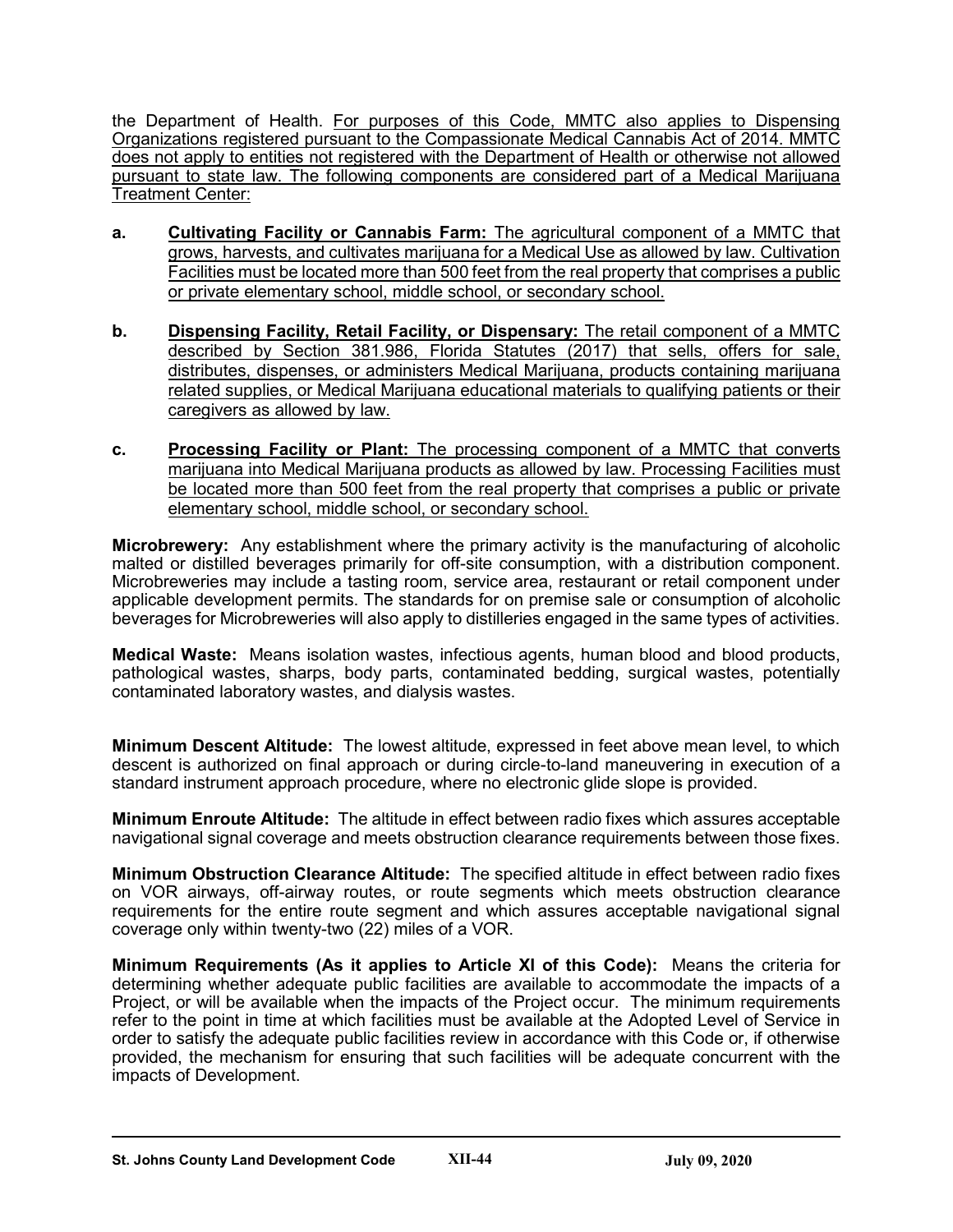the Department of Health. For purposes of this Code, MMTC also applies to Dispensing Organizations registered pursuant to the Compassionate Medical Cannabis Act of 2014. MMTC does not apply to entities not registered with the Department of Health or otherwise not allowed pursuant to state law. The following components are considered part of a Medical Marijuana Treatment Center:

**a.** **Cultivating Facility or Cannabis Farm:** The agricultural component of a MMTC that grows, harvests, and cultivates marijuana for a Medical Use as allowed by law. Cultivation Facilities must be located more than 500 feet from the real property that comprises a public or private elementary school, middle school, or secondary school.

**b.** **Dispensing Facility, Retail Facility, or Dispensary:** The retail component of a MMTC described by Section 381.986, Florida Statutes (2017) that sells, offers for sale, distributes, dispenses, or administers Medical Marijuana, products containing marijuana related supplies, or Medical Marijuana educational materials to qualifying patients or their caregivers as allowed by law.

**c.** **Processing Facility or Plant:** The processing component of a MMTC that converts marijuana into Medical Marijuana products as allowed by law. Processing Facilities must be located more than 500 feet from the real property that comprises a public or private elementary school, middle school, or secondary school.

**Microbrewery:** Any establishment where the primary activity is the manufacturing of alcoholic malted or distilled beverages primarily for off-site consumption, with a distribution component. Microbreweries may include a tasting room, service area, restaurant or retail component under applicable development permits. The standards for on premise sale or consumption of alcoholic beverages for Microbreweries will also apply to distilleries engaged in the same types of activities.

**Medical Waste:** Means isolation wastes, infectious agents, human blood and blood products, pathological wastes, sharps, body parts, contaminated bedding, surgical wastes, potentially contaminated laboratory wastes, and dialysis wastes.

**Minimum Descent Altitude:** The lowest altitude, expressed in feet above mean level, to which descent is authorized on final approach or during circle-to-land maneuvering in execution of a standard instrument approach procedure, where no electronic glide slope is provided.

**Minimum Enroute Altitude:** The altitude in effect between radio fixes which assures acceptable navigational signal coverage and meets obstruction clearance requirements between those fixes.

**Minimum Obstruction Clearance Altitude:** The specified altitude in effect between radio fixes on VOR airways, off-airway routes, or route segments which meets obstruction clearance requirements for the entire route segment and which assures acceptable navigational signal coverage only within twenty-two (22) miles of a VOR.

**Minimum Requirements (As it applies to Article XI of this Code):** Means the criteria for determining whether adequate public facilities are available to accommodate the impacts of a Project, or will be available when the impacts of the Project occur. The minimum requirements refer to the point in time at which facilities must be available at the Adopted Level of Service in order to satisfy the adequate public facilities review in accordance with this Code or, if otherwise provided, the mechanism for ensuring that such facilities will be adequate concurrent with the impacts of Development.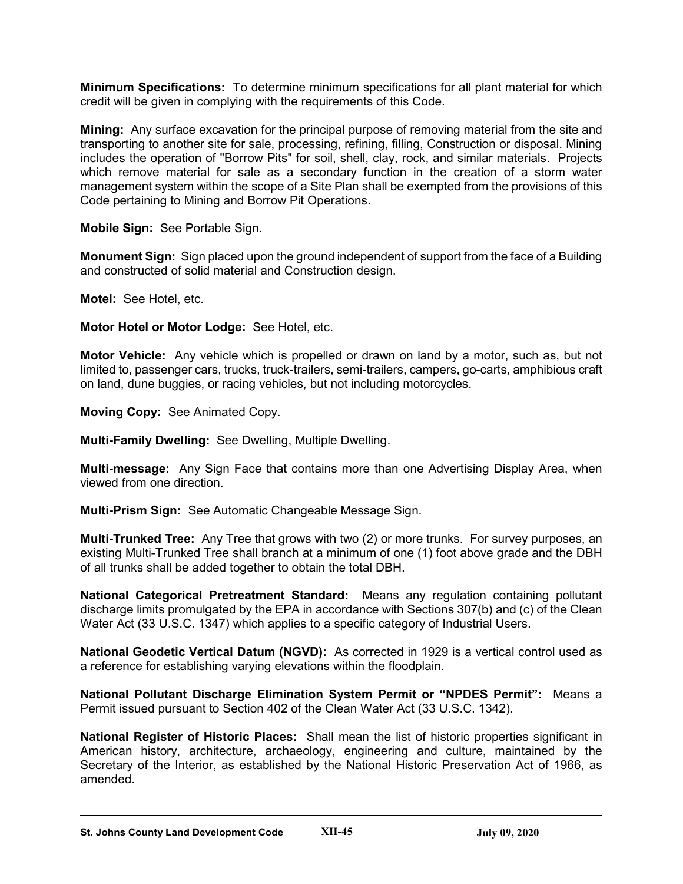**Minimum Specifications:** To determine minimum specifications for all plant material for which credit will be given in complying with the requirements of this Code.

**Mining:** Any surface excavation for the principal purpose of removing material from the site and transporting to another site for sale, processing, refining, filling, Construction or disposal. Mining includes the operation of "Borrow Pits" for soil, shell, clay, rock, and similar materials. Projects which remove material for sale as a secondary function in the creation of a storm water management system within the scope of a Site Plan shall be exempted from the provisions of this Code pertaining to Mining and Borrow Pit Operations.

**Mobile Sign:** See Portable Sign.

**Monument Sign:** Sign placed upon the ground independent of support from the face of a Building and constructed of solid material and Construction design.

**Motel:** See Hotel, etc.

**Motor Hotel or Motor Lodge:** See Hotel, etc.

**Motor Vehicle:** Any vehicle which is propelled or drawn on land by a motor, such as, but not limited to, passenger cars, trucks, truck-trailers, semi-trailers, campers, go-carts, amphibious craft on land, dune buggies, or racing vehicles, but not including motorcycles.

**Moving Copy:** See Animated Copy.

**Multi-Family Dwelling:** See Dwelling, Multiple Dwelling.

**Multi-message:** Any Sign Face that contains more than one Advertising Display Area, when viewed from one direction.

**Multi-Prism Sign:** See Automatic Changeable Message Sign.

**Multi-Trunked Tree:** Any Tree that grows with two (2) or more trunks. For survey purposes, an existing Multi-Trunked Tree shall branch at a minimum of one (1) foot above grade and the DBH of all trunks shall be added together to obtain the total DBH.

**National Categorical Pretreatment Standard:** Means any regulation containing pollutant discharge limits promulgated by the EPA in accordance with Sections 307(b) and (c) of the Clean Water Act (33 U.S.C. 1347) which applies to a specific category of Industrial Users.

**National Geodetic Vertical Datum (NGVD):** As corrected in 1929 is a vertical control used as a reference for establishing varying elevations within the floodplain.

**National Pollutant Discharge Elimination System Permit or "NPDES Permit":** Means a Permit issued pursuant to Section 402 of the Clean Water Act (33 U.S.C. 1342).

**National Register of Historic Places:** Shall mean the list of historic properties significant in American history, architecture, archaeology, engineering and culture, maintained by the Secretary of the Interior, as established by the National Historic Preservation Act of 1966, as amended.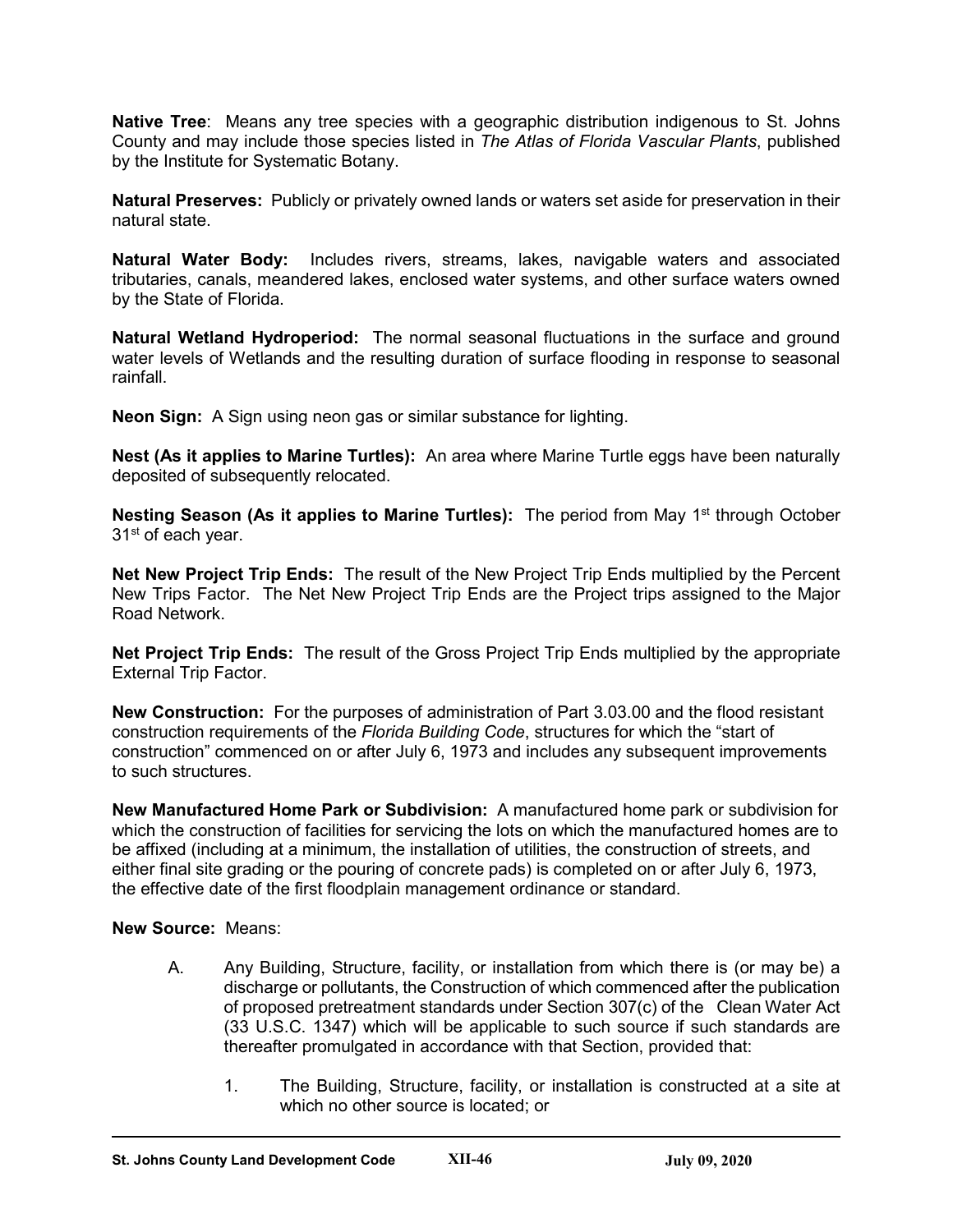**Native Tree**: Means any tree species with a geographic distribution indigenous to St. Johns County and may include those species listed in *The Atlas of Florida Vascular Plants*, published by the Institute for Systematic Botany.

**Natural Preserves:** Publicly or privately owned lands or waters set aside for preservation in their natural state.

**Natural Water Body:** Includes rivers, streams, lakes, navigable waters and associated tributaries, canals, meandered lakes, enclosed water systems, and other surface waters owned by the State of Florida.

**Natural Wetland Hydroperiod:** The normal seasonal fluctuations in the surface and ground water levels of Wetlands and the resulting duration of surface flooding in response to seasonal rainfall.

**Neon Sign:** A Sign using neon gas or similar substance for lighting.

**Nest (As it applies to Marine Turtles):** An area where Marine Turtle eggs have been naturally deposited of subsequently relocated.

**Nesting Season (As it applies to Marine Turtles):** The period from May 1st through October 31st of each year.

**Net New Project Trip Ends:** The result of the New Project Trip Ends multiplied by the Percent New Trips Factor. The Net New Project Trip Ends are the Project trips assigned to the Major Road Network.

**Net Project Trip Ends:** The result of the Gross Project Trip Ends multiplied by the appropriate External Trip Factor.

**New Construction:** For the purposes of administration of Part 3.03.00 and the flood resistant construction requirements of the *Florida Building Code*, structures for which the "start of construction" commenced on or after July 6, 1973 and includes any subsequent improvements to such structures.

**New Manufactured Home Park or Subdivision:** A manufactured home park or subdivision for which the construction of facilities for servicing the lots on which the manufactured homes are to be affixed (including at a minimum, the installation of utilities, the construction of streets, and either final site grading or the pouring of concrete pads) is completed on or after July 6, 1973, the effective date of the first floodplain management ordinance or standard.

**New Source:** Means:

A. Any Building, Structure, facility, or installation from which there is (or may be) a discharge or pollutants, the Construction of which commenced after the publication of proposed pretreatment standards under Section 307(c) of the Clean Water Act (33 U.S.C. 1347) which will be applicable to such source if such standards are thereafter promulgated in accordance with that Section, provided that:

   1. The Building, Structure, facility, or installation is constructed at a site at which no other source is located; or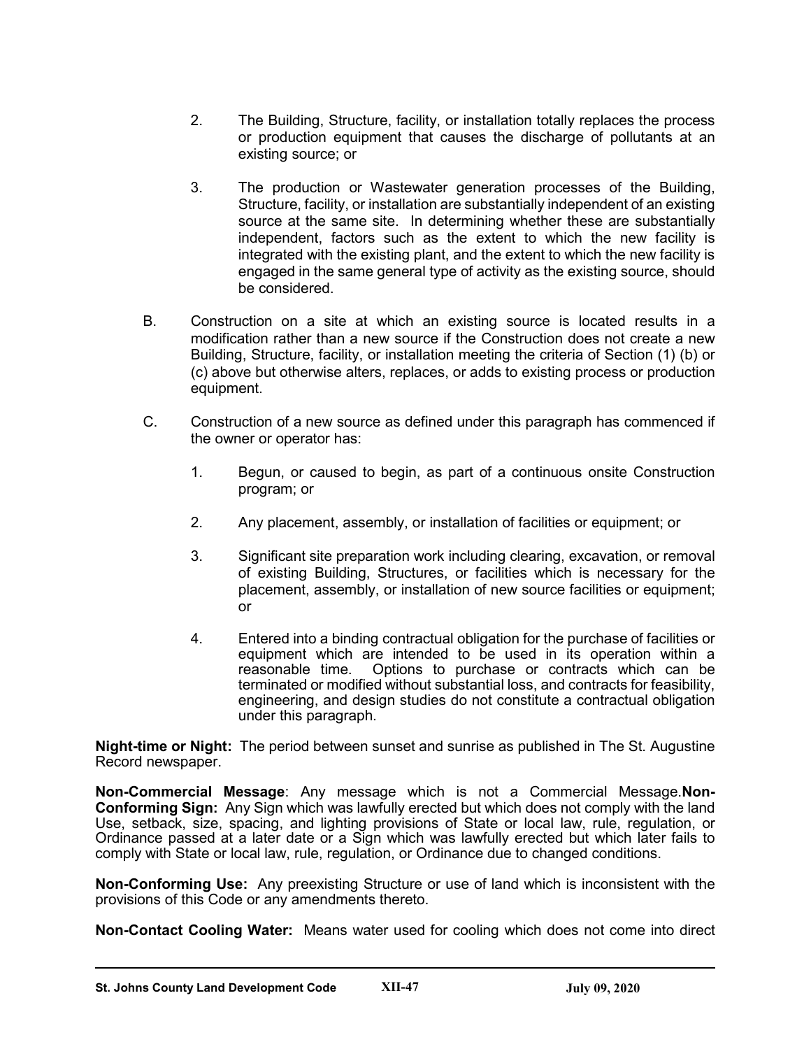2. The Building, Structure, facility, or installation totally replaces the process or production equipment that causes the discharge of pollutants at an existing source; or

3. The production or Wastewater generation processes of the Building, Structure, facility, or installation are substantially independent of an existing source at the same site. In determining whether these are substantially independent, factors such as the extent to which the new facility is integrated with the existing plant, and the extent to which the new facility is engaged in the same general type of activity as the existing source, should be considered.

B. Construction on a site at which an existing source is located results in a modification rather than a new source if the Construction does not create a new Building, Structure, facility, or installation meeting the criteria of Section (1) (b) or (c) above but otherwise alters, replaces, or adds to existing process or production equipment.

C. Construction of a new source as defined under this paragraph has commenced if the owner or operator has:

1. Begun, or caused to begin, as part of a continuous onsite Construction program; or

2. Any placement, assembly, or installation of facilities or equipment; or

3. Significant site preparation work including clearing, excavation, or removal of existing Building, Structures, or facilities which is necessary for the placement, assembly, or installation of new source facilities or equipment; or

4. Entered into a binding contractual obligation for the purchase of facilities or equipment which are intended to be used in its operation within a reasonable time. Options to purchase or contracts which can be terminated or modified without substantial loss, and contracts for feasibility, engineering, and design studies do not constitute a contractual obligation under this paragraph.

**Night-time or Night:** The period between sunset and sunrise as published in The St. Augustine Record newspaper.

**Non-Commercial Message**: Any message which is not a Commercial Message.**Non-Conforming Sign:** Any Sign which was lawfully erected but which does not comply with the land Use, setback, size, spacing, and lighting provisions of State or local law, rule, regulation, or Ordinance passed at a later date or a Sign which was lawfully erected but which later fails to comply with State or local law, rule, regulation, or Ordinance due to changed conditions.

**Non-Conforming Use:** Any preexisting Structure or use of land which is inconsistent with the provisions of this Code or any amendments thereto.

**Non-Contact Cooling Water:** Means water used for cooling which does not come into direct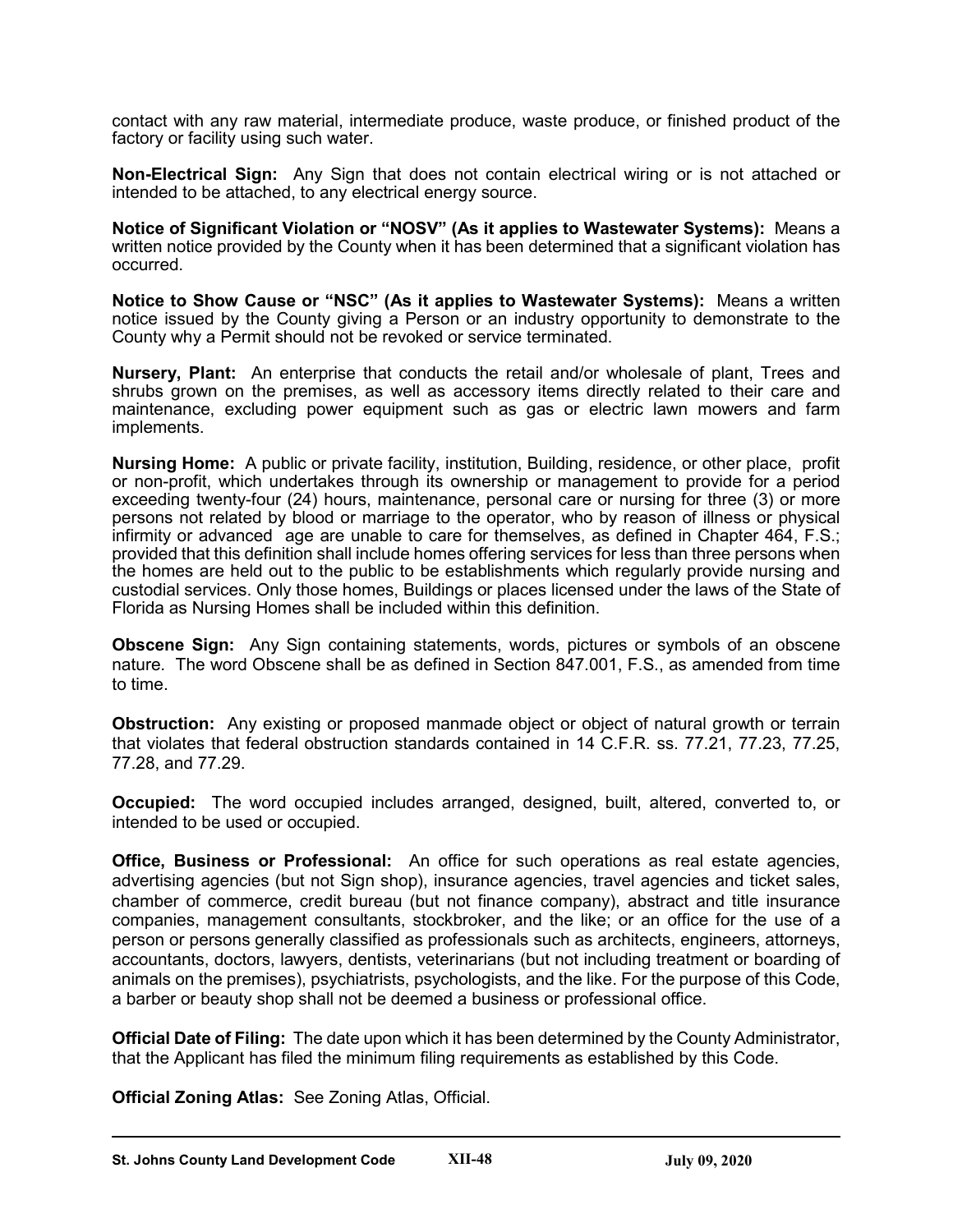contact with any raw material, intermediate produce, waste produce, or finished product of the factory or facility using such water.

**Non-Electrical Sign:** Any Sign that does not contain electrical wiring or is not attached or intended to be attached, to any electrical energy source.

**Notice of Significant Violation or "NOSV" (As it applies to Wastewater Systems):** Means a written notice provided by the County when it has been determined that a significant violation has occurred.

**Notice to Show Cause or "NSC" (As it applies to Wastewater Systems):** Means a written notice issued by the County giving a Person or an industry opportunity to demonstrate to the County why a Permit should not be revoked or service terminated.

**Nursery, Plant:** An enterprise that conducts the retail and/or wholesale of plant, Trees and shrubs grown on the premises, as well as accessory items directly related to their care and maintenance, excluding power equipment such as gas or electric lawn mowers and farm implements.

**Nursing Home:** A public or private facility, institution, Building, residence, or other place, profit or non-profit, which undertakes through its ownership or management to provide for a period exceeding twenty-four (24) hours, maintenance, personal care or nursing for three (3) or more persons not related by blood or marriage to the operator, who by reason of illness or physical infirmity or advanced age are unable to care for themselves, as defined in Chapter 464, F.S.; provided that this definition shall include homes offering services for less than three persons when the homes are held out to the public to be establishments which regularly provide nursing and custodial services. Only those homes, Buildings or places licensed under the laws of the State of Florida as Nursing Homes shall be included within this definition.

**Obscene Sign:** Any Sign containing statements, words, pictures or symbols of an obscene nature. The word Obscene shall be as defined in Section 847.001, F.S., as amended from time to time.

**Obstruction:** Any existing or proposed manmade object or object of natural growth or terrain that violates that federal obstruction standards contained in 14 C.F.R. ss. 77.21, 77.23, 77.25, 77.28, and 77.29.

**Occupied:** The word occupied includes arranged, designed, built, altered, converted to, or intended to be used or occupied.

**Office, Business or Professional:** An office for such operations as real estate agencies, advertising agencies (but not Sign shop), insurance agencies, travel agencies and ticket sales, chamber of commerce, credit bureau (but not finance company), abstract and title insurance companies, management consultants, stockbroker, and the like; or an office for the use of a person or persons generally classified as professionals such as architects, engineers, attorneys, accountants, doctors, lawyers, dentists, veterinarians (but not including treatment or boarding of animals on the premises), psychiatrists, psychologists, and the like. For the purpose of this Code, a barber or beauty shop shall not be deemed a business or professional office.

**Official Date of Filing:** The date upon which it has been determined by the County Administrator, that the Applicant has filed the minimum filing requirements as established by this Code.

**Official Zoning Atlas:** See Zoning Atlas, Official.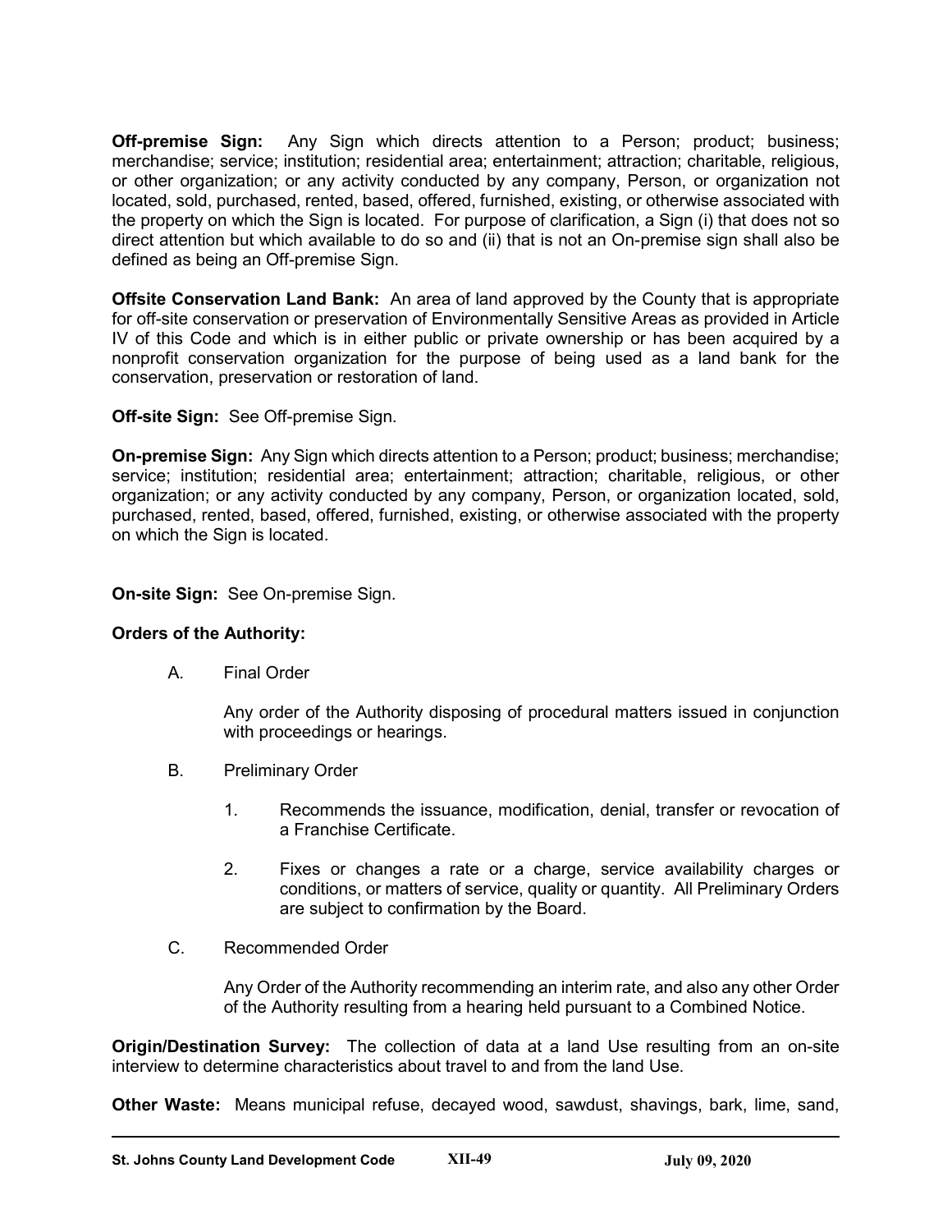**Off-premise Sign:** Any Sign which directs attention to a Person; product; business; merchandise; service; institution; residential area; entertainment; attraction; charitable, religious, or other organization; or any activity conducted by any company, Person, or organization not located, sold, purchased, rented, based, offered, furnished, existing, or otherwise associated with the property on which the Sign is located. For purpose of clarification, a Sign (i) that does not so direct attention but which available to do so and (ii) that is not an On-premise sign shall also be defined as being an Off-premise Sign.

**Offsite Conservation Land Bank:** An area of land approved by the County that is appropriate for off-site conservation or preservation of Environmentally Sensitive Areas as provided in Article IV of this Code and which is in either public or private ownership or has been acquired by a nonprofit conservation organization for the purpose of being used as a land bank for the conservation, preservation or restoration of land.

**Off-site Sign:** See Off-premise Sign.

**On-premise Sign:** Any Sign which directs attention to a Person; product; business; merchandise; service; institution; residential area; entertainment; attraction; charitable, religious, or other organization; or any activity conducted by any company, Person, or organization located, sold, purchased, rented, based, offered, furnished, existing, or otherwise associated with the property on which the Sign is located.

**On-site Sign:** See On-premise Sign.

**Orders of the Authority:**

A. Final Order

   Any order of the Authority disposing of procedural matters issued in conjunction with proceedings or hearings.

B. Preliminary Order

   1. Recommends the issuance, modification, denial, transfer or revocation of a Franchise Certificate.

   2. Fixes or changes a rate or a charge, service availability charges or conditions, or matters of service, quality or quantity. All Preliminary Orders are subject to confirmation by the Board.

C. Recommended Order

   Any Order of the Authority recommending an interim rate, and also any other Order of the Authority resulting from a hearing held pursuant to a Combined Notice.

**Origin/Destination Survey:** The collection of data at a land Use resulting from an on-site interview to determine characteristics about travel to and from the land Use.

**Other Waste:** Means municipal refuse, decayed wood, sawdust, shavings, bark, lime, sand,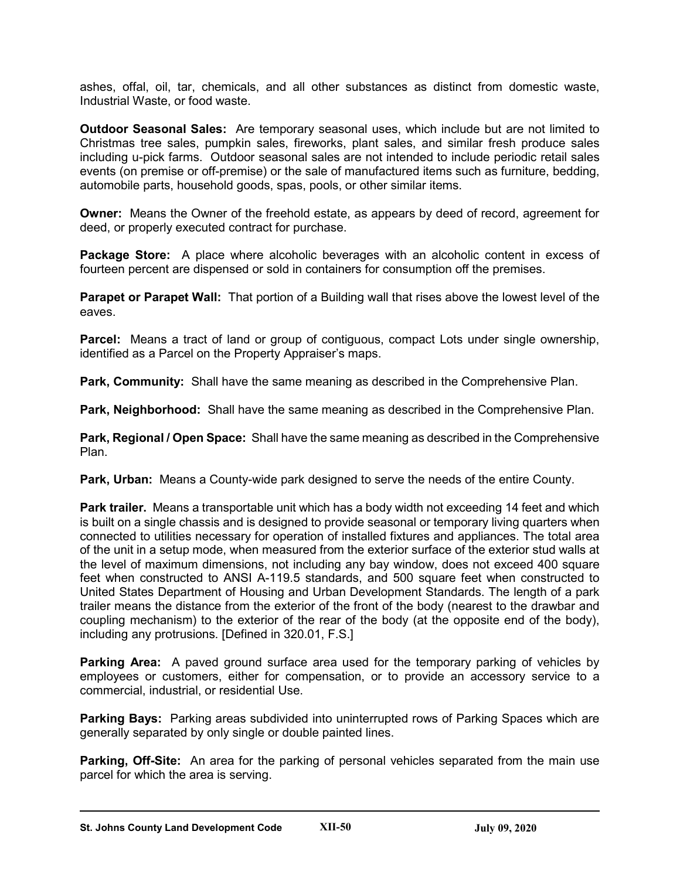ashes, offal, oil, tar, chemicals, and all other substances as distinct from domestic waste, Industrial Waste, or food waste.

**Outdoor Seasonal Sales:** Are temporary seasonal uses, which include but are not limited to Christmas tree sales, pumpkin sales, fireworks, plant sales, and similar fresh produce sales including u-pick farms. Outdoor seasonal sales are not intended to include periodic retail sales events (on premise or off-premise) or the sale of manufactured items such as furniture, bedding, automobile parts, household goods, spas, pools, or other similar items.

**Owner:** Means the Owner of the freehold estate, as appears by deed of record, agreement for deed, or properly executed contract for purchase.

**Package Store:** A place where alcoholic beverages with an alcoholic content in excess of fourteen percent are dispensed or sold in containers for consumption off the premises.

**Parapet or Parapet Wall:** That portion of a Building wall that rises above the lowest level of the eaves.

**Parcel:** Means a tract of land or group of contiguous, compact Lots under single ownership, identified as a Parcel on the Property Appraiser's maps.

**Park, Community:** Shall have the same meaning as described in the Comprehensive Plan.

**Park, Neighborhood:** Shall have the same meaning as described in the Comprehensive Plan.

**Park, Regional / Open Space:** Shall have the same meaning as described in the Comprehensive Plan.

**Park, Urban:** Means a County-wide park designed to serve the needs of the entire County.

**Park trailer.** Means a transportable unit which has a body width not exceeding 14 feet and which is built on a single chassis and is designed to provide seasonal or temporary living quarters when connected to utilities necessary for operation of installed fixtures and appliances. The total area of the unit in a setup mode, when measured from the exterior surface of the exterior stud walls at the level of maximum dimensions, not including any bay window, does not exceed 400 square feet when constructed to ANSI A-119.5 standards, and 500 square feet when constructed to United States Department of Housing and Urban Development Standards. The length of a park trailer means the distance from the exterior of the front of the body (nearest to the drawbar and coupling mechanism) to the exterior of the rear of the body (at the opposite end of the body), including any protrusions. [Defined in 320.01, F.S.]

**Parking Area:** A paved ground surface area used for the temporary parking of vehicles by employees or customers, either for compensation, or to provide an accessory service to a commercial, industrial, or residential Use.

**Parking Bays:** Parking areas subdivided into uninterrupted rows of Parking Spaces which are generally separated by only single or double painted lines.

**Parking, Off-Site:** An area for the parking of personal vehicles separated from the main use parcel for which the area is serving.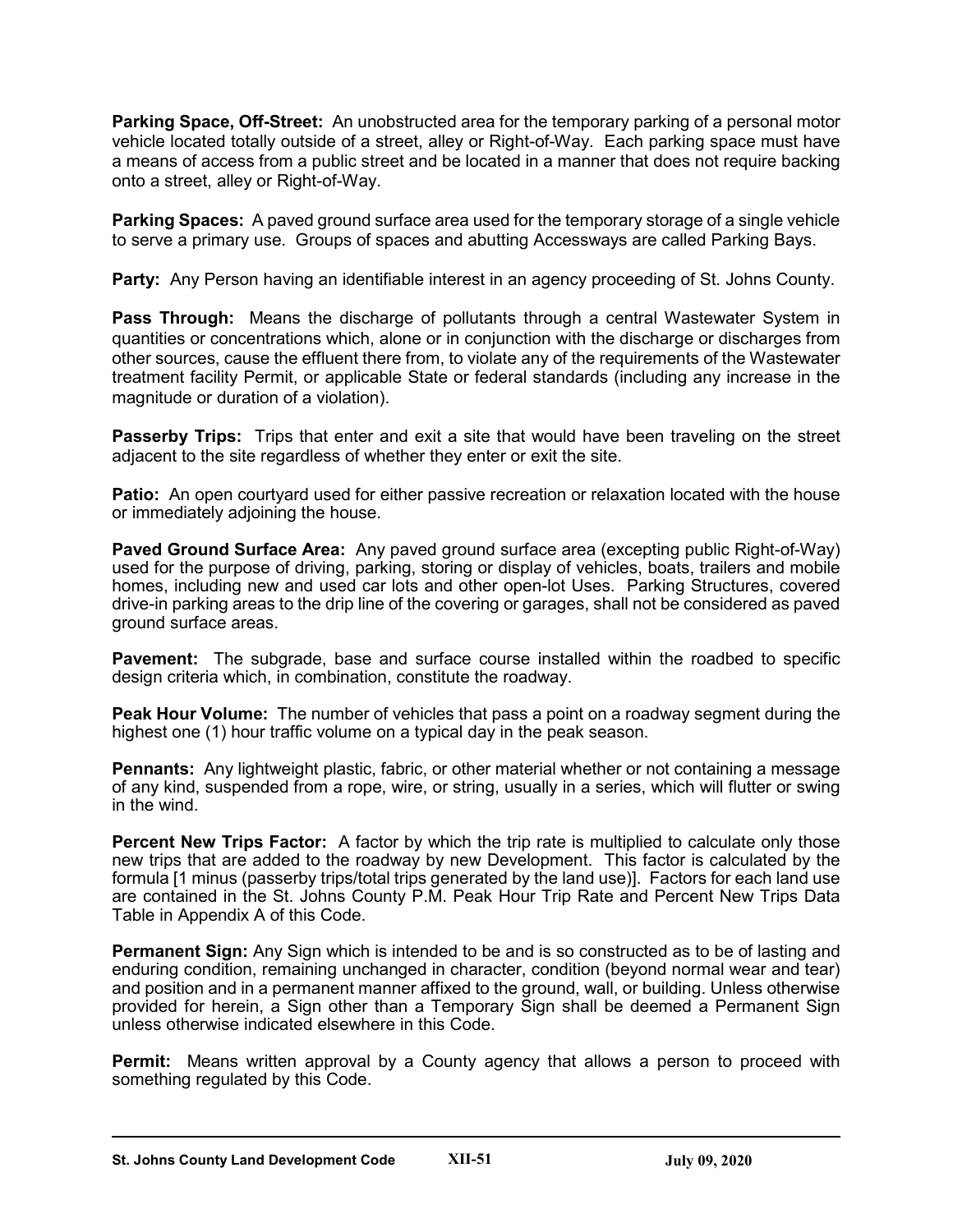**Parking Space, Off-Street:** An unobstructed area for the temporary parking of a personal motor vehicle located totally outside of a street, alley or Right-of-Way. Each parking space must have a means of access from a public street and be located in a manner that does not require backing onto a street, alley or Right-of-Way.

**Parking Spaces:** A paved ground surface area used for the temporary storage of a single vehicle to serve a primary use. Groups of spaces and abutting Accessways are called Parking Bays.

**Party:** Any Person having an identifiable interest in an agency proceeding of St. Johns County.

**Pass Through:** Means the discharge of pollutants through a central Wastewater System in quantities or concentrations which, alone or in conjunction with the discharge or discharges from other sources, cause the effluent there from, to violate any of the requirements of the Wastewater treatment facility Permit, or applicable State or federal standards (including any increase in the magnitude or duration of a violation).

**Passerby Trips:** Trips that enter and exit a site that would have been traveling on the street adjacent to the site regardless of whether they enter or exit the site.

**Patio:** An open courtyard used for either passive recreation or relaxation located with the house or immediately adjoining the house.

**Paved Ground Surface Area:** Any paved ground surface area (excepting public Right-of-Way) used for the purpose of driving, parking, storing or display of vehicles, boats, trailers and mobile homes, including new and used car lots and other open-lot Uses. Parking Structures, covered drive-in parking areas to the drip line of the covering or garages, shall not be considered as paved ground surface areas.

**Pavement:** The subgrade, base and surface course installed within the roadbed to specific design criteria which, in combination, constitute the roadway.

**Peak Hour Volume:** The number of vehicles that pass a point on a roadway segment during the highest one (1) hour traffic volume on a typical day in the peak season.

**Pennants:** Any lightweight plastic, fabric, or other material whether or not containing a message of any kind, suspended from a rope, wire, or string, usually in a series, which will flutter or swing in the wind.

**Percent New Trips Factor:** A factor by which the trip rate is multiplied to calculate only those new trips that are added to the roadway by new Development. This factor is calculated by the formula [1 minus (passerby trips/total trips generated by the land use)]. Factors for each land use are contained in the St. Johns County P.M. Peak Hour Trip Rate and Percent New Trips Data Table in Appendix A of this Code.

**Permanent Sign:** Any Sign which is intended to be and is so constructed as to be of lasting and enduring condition, remaining unchanged in character, condition (beyond normal wear and tear) and position and in a permanent manner affixed to the ground, wall, or building. Unless otherwise provided for herein, a Sign other than a Temporary Sign shall be deemed a Permanent Sign unless otherwise indicated elsewhere in this Code.

**Permit:** Means written approval by a County agency that allows a person to proceed with something regulated by this Code.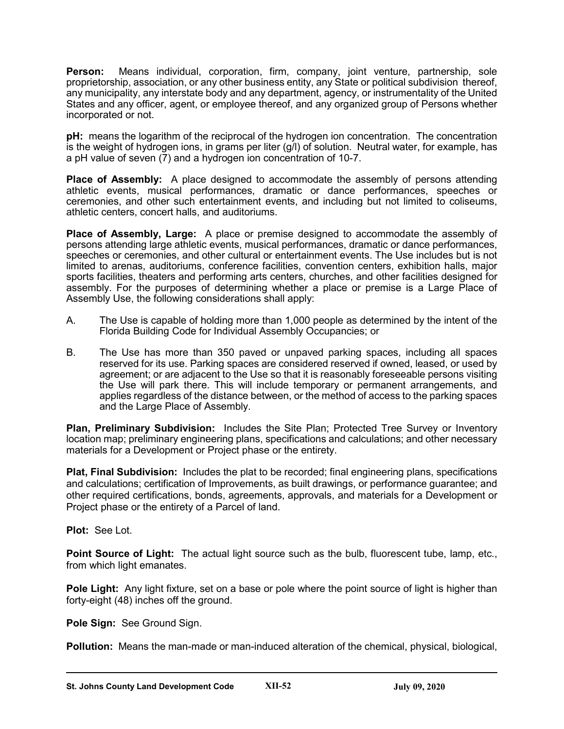**Person:** Means individual, corporation, firm, company, joint venture, partnership, sole proprietorship, association, or any other business entity, any State or political subdivision thereof, any municipality, any interstate body and any department, agency, or instrumentality of the United States and any officer, agent, or employee thereof, and any organized group of Persons whether incorporated or not.

**pH:** means the logarithm of the reciprocal of the hydrogen ion concentration. The concentration is the weight of hydrogen ions, in grams per liter (g/l) of solution. Neutral water, for example, has a pH value of seven (7) and a hydrogen ion concentration of $10^{-7}$.

**Place of Assembly:** A place designed to accommodate the assembly of persons attending athletic events, musical performances, dramatic or dance performances, speeches or ceremonies, and other such entertainment events, and including but not limited to coliseums, athletic centers, concert halls, and auditoriums.

**Place of Assembly, Large:** A place or premise designed to accommodate the assembly of persons attending large athletic events, musical performances, dramatic or dance performances, speeches or ceremonies, and other cultural or entertainment events. The Use includes but is not limited to arenas, auditoriums, conference facilities, convention centers, exhibition halls, major sports facilities, theaters and performing arts centers, churches, and other facilities designed for assembly. For the purposes of determining whether a place or premise is a Large Place of Assembly Use, the following considerations shall apply:

A. The Use is capable of holding more than 1,000 people as determined by the intent of the Florida Building Code for Individual Assembly Occupancies; or

B. The Use has more than 350 paved or unpaved parking spaces, including all spaces reserved for its use. Parking spaces are considered reserved if owned, leased, or used by agreement; or are adjacent to the Use so that it is reasonably foreseeable persons visiting the Use will park there. This will include temporary or permanent arrangements, and applies regardless of the distance between, or the method of access to the parking spaces and the Large Place of Assembly.

**Plan, Preliminary Subdivision:** Includes the Site Plan; Protected Tree Survey or Inventory location map; preliminary engineering plans, specifications and calculations; and other necessary materials for a Development or Project phase or the entirety.

**Plat, Final Subdivision:** Includes the plat to be recorded; final engineering plans, specifications and calculations; certification of Improvements, as built drawings, or performance guarantee; and other required certifications, bonds, agreements, approvals, and materials for a Development or Project phase or the entirety of a Parcel of land.

**Plot:** See Lot.

**Point Source of Light:** The actual light source such as the bulb, fluorescent tube, lamp, etc., from which light emanates.

**Pole Light:** Any light fixture, set on a base or pole where the point source of light is higher than forty-eight (48) inches off the ground.

**Pole Sign:** See Ground Sign.

**Pollution:** Means the man-made or man-induced alteration of the chemical, physical, biological,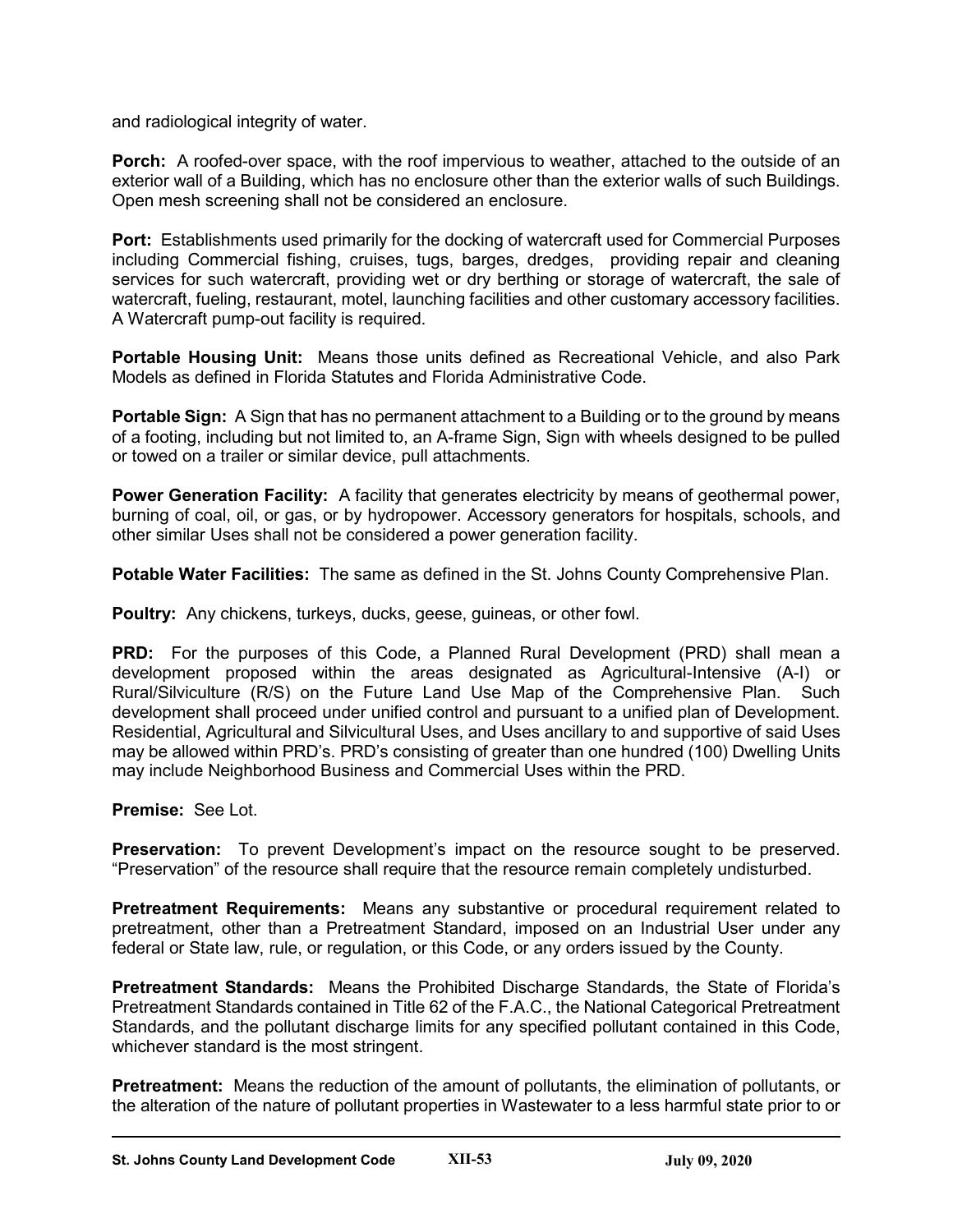and radiological integrity of water.

**Porch:** A roofed-over space, with the roof impervious to weather, attached to the outside of an exterior wall of a Building, which has no enclosure other than the exterior walls of such Buildings. Open mesh screening shall not be considered an enclosure.

**Port:** Establishments used primarily for the docking of watercraft used for Commercial Purposes including Commercial fishing, cruises, tugs, barges, dredges, providing repair and cleaning services for such watercraft, providing wet or dry berthing or storage of watercraft, the sale of watercraft, fueling, restaurant, motel, launching facilities and other customary accessory facilities. A Watercraft pump-out facility is required.

**Portable Housing Unit:** Means those units defined as Recreational Vehicle, and also Park Models as defined in Florida Statutes and Florida Administrative Code.

**Portable Sign:** A Sign that has no permanent attachment to a Building or to the ground by means of a footing, including but not limited to, an A-frame Sign, Sign with wheels designed to be pulled or towed on a trailer or similar device, pull attachments.

**Power Generation Facility:** A facility that generates electricity by means of geothermal power, burning of coal, oil, or gas, or by hydropower. Accessory generators for hospitals, schools, and other similar Uses shall not be considered a power generation facility.

**Potable Water Facilities:** The same as defined in the St. Johns County Comprehensive Plan.

**Poultry:** Any chickens, turkeys, ducks, geese, guineas, or other fowl.

**PRD:** For the purposes of this Code, a Planned Rural Development (PRD) shall mean a development proposed within the areas designated as Agricultural-Intensive (A-I) or Rural/Silviculture (R/S) on the Future Land Use Map of the Comprehensive Plan. Such development shall proceed under unified control and pursuant to a unified plan of Development. Residential, Agricultural and Silvicultural Uses, and Uses ancillary to and supportive of said Uses may be allowed within PRD's. PRD's consisting of greater than one hundred (100) Dwelling Units may include Neighborhood Business and Commercial Uses within the PRD.

**Premise:** See Lot.

**Preservation:** To prevent Development's impact on the resource sought to be preserved. "Preservation" of the resource shall require that the resource remain completely undisturbed.

**Pretreatment Requirements:** Means any substantive or procedural requirement related to pretreatment, other than a Pretreatment Standard, imposed on an Industrial User under any federal or State law, rule, or regulation, or this Code, or any orders issued by the County.

**Pretreatment Standards:** Means the Prohibited Discharge Standards, the State of Florida's Pretreatment Standards contained in Title 62 of the F.A.C., the National Categorical Pretreatment Standards, and the pollutant discharge limits for any specified pollutant contained in this Code, whichever standard is the most stringent.

**Pretreatment:** Means the reduction of the amount of pollutants, the elimination of pollutants, or the alteration of the nature of pollutant properties in Wastewater to a less harmful state prior to or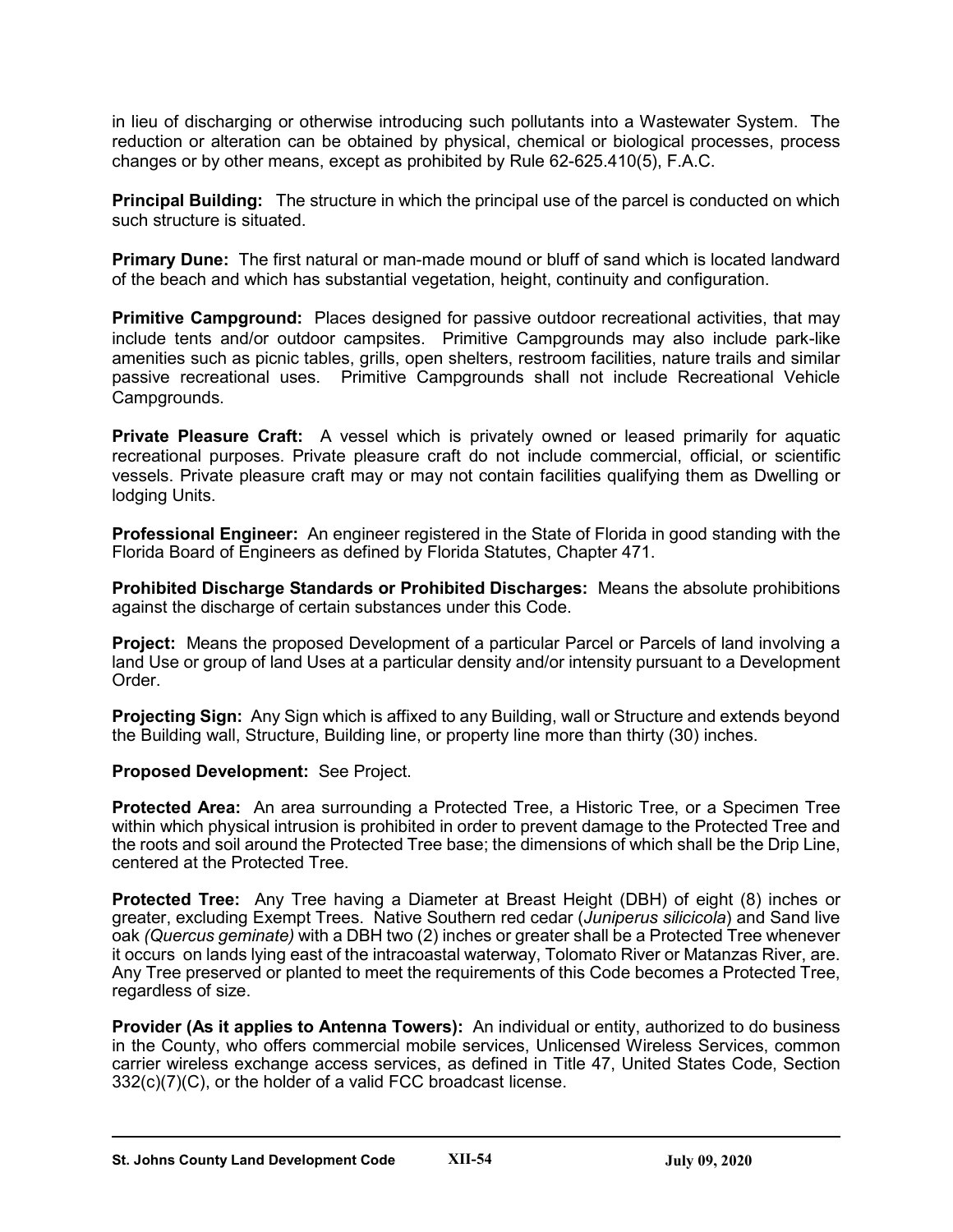in lieu of discharging or otherwise introducing such pollutants into a Wastewater System. The reduction or alteration can be obtained by physical, chemical or biological processes, process changes or by other means, except as prohibited by Rule 62-625.410(5), F.A.C.

**Principal Building:** The structure in which the principal use of the parcel is conducted on which such structure is situated.

**Primary Dune:** The first natural or man-made mound or bluff of sand which is located landward of the beach and which has substantial vegetation, height, continuity and configuration.

**Primitive Campground:** Places designed for passive outdoor recreational activities, that may include tents and/or outdoor campsites. Primitive Campgrounds may also include park-like amenities such as picnic tables, grills, open shelters, restroom facilities, nature trails and similar passive recreational uses. Primitive Campgrounds shall not include Recreational Vehicle Campgrounds.

**Private Pleasure Craft:** A vessel which is privately owned or leased primarily for aquatic recreational purposes. Private pleasure craft do not include commercial, official, or scientific vessels. Private pleasure craft may or may not contain facilities qualifying them as Dwelling or lodging Units.

**Professional Engineer:** An engineer registered in the State of Florida in good standing with the Florida Board of Engineers as defined by Florida Statutes, Chapter 471.

**Prohibited Discharge Standards or Prohibited Discharges:** Means the absolute prohibitions against the discharge of certain substances under this Code.

**Project:** Means the proposed Development of a particular Parcel or Parcels of land involving a land Use or group of land Uses at a particular density and/or intensity pursuant to a Development Order.

**Projecting Sign:** Any Sign which is affixed to any Building, wall or Structure and extends beyond the Building wall, Structure, Building line, or property line more than thirty (30) inches.

**Proposed Development:** See Project.

**Protected Area:** An area surrounding a Protected Tree, a Historic Tree, or a Specimen Tree within which physical intrusion is prohibited in order to prevent damage to the Protected Tree and the roots and soil around the Protected Tree base; the dimensions of which shall be the Drip Line, centered at the Protected Tree.

**Protected Tree:** Any Tree having a Diameter at Breast Height (DBH) of eight (8) inches or greater, excluding Exempt Trees. Native Southern red cedar (*Juniperus silicicola*) and Sand live oak *(Quercus geminate)* with a DBH two (2) inches or greater shall be a Protected Tree whenever it occurs on lands lying east of the intracoastal waterway, Tolomato River or Matanzas River, are. Any Tree preserved or planted to meet the requirements of this Code becomes a Protected Tree, regardless of size.

**Provider (As it applies to Antenna Towers):** An individual or entity, authorized to do business in the County, who offers commercial mobile services, Unlicensed Wireless Services, common carrier wireless exchange access services, as defined in Title 47, United States Code, Section 332(c)(7)(C), or the holder of a valid FCC broadcast license.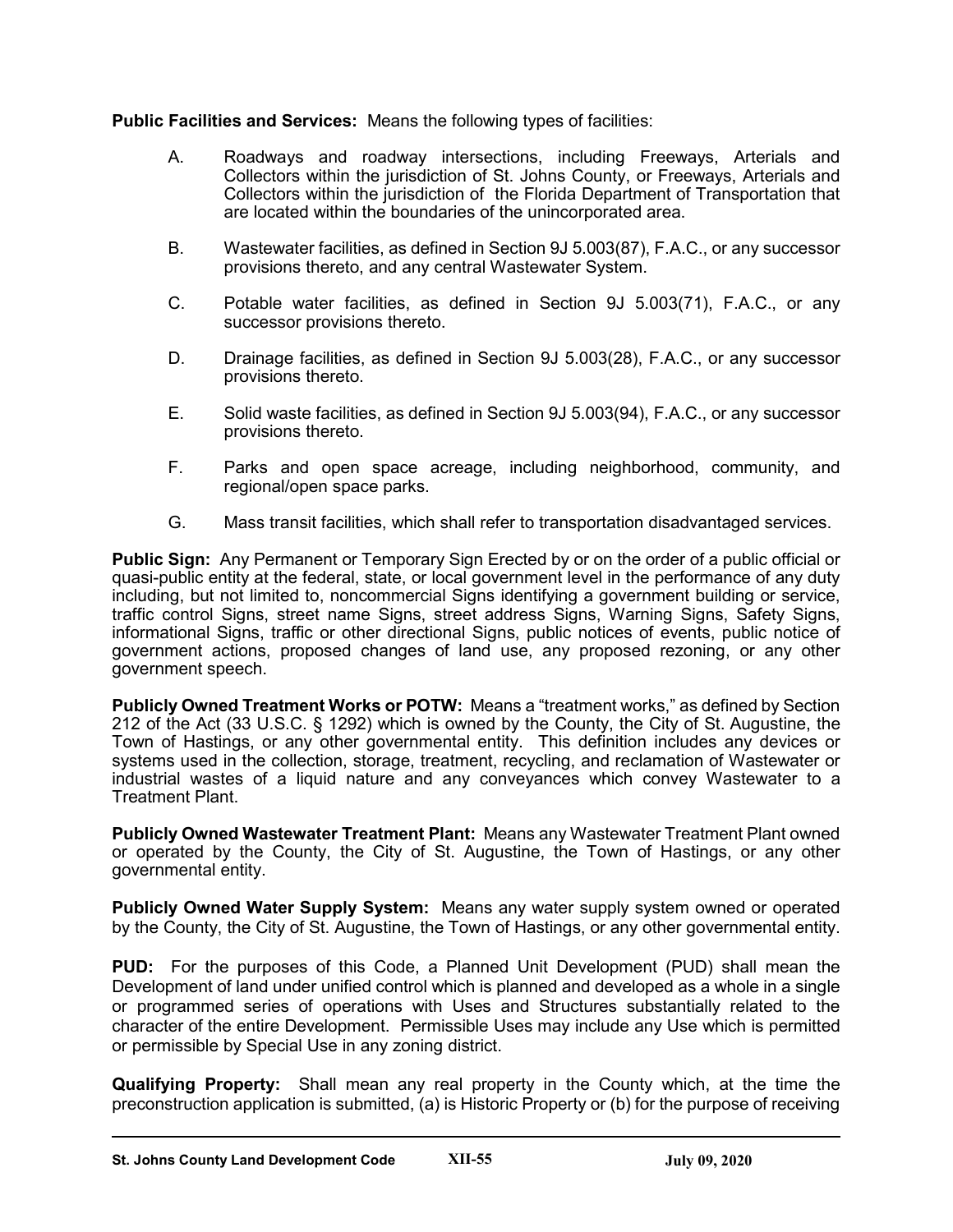**Public Facilities and Services:** Means the following types of facilities:

A. Roadways and roadway intersections, including Freeways, Arterials and Collectors within the jurisdiction of St. Johns County, or Freeways, Arterials and Collectors within the jurisdiction of the Florida Department of Transportation that are located within the boundaries of the unincorporated area.

B. Wastewater facilities, as defined in Section 9J 5.003(87), F.A.C., or any successor provisions thereto, and any central Wastewater System.

C. Potable water facilities, as defined in Section 9J 5.003(71), F.A.C., or any successor provisions thereto.

D. Drainage facilities, as defined in Section 9J 5.003(28), F.A.C., or any successor provisions thereto.

E. Solid waste facilities, as defined in Section 9J 5.003(94), F.A.C., or any successor provisions thereto.

F. Parks and open space acreage, including neighborhood, community, and regional/open space parks.

G. Mass transit facilities, which shall refer to transportation disadvantaged services.

**Public Sign:** Any Permanent or Temporary Sign Erected by or on the order of a public official or quasi-public entity at the federal, state, or local government level in the performance of any duty including, but not limited to, noncommercial Signs identifying a government building or service, traffic control Signs, street name Signs, street address Signs, Warning Signs, Safety Signs, informational Signs, traffic or other directional Signs, public notices of events, public notice of government actions, proposed changes of land use, any proposed rezoning, or any other government speech.

**Publicly Owned Treatment Works or POTW:** Means a "treatment works," as defined by Section 212 of the Act (33 U.S.C. § 1292) which is owned by the County, the City of St. Augustine, the Town of Hastings, or any other governmental entity. This definition includes any devices or systems used in the collection, storage, treatment, recycling, and reclamation of Wastewater or industrial wastes of a liquid nature and any conveyances which convey Wastewater to a Treatment Plant.

**Publicly Owned Wastewater Treatment Plant:** Means any Wastewater Treatment Plant owned or operated by the County, the City of St. Augustine, the Town of Hastings, or any other governmental entity.

**Publicly Owned Water Supply System:** Means any water supply system owned or operated by the County, the City of St. Augustine, the Town of Hastings, or any other governmental entity.

**PUD:** For the purposes of this Code, a Planned Unit Development (PUD) shall mean the Development of land under unified control which is planned and developed as a whole in a single or programmed series of operations with Uses and Structures substantially related to the character of the entire Development. Permissible Uses may include any Use which is permitted or permissible by Special Use in any zoning district.

**Qualifying Property:** Shall mean any real property in the County which, at the time the preconstruction application is submitted, (a) is Historic Property or (b) for the purpose of receiving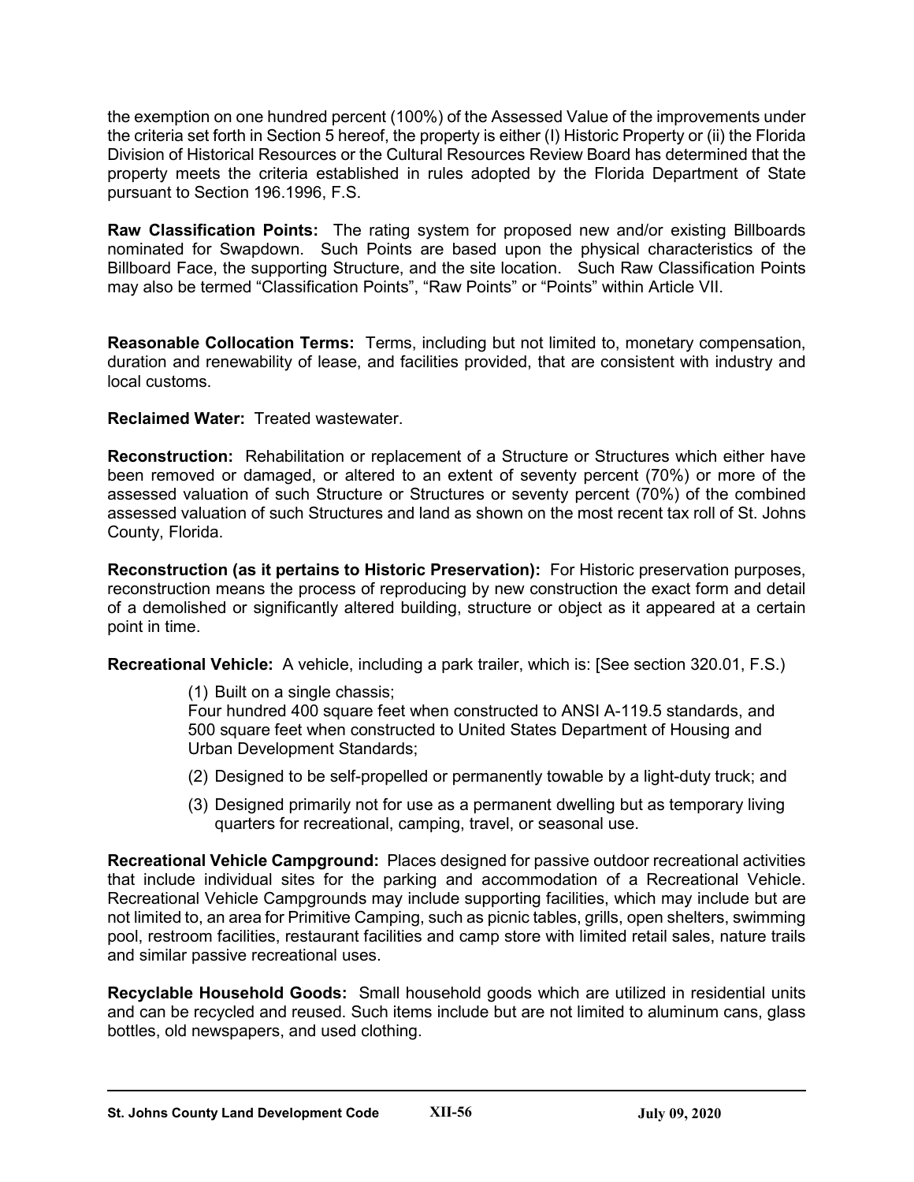the exemption on one hundred percent (100%) of the Assessed Value of the improvements under the criteria set forth in Section 5 hereof, the property is either (I) Historic Property or (ii) the Florida Division of Historical Resources or the Cultural Resources Review Board has determined that the property meets the criteria established in rules adopted by the Florida Department of State pursuant to Section 196.1996, F.S.

**Raw Classification Points:** The rating system for proposed new and/or existing Billboards nominated for Swapdown. Such Points are based upon the physical characteristics of the Billboard Face, the supporting Structure, and the site location. Such Raw Classification Points may also be termed "Classification Points", "Raw Points" or "Points" within Article VII.

**Reasonable Collocation Terms:** Terms, including but not limited to, monetary compensation, duration and renewability of lease, and facilities provided, that are consistent with industry and local customs.

**Reclaimed Water:** Treated wastewater.

**Reconstruction:** Rehabilitation or replacement of a Structure or Structures which either have been removed or damaged, or altered to an extent of seventy percent (70%) or more of the assessed valuation of such Structure or Structures or seventy percent (70%) of the combined assessed valuation of such Structures and land as shown on the most recent tax roll of St. Johns County, Florida.

**Reconstruction (as it pertains to Historic Preservation):** For Historic preservation purposes, reconstruction means the process of reproducing by new construction the exact form and detail of a demolished or significantly altered building, structure or object as it appeared at a certain point in time.

**Recreational Vehicle:** A vehicle, including a park trailer, which is: [See section 320.01, F.S.)

(1) Built on a single chassis;
Four hundred 400 square feet when constructed to ANSI A-119.5 standards, and 500 square feet when constructed to United States Department of Housing and Urban Development Standards;

(2) Designed to be self-propelled or permanently towable by a light-duty truck; and

(3) Designed primarily not for use as a permanent dwelling but as temporary living quarters for recreational, camping, travel, or seasonal use.

**Recreational Vehicle Campground:** Places designed for passive outdoor recreational activities that include individual sites for the parking and accommodation of a Recreational Vehicle. Recreational Vehicle Campgrounds may include supporting facilities, which may include but are not limited to, an area for Primitive Camping, such as picnic tables, grills, open shelters, swimming pool, restroom facilities, restaurant facilities and camp store with limited retail sales, nature trails and similar passive recreational uses.

**Recyclable Household Goods:** Small household goods which are utilized in residential units and can be recycled and reused. Such items include but are not limited to aluminum cans, glass bottles, old newspapers, and used clothing.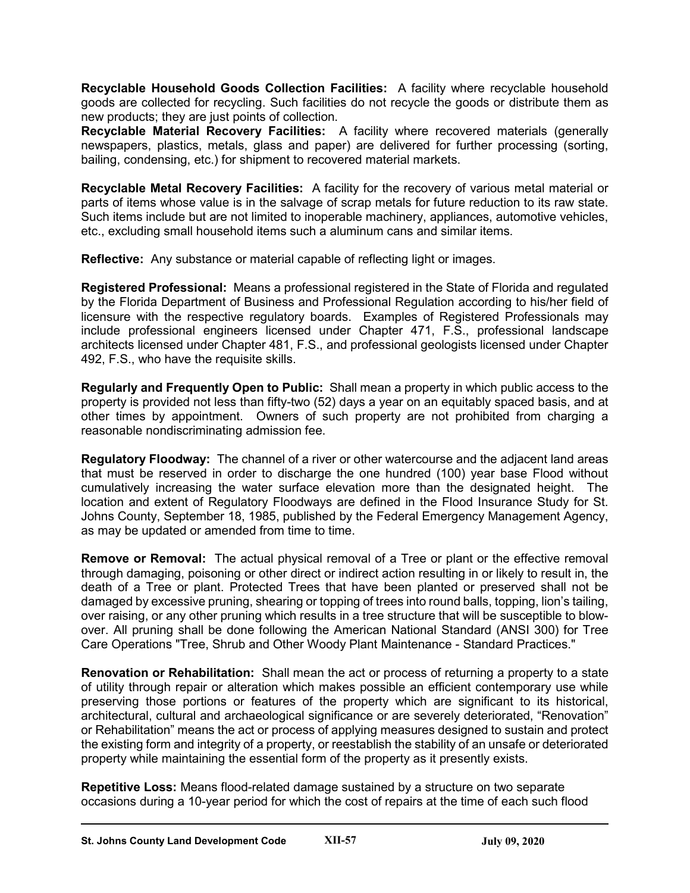**Recyclable Household Goods Collection Facilities:** A facility where recyclable household goods are collected for recycling. Such facilities do not recycle the goods or distribute them as new products; they are just points of collection.

**Recyclable Material Recovery Facilities:** A facility where recovered materials (generally newspapers, plastics, metals, glass and paper) are delivered for further processing (sorting, bailing, condensing, etc.) for shipment to recovered material markets.

**Recyclable Metal Recovery Facilities:** A facility for the recovery of various metal material or parts of items whose value is in the salvage of scrap metals for future reduction to its raw state. Such items include but are not limited to inoperable machinery, appliances, automotive vehicles, etc., excluding small household items such a aluminum cans and similar items.

**Reflective:** Any substance or material capable of reflecting light or images.

**Registered Professional:** Means a professional registered in the State of Florida and regulated by the Florida Department of Business and Professional Regulation according to his/her field of licensure with the respective regulatory boards. Examples of Registered Professionals may include professional engineers licensed under Chapter 471, F.S., professional landscape architects licensed under Chapter 481, F.S., and professional geologists licensed under Chapter 492, F.S., who have the requisite skills.

**Regularly and Frequently Open to Public:** Shall mean a property in which public access to the property is provided not less than fifty-two (52) days a year on an equitably spaced basis, and at other times by appointment. Owners of such property are not prohibited from charging a reasonable nondiscriminating admission fee.

**Regulatory Floodway:** The channel of a river or other watercourse and the adjacent land areas that must be reserved in order to discharge the one hundred (100) year base Flood without cumulatively increasing the water surface elevation more than the designated height. The location and extent of Regulatory Floodways are defined in the Flood Insurance Study for St. Johns County, September 18, 1985, published by the Federal Emergency Management Agency, as may be updated or amended from time to time.

**Remove or Removal:** The actual physical removal of a Tree or plant or the effective removal through damaging, poisoning or other direct or indirect action resulting in or likely to result in, the death of a Tree or plant. Protected Trees that have been planted or preserved shall not be damaged by excessive pruning, shearing or topping of trees into round balls, topping, lion's tailing, over raising, or any other pruning which results in a tree structure that will be susceptible to blow-over. All pruning shall be done following the American National Standard (ANSI 300) for Tree Care Operations "Tree, Shrub and Other Woody Plant Maintenance - Standard Practices."

**Renovation or Rehabilitation:** Shall mean the act or process of returning a property to a state of utility through repair or alteration which makes possible an efficient contemporary use while preserving those portions or features of the property which are significant to its historical, architectural, cultural and archaeological significance or are severely deteriorated, "Renovation" or Rehabilitation" means the act or process of applying measures designed to sustain and protect the existing form and integrity of a property, or reestablish the stability of an unsafe or deteriorated property while maintaining the essential form of the property as it presently exists.

**Repetitive Loss:** Means flood-related damage sustained by a structure on two separate occasions during a 10-year period for which the cost of repairs at the time of each such flood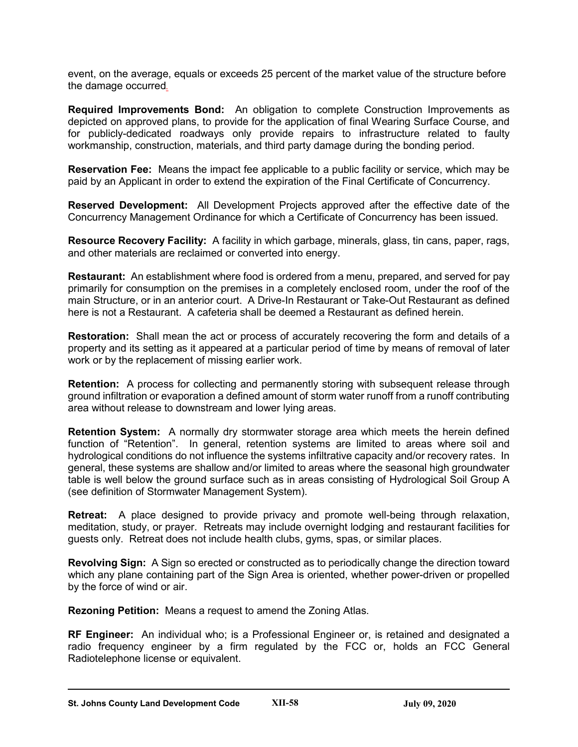event, on the average, equals or exceeds 25 percent of the market value of the structure before the damage occurred.

**Required Improvements Bond:** An obligation to complete Construction Improvements as depicted on approved plans, to provide for the application of final Wearing Surface Course, and for publicly-dedicated roadways only provide repairs to infrastructure related to faulty workmanship, construction, materials, and third party damage during the bonding period.

**Reservation Fee:** Means the impact fee applicable to a public facility or service, which may be paid by an Applicant in order to extend the expiration of the Final Certificate of Concurrency.

**Reserved Development:** All Development Projects approved after the effective date of the Concurrency Management Ordinance for which a Certificate of Concurrency has been issued.

**Resource Recovery Facility:** A facility in which garbage, minerals, glass, tin cans, paper, rags, and other materials are reclaimed or converted into energy.

**Restaurant:** An establishment where food is ordered from a menu, prepared, and served for pay primarily for consumption on the premises in a completely enclosed room, under the roof of the main Structure, or in an anterior court. A Drive-In Restaurant or Take-Out Restaurant as defined here is not a Restaurant. A cafeteria shall be deemed a Restaurant as defined herein.

**Restoration:** Shall mean the act or process of accurately recovering the form and details of a property and its setting as it appeared at a particular period of time by means of removal of later work or by the replacement of missing earlier work.

**Retention:** A process for collecting and permanently storing with subsequent release through ground infiltration or evaporation a defined amount of storm water runoff from a runoff contributing area without release to downstream and lower lying areas.

**Retention System:** A normally dry stormwater storage area which meets the herein defined function of "Retention". In general, retention systems are limited to areas where soil and hydrological conditions do not influence the systems infiltrative capacity and/or recovery rates. In general, these systems are shallow and/or limited to areas where the seasonal high groundwater table is well below the ground surface such as in areas consisting of Hydrological Soil Group A (see definition of Stormwater Management System).

**Retreat:** A place designed to provide privacy and promote well-being through relaxation, meditation, study, or prayer. Retreats may include overnight lodging and restaurant facilities for guests only. Retreat does not include health clubs, gyms, spas, or similar places.

**Revolving Sign:** A Sign so erected or constructed as to periodically change the direction toward which any plane containing part of the Sign Area is oriented, whether power-driven or propelled by the force of wind or air.

**Rezoning Petition:** Means a request to amend the Zoning Atlas.

**RF Engineer:** An individual who; is a Professional Engineer or, is retained and designated a radio frequency engineer by a firm regulated by the FCC or, holds an FCC General Radiotelephone license or equivalent.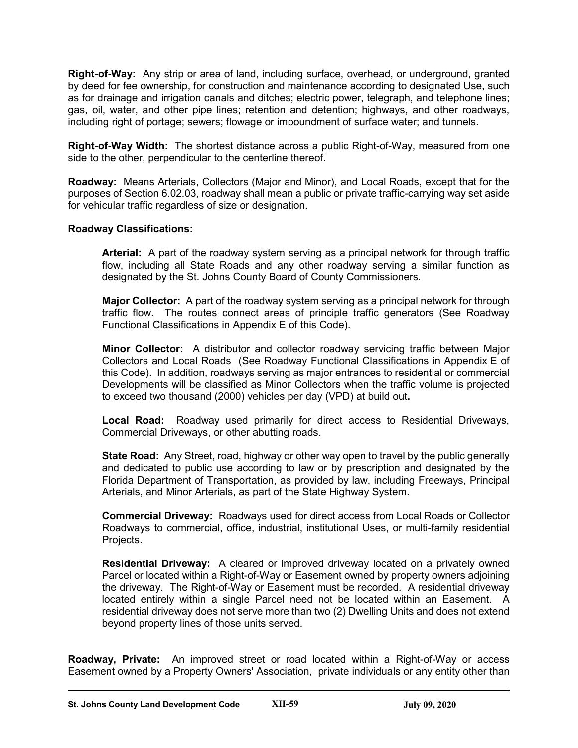**Right-of-Way:** Any strip or area of land, including surface, overhead, or underground, granted by deed for fee ownership, for construction and maintenance according to designated Use, such as for drainage and irrigation canals and ditches; electric power, telegraph, and telephone lines; gas, oil, water, and other pipe lines; retention and detention; highways, and other roadways, including right of portage; sewers; flowage or impoundment of surface water; and tunnels.

**Right-of-Way Width:** The shortest distance across a public Right-of-Way, measured from one side to the other, perpendicular to the centerline thereof.

**Roadway:** Means Arterials, Collectors (Major and Minor), and Local Roads, except that for the purposes of Section 6.02.03, roadway shall mean a public or private traffic-carrying way set aside for vehicular traffic regardless of size or designation.

**Roadway Classifications:**

> **Arterial:** A part of the roadway system serving as a principal network for through traffic flow, including all State Roads and any other roadway serving a similar function as designated by the St. Johns County Board of County Commissioners.
>
> **Major Collector:** A part of the roadway system serving as a principal network for through traffic flow. The routes connect areas of principle traffic generators (See Roadway Functional Classifications in Appendix E of this Code).
>
> **Minor Collector:** A distributor and collector roadway servicing traffic between Major Collectors and Local Roads (See Roadway Functional Classifications in Appendix E of this Code). In addition, roadways serving as major entrances to residential or commercial Developments will be classified as Minor Collectors when the traffic volume is projected to exceed two thousand (2000) vehicles per day (VPD) at build out**.**
>
> **Local Road:** Roadway used primarily for direct access to Residential Driveways, Commercial Driveways, or other abutting roads.
>
> **State Road:** Any Street, road, highway or other way open to travel by the public generally and dedicated to public use according to law or by prescription and designated by the Florida Department of Transportation, as provided by law, including Freeways, Principal Arterials, and Minor Arterials, as part of the State Highway System.
>
> **Commercial Driveway:** Roadways used for direct access from Local Roads or Collector Roadways to commercial, office, industrial, institutional Uses, or multi-family residential Projects.
>
> **Residential Driveway:** A cleared or improved driveway located on a privately owned Parcel or located within a Right-of-Way or Easement owned by property owners adjoining the driveway. The Right-of-Way or Easement must be recorded. A residential driveway located entirely within a single Parcel need not be located within an Easement. A residential driveway does not serve more than two (2) Dwelling Units and does not extend beyond property lines of those units served.

**Roadway, Private:** An improved street or road located within a Right-of-Way or access Easement owned by a Property Owners' Association, private individuals or any entity other than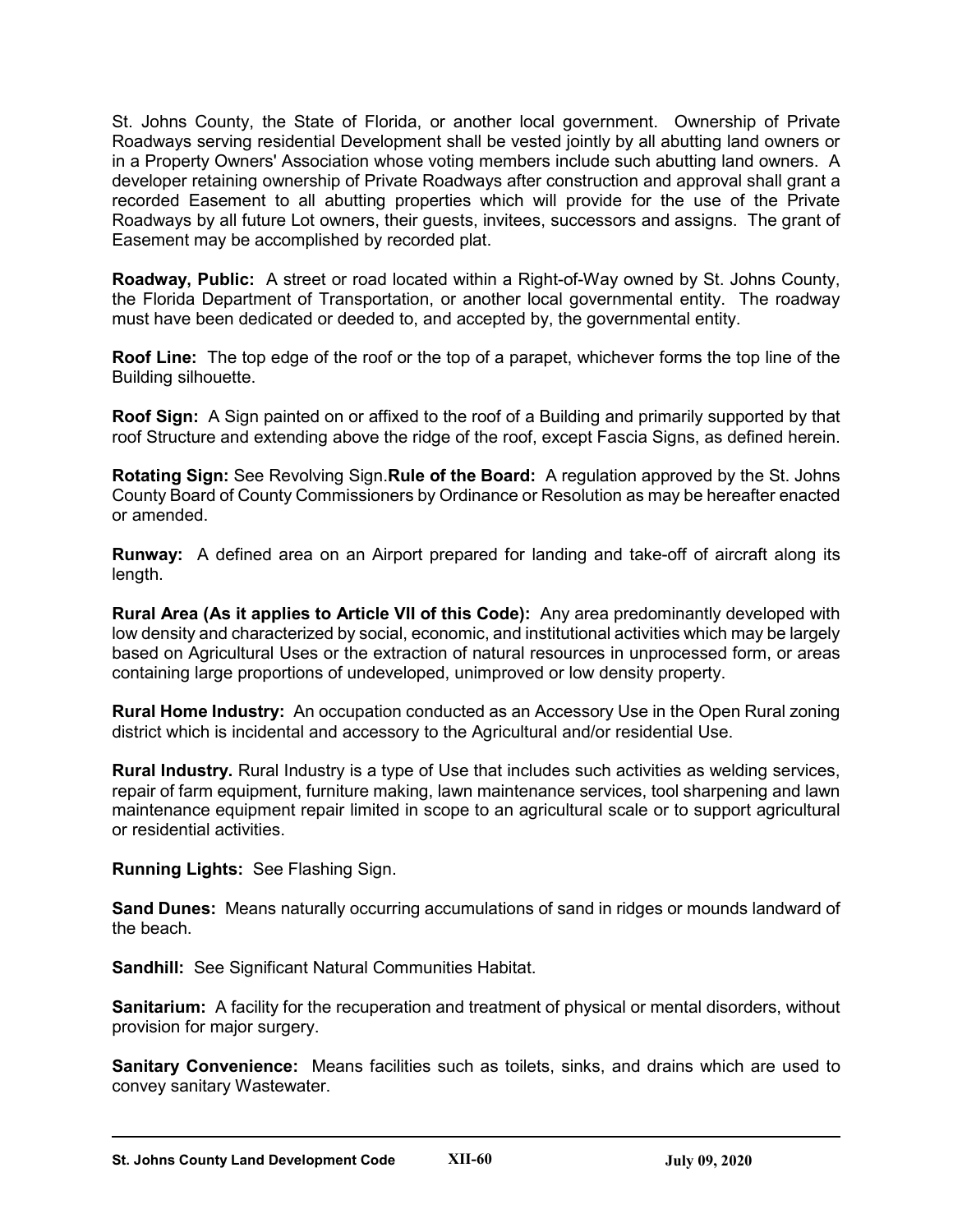St. Johns County, the State of Florida, or another local government. Ownership of Private Roadways serving residential Development shall be vested jointly by all abutting land owners or in a Property Owners' Association whose voting members include such abutting land owners. A developer retaining ownership of Private Roadways after construction and approval shall grant a recorded Easement to all abutting properties which will provide for the use of the Private Roadways by all future Lot owners, their guests, invitees, successors and assigns. The grant of Easement may be accomplished by recorded plat.

**Roadway, Public:** A street or road located within a Right-of-Way owned by St. Johns County, the Florida Department of Transportation, or another local governmental entity. The roadway must have been dedicated or deeded to, and accepted by, the governmental entity.

**Roof Line:** The top edge of the roof or the top of a parapet, whichever forms the top line of the Building silhouette.

**Roof Sign:** A Sign painted on or affixed to the roof of a Building and primarily supported by that roof Structure and extending above the ridge of the roof, except Fascia Signs, as defined herein.

**Rotating Sign:** See Revolving Sign.**Rule of the Board:** A regulation approved by the St. Johns County Board of County Commissioners by Ordinance or Resolution as may be hereafter enacted or amended.

**Runway:** A defined area on an Airport prepared for landing and take-off of aircraft along its length.

**Rural Area (As it applies to Article VII of this Code):** Any area predominantly developed with low density and characterized by social, economic, and institutional activities which may be largely based on Agricultural Uses or the extraction of natural resources in unprocessed form, or areas containing large proportions of undeveloped, unimproved or low density property.

**Rural Home Industry:** An occupation conducted as an Accessory Use in the Open Rural zoning district which is incidental and accessory to the Agricultural and/or residential Use.

**Rural Industry.** Rural Industry is a type of Use that includes such activities as welding services, repair of farm equipment, furniture making, lawn maintenance services, tool sharpening and lawn maintenance equipment repair limited in scope to an agricultural scale or to support agricultural or residential activities.

**Running Lights:** See Flashing Sign.

**Sand Dunes:** Means naturally occurring accumulations of sand in ridges or mounds landward of the beach.

**Sandhill:** See Significant Natural Communities Habitat.

**Sanitarium:** A facility for the recuperation and treatment of physical or mental disorders, without provision for major surgery.

**Sanitary Convenience:** Means facilities such as toilets, sinks, and drains which are used to convey sanitary Wastewater.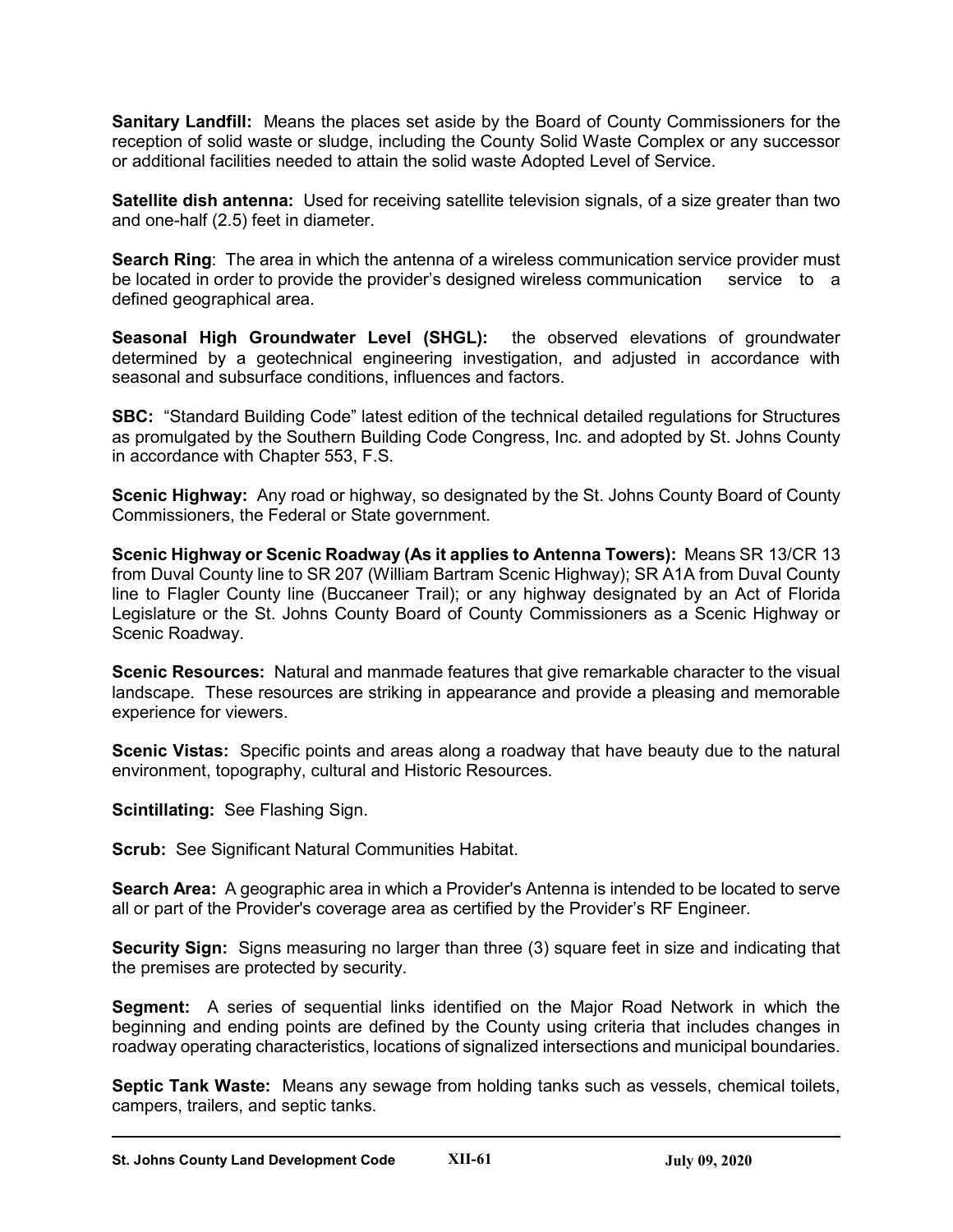**Sanitary Landfill:** Means the places set aside by the Board of County Commissioners for the reception of solid waste or sludge, including the County Solid Waste Complex or any successor or additional facilities needed to attain the solid waste Adopted Level of Service.

**Satellite dish antenna:** Used for receiving satellite television signals, of a size greater than two and one-half (2.5) feet in diameter.

**Search Ring**: The area in which the antenna of a wireless communication service provider must be located in order to provide the provider's designed wireless communication service to a defined geographical area.

**Seasonal High Groundwater Level (SHGL):** the observed elevations of groundwater determined by a geotechnical engineering investigation, and adjusted in accordance with seasonal and subsurface conditions, influences and factors.

**SBC:** "Standard Building Code" latest edition of the technical detailed regulations for Structures as promulgated by the Southern Building Code Congress, Inc. and adopted by St. Johns County in accordance with Chapter 553, F.S.

**Scenic Highway:** Any road or highway, so designated by the St. Johns County Board of County Commissioners, the Federal or State government.

**Scenic Highway or Scenic Roadway (As it applies to Antenna Towers):** Means SR 13/CR 13 from Duval County line to SR 207 (William Bartram Scenic Highway); SR A1A from Duval County line to Flagler County line (Buccaneer Trail); or any highway designated by an Act of Florida Legislature or the St. Johns County Board of County Commissioners as a Scenic Highway or Scenic Roadway.

**Scenic Resources:** Natural and manmade features that give remarkable character to the visual landscape. These resources are striking in appearance and provide a pleasing and memorable experience for viewers.

**Scenic Vistas:** Specific points and areas along a roadway that have beauty due to the natural environment, topography, cultural and Historic Resources.

**Scintillating:** See Flashing Sign.

**Scrub:** See Significant Natural Communities Habitat.

**Search Area:** A geographic area in which a Provider's Antenna is intended to be located to serve all or part of the Provider's coverage area as certified by the Provider's RF Engineer.

**Security Sign:** Signs measuring no larger than three (3) square feet in size and indicating that the premises are protected by security.

**Segment:** A series of sequential links identified on the Major Road Network in which the beginning and ending points are defined by the County using criteria that includes changes in roadway operating characteristics, locations of signalized intersections and municipal boundaries.

**Septic Tank Waste:** Means any sewage from holding tanks such as vessels, chemical toilets, campers, trailers, and septic tanks.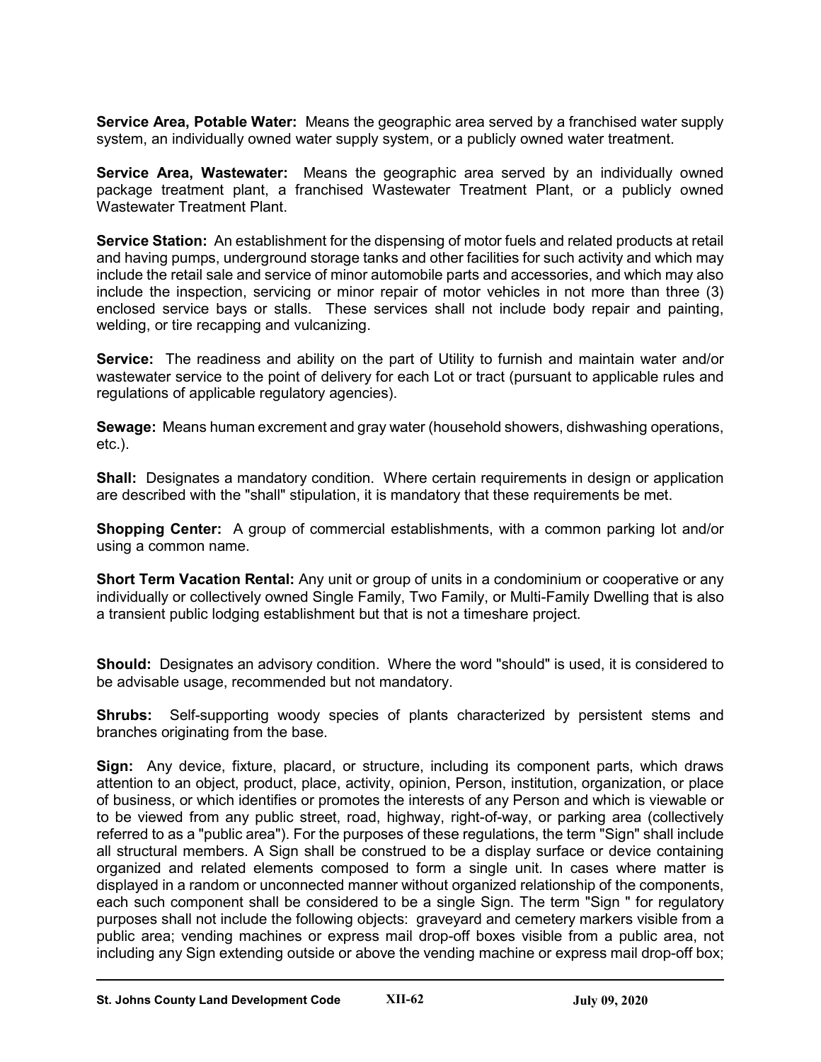**Service Area, Potable Water:** Means the geographic area served by a franchised water supply system, an individually owned water supply system, or a publicly owned water treatment.

**Service Area, Wastewater:** Means the geographic area served by an individually owned package treatment plant, a franchised Wastewater Treatment Plant, or a publicly owned Wastewater Treatment Plant.

**Service Station:** An establishment for the dispensing of motor fuels and related products at retail and having pumps, underground storage tanks and other facilities for such activity and which may include the retail sale and service of minor automobile parts and accessories, and which may also include the inspection, servicing or minor repair of motor vehicles in not more than three (3) enclosed service bays or stalls. These services shall not include body repair and painting, welding, or tire recapping and vulcanizing.

**Service:** The readiness and ability on the part of Utility to furnish and maintain water and/or wastewater service to the point of delivery for each Lot or tract (pursuant to applicable rules and regulations of applicable regulatory agencies).

**Sewage:** Means human excrement and gray water (household showers, dishwashing operations, etc.).

**Shall:** Designates a mandatory condition. Where certain requirements in design or application are described with the "shall" stipulation, it is mandatory that these requirements be met.

**Shopping Center:** A group of commercial establishments, with a common parking lot and/or using a common name.

**Short Term Vacation Rental:** Any unit or group of units in a condominium or cooperative or any individually or collectively owned Single Family, Two Family, or Multi-Family Dwelling that is also a transient public lodging establishment but that is not a timeshare project.

**Should:** Designates an advisory condition. Where the word "should" is used, it is considered to be advisable usage, recommended but not mandatory.

**Shrubs:** Self-supporting woody species of plants characterized by persistent stems and branches originating from the base.

**Sign:** Any device, fixture, placard, or structure, including its component parts, which draws attention to an object, product, place, activity, opinion, Person, institution, organization, or place of business, or which identifies or promotes the interests of any Person and which is viewable or to be viewed from any public street, road, highway, right-of-way, or parking area (collectively referred to as a "public area"). For the purposes of these regulations, the term "Sign" shall include all structural members. A Sign shall be construed to be a display surface or device containing organized and related elements composed to form a single unit. In cases where matter is displayed in a random or unconnected manner without organized relationship of the components, each such component shall be considered to be a single Sign. The term "Sign " for regulatory purposes shall not include the following objects: graveyard and cemetery markers visible from a public area; vending machines or express mail drop-off boxes visible from a public area, not including any Sign extending outside or above the vending machine or express mail drop-off box;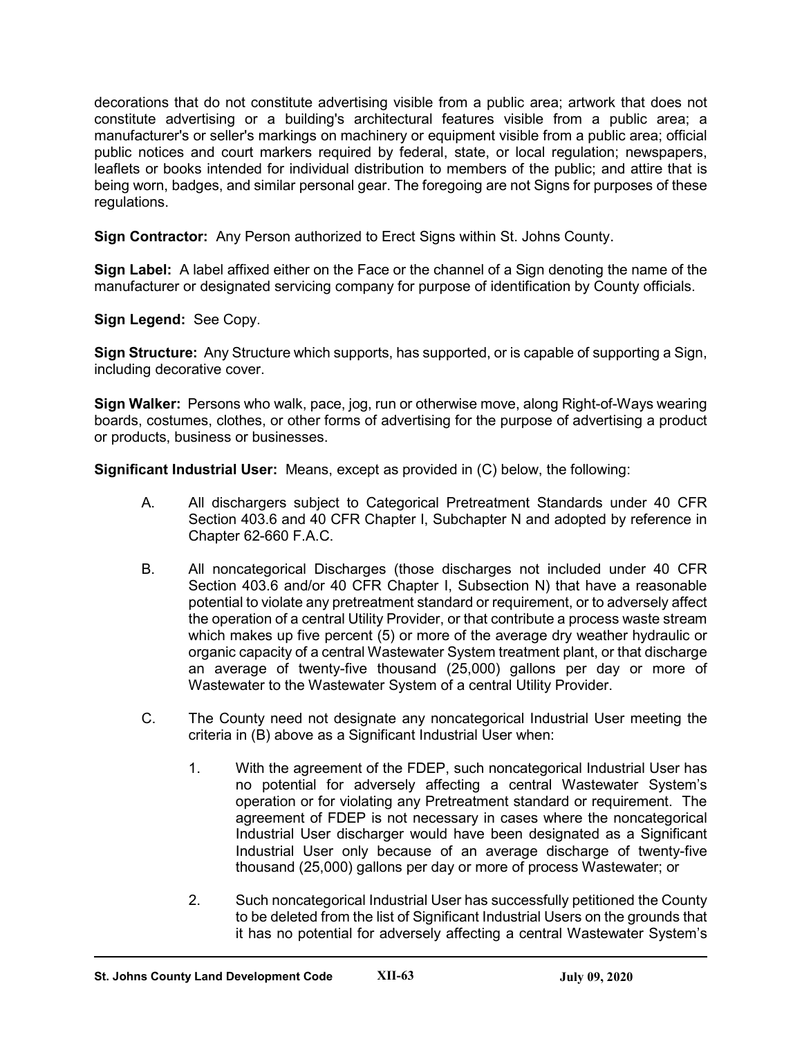decorations that do not constitute advertising visible from a public area; artwork that does not constitute advertising or a building's architectural features visible from a public area; a manufacturer's or seller's markings on machinery or equipment visible from a public area; official public notices and court markers required by federal, state, or local regulation; newspapers, leaflets or books intended for individual distribution to members of the public; and attire that is being worn, badges, and similar personal gear. The foregoing are not Signs for purposes of these regulations.

**Sign Contractor:** Any Person authorized to Erect Signs within St. Johns County.

**Sign Label:** A label affixed either on the Face or the channel of a Sign denoting the name of the manufacturer or designated servicing company for purpose of identification by County officials.

**Sign Legend:** See Copy.

**Sign Structure:** Any Structure which supports, has supported, or is capable of supporting a Sign, including decorative cover.

**Sign Walker:** Persons who walk, pace, jog, run or otherwise move, along Right-of-Ways wearing boards, costumes, clothes, or other forms of advertising for the purpose of advertising a product or products, business or businesses.

**Significant Industrial User:** Means, except as provided in (C) below, the following:

A. All dischargers subject to Categorical Pretreatment Standards under 40 CFR Section 403.6 and 40 CFR Chapter I, Subchapter N and adopted by reference in Chapter 62-660 F.A.C.

B. All noncategorical Discharges (those discharges not included under 40 CFR Section 403.6 and/or 40 CFR Chapter I, Subsection N) that have a reasonable potential to violate any pretreatment standard or requirement, or to adversely affect the operation of a central Utility Provider, or that contribute a process waste stream which makes up five percent (5) or more of the average dry weather hydraulic or organic capacity of a central Wastewater System treatment plant, or that discharge an average of twenty-five thousand (25,000) gallons per day or more of Wastewater to the Wastewater System of a central Utility Provider.

C. The County need not designate any noncategorical Industrial User meeting the criteria in (B) above as a Significant Industrial User when:

   1. With the agreement of the FDEP, such noncategorical Industrial User has no potential for adversely affecting a central Wastewater System's operation or for violating any Pretreatment standard or requirement. The agreement of FDEP is not necessary in cases where the noncategorical Industrial User discharger would have been designated as a Significant Industrial User only because of an average discharge of twenty-five thousand (25,000) gallons per day or more of process Wastewater; or

   2. Such noncategorical Industrial User has successfully petitioned the County to be deleted from the list of Significant Industrial Users on the grounds that it has no potential for adversely affecting a central Wastewater System's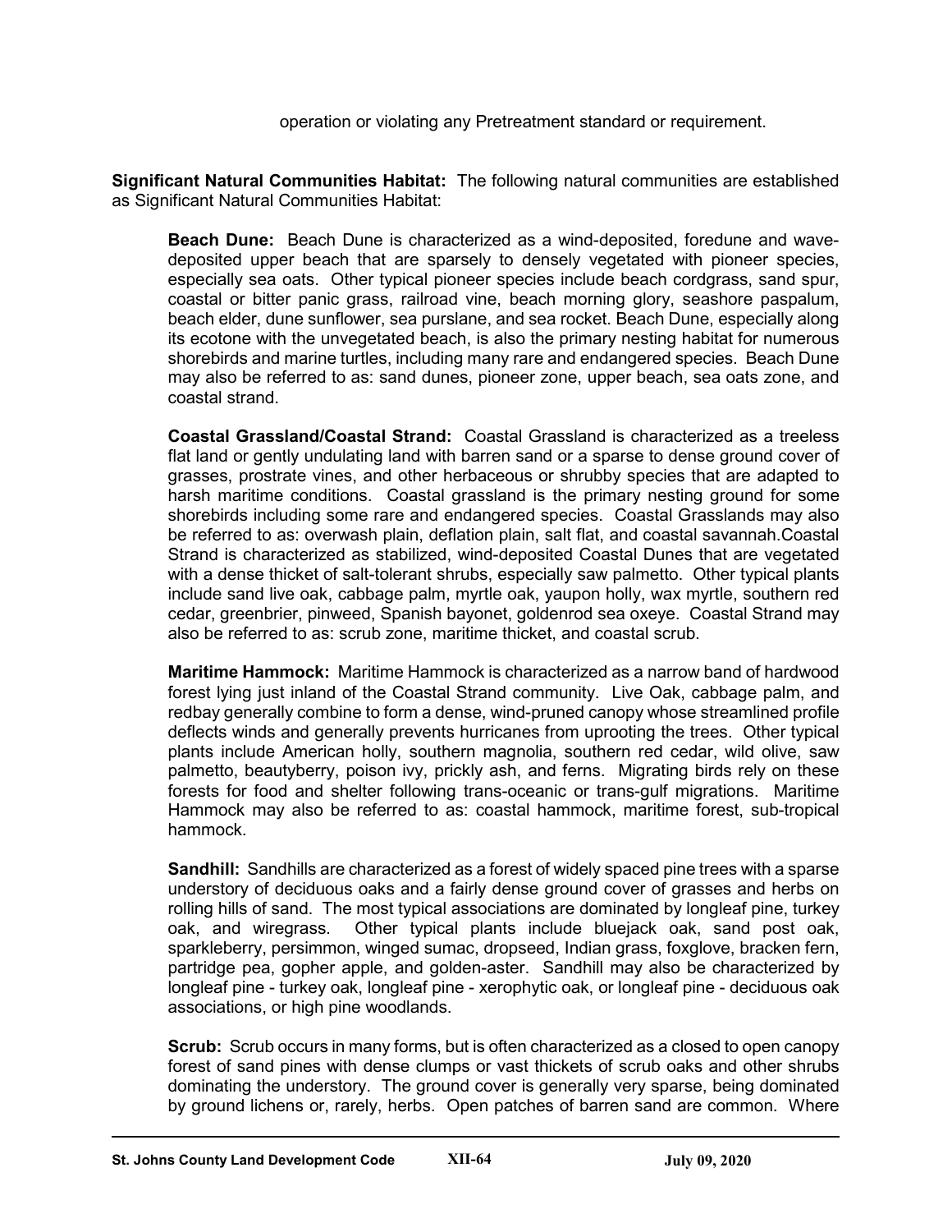operation or violating any Pretreatment standard or requirement.

**Significant Natural Communities Habitat:** The following natural communities are established as Significant Natural Communities Habitat:

**Beach Dune:** Beach Dune is characterized as a wind-deposited, foredune and wave-deposited upper beach that are sparsely to densely vegetated with pioneer species, especially sea oats. Other typical pioneer species include beach cordgrass, sand spur, coastal or bitter panic grass, railroad vine, beach morning glory, seashore paspalum, beach elder, dune sunflower, sea purslane, and sea rocket. Beach Dune, especially along its ecotone with the unvegetated beach, is also the primary nesting habitat for numerous shorebirds and marine turtles, including many rare and endangered species. Beach Dune may also be referred to as: sand dunes, pioneer zone, upper beach, sea oats zone, and coastal strand.

**Coastal Grassland/Coastal Strand:** Coastal Grassland is characterized as a treeless flat land or gently undulating land with barren sand or a sparse to dense ground cover of grasses, prostrate vines, and other herbaceous or shrubby species that are adapted to harsh maritime conditions. Coastal grassland is the primary nesting ground for some shorebirds including some rare and endangered species. Coastal Grasslands may also be referred to as: overwash plain, deflation plain, salt flat, and coastal savannah.Coastal Strand is characterized as stabilized, wind-deposited Coastal Dunes that are vegetated with a dense thicket of salt-tolerant shrubs, especially saw palmetto. Other typical plants include sand live oak, cabbage palm, myrtle oak, yaupon holly, wax myrtle, southern red cedar, greenbrier, pinweed, Spanish bayonet, goldenrod sea oxeye. Coastal Strand may also be referred to as: scrub zone, maritime thicket, and coastal scrub.

**Maritime Hammock:** Maritime Hammock is characterized as a narrow band of hardwood forest lying just inland of the Coastal Strand community. Live Oak, cabbage palm, and redbay generally combine to form a dense, wind-pruned canopy whose streamlined profile deflects winds and generally prevents hurricanes from uprooting the trees. Other typical plants include American holly, southern magnolia, southern red cedar, wild olive, saw palmetto, beautyberry, poison ivy, prickly ash, and ferns. Migrating birds rely on these forests for food and shelter following trans-oceanic or trans-gulf migrations. Maritime Hammock may also be referred to as: coastal hammock, maritime forest, sub-tropical hammock.

**Sandhill:** Sandhills are characterized as a forest of widely spaced pine trees with a sparse understory of deciduous oaks and a fairly dense ground cover of grasses and herbs on rolling hills of sand. The most typical associations are dominated by longleaf pine, turkey oak, and wiregrass. Other typical plants include bluejack oak, sand post oak, sparkleberry, persimmon, winged sumac, dropseed, Indian grass, foxglove, bracken fern, partridge pea, gopher apple, and golden-aster. Sandhill may also be characterized by longleaf pine - turkey oak, longleaf pine - xerophytic oak, or longleaf pine - deciduous oak associations, or high pine woodlands.

**Scrub:** Scrub occurs in many forms, but is often characterized as a closed to open canopy forest of sand pines with dense clumps or vast thickets of scrub oaks and other shrubs dominating the understory. The ground cover is generally very sparse, being dominated by ground lichens or, rarely, herbs. Open patches of barren sand are common. Where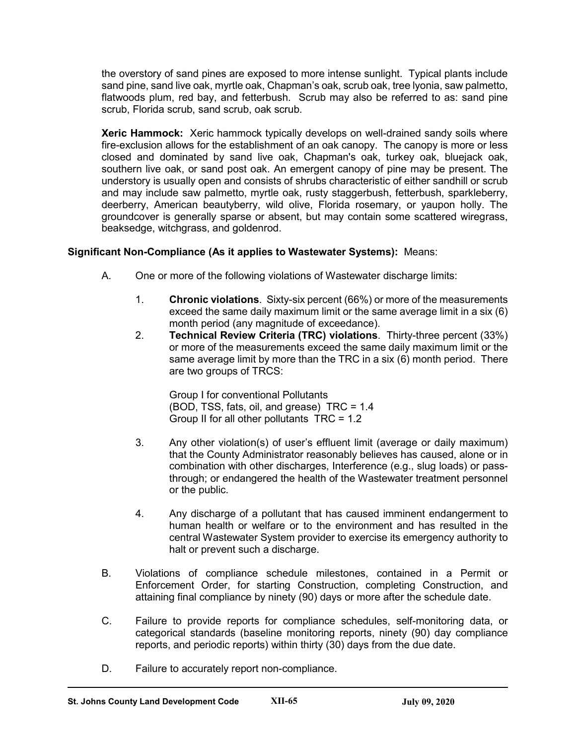the overstory of sand pines are exposed to more intense sunlight. Typical plants include sand pine, sand live oak, myrtle oak, Chapman's oak, scrub oak, tree lyonia, saw palmetto, flatwoods plum, red bay, and fetterbush. Scrub may also be referred to as: sand pine scrub, Florida scrub, sand scrub, oak scrub.

**Xeric Hammock:** Xeric hammock typically develops on well-drained sandy soils where fire-exclusion allows for the establishment of an oak canopy. The canopy is more or less closed and dominated by sand live oak, Chapman's oak, turkey oak, bluejack oak, southern live oak, or sand post oak. An emergent canopy of pine may be present. The understory is usually open and consists of shrubs characteristic of either sandhill or scrub and may include saw palmetto, myrtle oak, rusty staggerbush, fetterbush, sparkleberry, deerberry, American beautyberry, wild olive, Florida rosemary, or yaupon holly. The groundcover is generally sparse or absent, but may contain some scattered wiregrass, beaksedge, witchgrass, and goldenrod.

**Significant Non-Compliance (As it applies to Wastewater Systems):** Means:

A. One or more of the following violations of Wastewater discharge limits:

1. **Chronic violations**. Sixty-six percent (66%) or more of the measurements exceed the same daily maximum limit or the same average limit in a six (6) month period (any magnitude of exceedance).
2. **Technical Review Criteria (TRC) violations**. Thirty-three percent (33%) or more of the measurements exceed the same daily maximum limit or the same average limit by more than the TRC in a six (6) month period. There are two groups of TRCS:

   Group I for conventional Pollutants
   (BOD, TSS, fats, oil, and grease) TRC = 1.4
   Group II for all other pollutants TRC = 1.2

3. Any other violation(s) of user's effluent limit (average or daily maximum) that the County Administrator reasonably believes has caused, alone or in combination with other discharges, Interference (e.g., slug loads) or pass-through; or endangered the health of the Wastewater treatment personnel or the public.

4. Any discharge of a pollutant that has caused imminent endangerment to human health or welfare or to the environment and has resulted in the central Wastewater System provider to exercise its emergency authority to halt or prevent such a discharge.

B. Violations of compliance schedule milestones, contained in a Permit or Enforcement Order, for starting Construction, completing Construction, and attaining final compliance by ninety (90) days or more after the schedule date.

C. Failure to provide reports for compliance schedules, self-monitoring data, or categorical standards (baseline monitoring reports, ninety (90) day compliance reports, and periodic reports) within thirty (30) days from the due date.

D. Failure to accurately report non-compliance.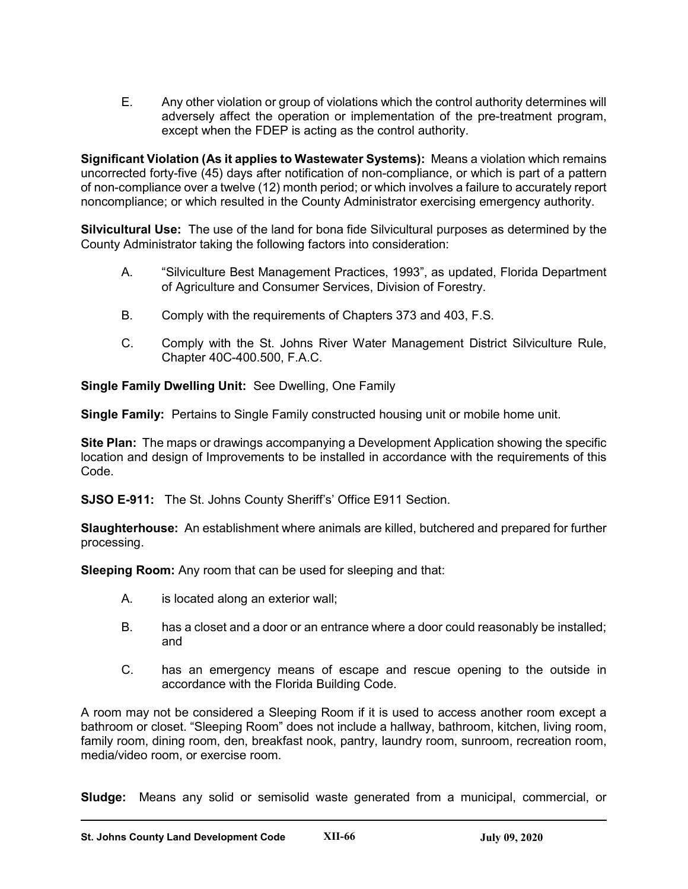E. Any other violation or group of violations which the control authority determines will adversely affect the operation or implementation of the pre-treatment program, except when the FDEP is acting as the control authority.

**Significant Violation (As it applies to Wastewater Systems):** Means a violation which remains uncorrected forty-five (45) days after notification of non-compliance, or which is part of a pattern of non-compliance over a twelve (12) month period; or which involves a failure to accurately report noncompliance; or which resulted in the County Administrator exercising emergency authority.

**Silvicultural Use:** The use of the land for bona fide Silvicultural purposes as determined by the County Administrator taking the following factors into consideration:

A. "Silviculture Best Management Practices, 1993", as updated, Florida Department of Agriculture and Consumer Services, Division of Forestry.

B. Comply with the requirements of Chapters 373 and 403, F.S.

C. Comply with the St. Johns River Water Management District Silviculture Rule, Chapter 40C-400.500, F.A.C.

**Single Family Dwelling Unit:** See Dwelling, One Family

**Single Family:** Pertains to Single Family constructed housing unit or mobile home unit.

**Site Plan:** The maps or drawings accompanying a Development Application showing the specific location and design of Improvements to be installed in accordance with the requirements of this Code.

**SJSO E-911:** The St. Johns County Sheriff's' Office E911 Section.

**Slaughterhouse:** An establishment where animals are killed, butchered and prepared for further processing.

**Sleeping Room:** Any room that can be used for sleeping and that:

A. is located along an exterior wall;

B. has a closet and a door or an entrance where a door could reasonably be installed; and

C. has an emergency means of escape and rescue opening to the outside in accordance with the Florida Building Code.

A room may not be considered a Sleeping Room if it is used to access another room except a bathroom or closet. "Sleeping Room" does not include a hallway, bathroom, kitchen, living room, family room, dining room, den, breakfast nook, pantry, laundry room, sunroom, recreation room, media/video room, or exercise room.

**Sludge:** Means any solid or semisolid waste generated from a municipal, commercial, or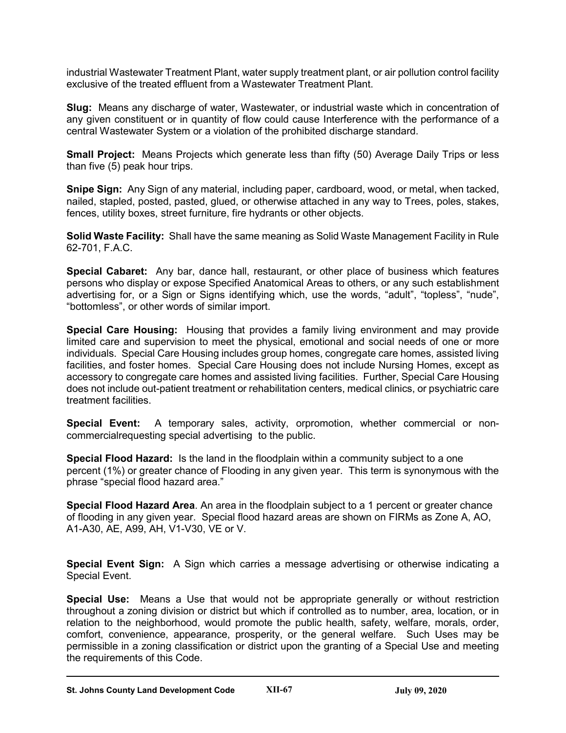industrial Wastewater Treatment Plant, water supply treatment plant, or air pollution control facility exclusive of the treated effluent from a Wastewater Treatment Plant.

**Slug:** Means any discharge of water, Wastewater, or industrial waste which in concentration of any given constituent or in quantity of flow could cause Interference with the performance of a central Wastewater System or a violation of the prohibited discharge standard.

**Small Project:** Means Projects which generate less than fifty (50) Average Daily Trips or less than five (5) peak hour trips.

**Snipe Sign:** Any Sign of any material, including paper, cardboard, wood, or metal, when tacked, nailed, stapled, posted, pasted, glued, or otherwise attached in any way to Trees, poles, stakes, fences, utility boxes, street furniture, fire hydrants or other objects.

**Solid Waste Facility:** Shall have the same meaning as Solid Waste Management Facility in Rule 62-701, F.A.C.

**Special Cabaret:** Any bar, dance hall, restaurant, or other place of business which features persons who display or expose Specified Anatomical Areas to others, or any such establishment advertising for, or a Sign or Signs identifying which, use the words, "adult", "topless", "nude", "bottomless", or other words of similar import.

**Special Care Housing:** Housing that provides a family living environment and may provide limited care and supervision to meet the physical, emotional and social needs of one or more individuals. Special Care Housing includes group homes, congregate care homes, assisted living facilities, and foster homes. Special Care Housing does not include Nursing Homes, except as accessory to congregate care homes and assisted living facilities. Further, Special Care Housing does not include out-patient treatment or rehabilitation centers, medical clinics, or psychiatric care treatment facilities.

**Special Event:** A temporary sales, activity, orpromotion, whether commercial or non-commercialrequesting special advertising to the public.

**Special Flood Hazard:** Is the land in the floodplain within a community subject to a one percent (1%) or greater chance of Flooding in any given year. This term is synonymous with the phrase "special flood hazard area."

**Special Flood Hazard Area**. An area in the floodplain subject to a 1 percent or greater chance of flooding in any given year. Special flood hazard areas are shown on FIRMs as Zone A, AO, A1-A30, AE, A99, AH, V1-V30, VE or V.

**Special Event Sign:** A Sign which carries a message advertising or otherwise indicating a Special Event.

**Special Use:** Means a Use that would not be appropriate generally or without restriction throughout a zoning division or district but which if controlled as to number, area, location, or in relation to the neighborhood, would promote the public health, safety, welfare, morals, order, comfort, convenience, appearance, prosperity, or the general welfare. Such Uses may be permissible in a zoning classification or district upon the granting of a Special Use and meeting the requirements of this Code.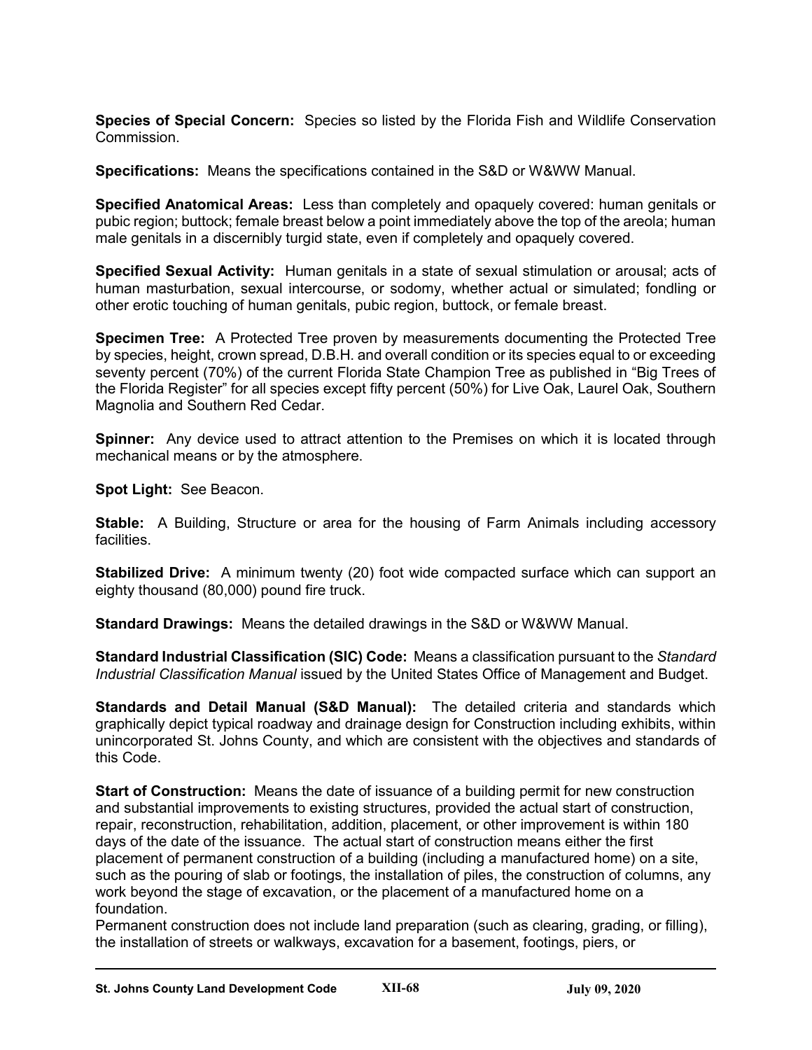**Species of Special Concern:** Species so listed by the Florida Fish and Wildlife Conservation Commission.

**Specifications:** Means the specifications contained in the S&D or W&WW Manual.

**Specified Anatomical Areas:** Less than completely and opaquely covered: human genitals or pubic region; buttock; female breast below a point immediately above the top of the areola; human male genitals in a discernibly turgid state, even if completely and opaquely covered.

**Specified Sexual Activity:** Human genitals in a state of sexual stimulation or arousal; acts of human masturbation, sexual intercourse, or sodomy, whether actual or simulated; fondling or other erotic touching of human genitals, pubic region, buttock, or female breast.

**Specimen Tree:** A Protected Tree proven by measurements documenting the Protected Tree by species, height, crown spread, D.B.H. and overall condition or its species equal to or exceeding seventy percent (70%) of the current Florida State Champion Tree as published in "Big Trees of the Florida Register" for all species except fifty percent (50%) for Live Oak, Laurel Oak, Southern Magnolia and Southern Red Cedar.

**Spinner:** Any device used to attract attention to the Premises on which it is located through mechanical means or by the atmosphere.

**Spot Light:** See Beacon.

**Stable:** A Building, Structure or area for the housing of Farm Animals including accessory facilities.

**Stabilized Drive:** A minimum twenty (20) foot wide compacted surface which can support an eighty thousand (80,000) pound fire truck.

**Standard Drawings:** Means the detailed drawings in the S&D or W&WW Manual.

**Standard Industrial Classification (SIC) Code:** Means a classification pursuant to the *Standard Industrial Classification Manual* issued by the United States Office of Management and Budget.

**Standards and Detail Manual (S&D Manual):** The detailed criteria and standards which graphically depict typical roadway and drainage design for Construction including exhibits, within unincorporated St. Johns County, and which are consistent with the objectives and standards of this Code.

**Start of Construction:** Means the date of issuance of a building permit for new construction and substantial improvements to existing structures, provided the actual start of construction, repair, reconstruction, rehabilitation, addition, placement, or other improvement is within 180 days of the date of the issuance. The actual start of construction means either the first placement of permanent construction of a building (including a manufactured home) on a site, such as the pouring of slab or footings, the installation of piles, the construction of columns, any work beyond the stage of excavation, or the placement of a manufactured home on a foundation.
Permanent construction does not include land preparation (such as clearing, grading, or filling), the installation of streets or walkways, excavation for a basement, footings, piers, or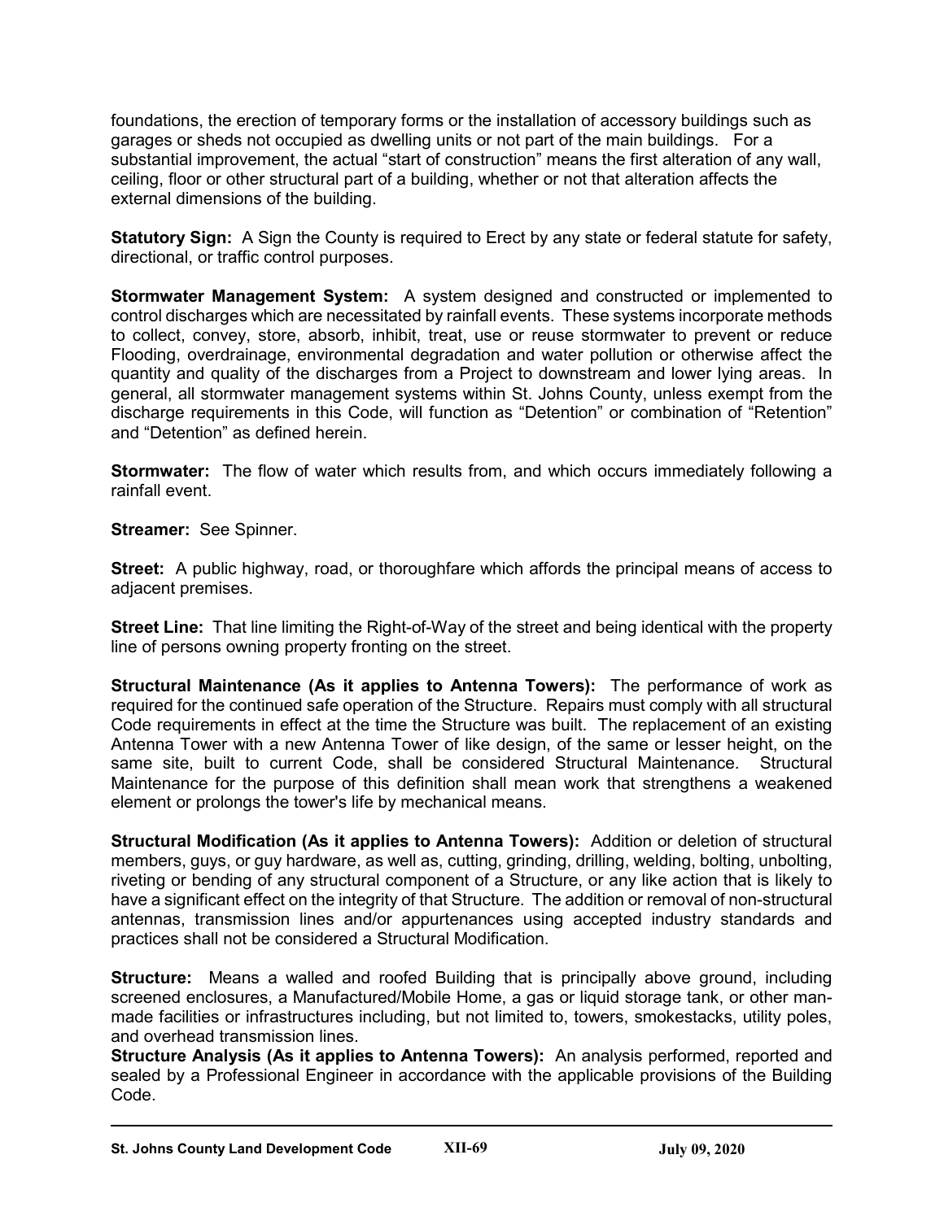foundations, the erection of temporary forms or the installation of accessory buildings such as garages or sheds not occupied as dwelling units or not part of the main buildings. For a substantial improvement, the actual "start of construction" means the first alteration of any wall, ceiling, floor or other structural part of a building, whether or not that alteration affects the external dimensions of the building.

**Statutory Sign:** A Sign the County is required to Erect by any state or federal statute for safety, directional, or traffic control purposes.

**Stormwater Management System:** A system designed and constructed or implemented to control discharges which are necessitated by rainfall events. These systems incorporate methods to collect, convey, store, absorb, inhibit, treat, use or reuse stormwater to prevent or reduce Flooding, overdrainage, environmental degradation and water pollution or otherwise affect the quantity and quality of the discharges from a Project to downstream and lower lying areas. In general, all stormwater management systems within St. Johns County, unless exempt from the discharge requirements in this Code, will function as "Detention" or combination of "Retention" and "Detention" as defined herein.

**Stormwater:** The flow of water which results from, and which occurs immediately following a rainfall event.

**Streamer:** See Spinner.

**Street:** A public highway, road, or thoroughfare which affords the principal means of access to adjacent premises.

**Street Line:** That line limiting the Right-of-Way of the street and being identical with the property line of persons owning property fronting on the street.

**Structural Maintenance (As it applies to Antenna Towers):** The performance of work as required for the continued safe operation of the Structure. Repairs must comply with all structural Code requirements in effect at the time the Structure was built. The replacement of an existing Antenna Tower with a new Antenna Tower of like design, of the same or lesser height, on the same site, built to current Code, shall be considered Structural Maintenance. Structural Maintenance for the purpose of this definition shall mean work that strengthens a weakened element or prolongs the tower's life by mechanical means.

**Structural Modification (As it applies to Antenna Towers):** Addition or deletion of structural members, guys, or guy hardware, as well as, cutting, grinding, drilling, welding, bolting, unbolting, riveting or bending of any structural component of a Structure, or any like action that is likely to have a significant effect on the integrity of that Structure. The addition or removal of non-structural antennas, transmission lines and/or appurtenances using accepted industry standards and practices shall not be considered a Structural Modification.

**Structure:** Means a walled and roofed Building that is principally above ground, including screened enclosures, a Manufactured/Mobile Home, a gas or liquid storage tank, or other man-made facilities or infrastructures including, but not limited to, towers, smokestacks, utility poles, and overhead transmission lines.

**Structure Analysis (As it applies to Antenna Towers):** An analysis performed, reported and sealed by a Professional Engineer in accordance with the applicable provisions of the Building Code.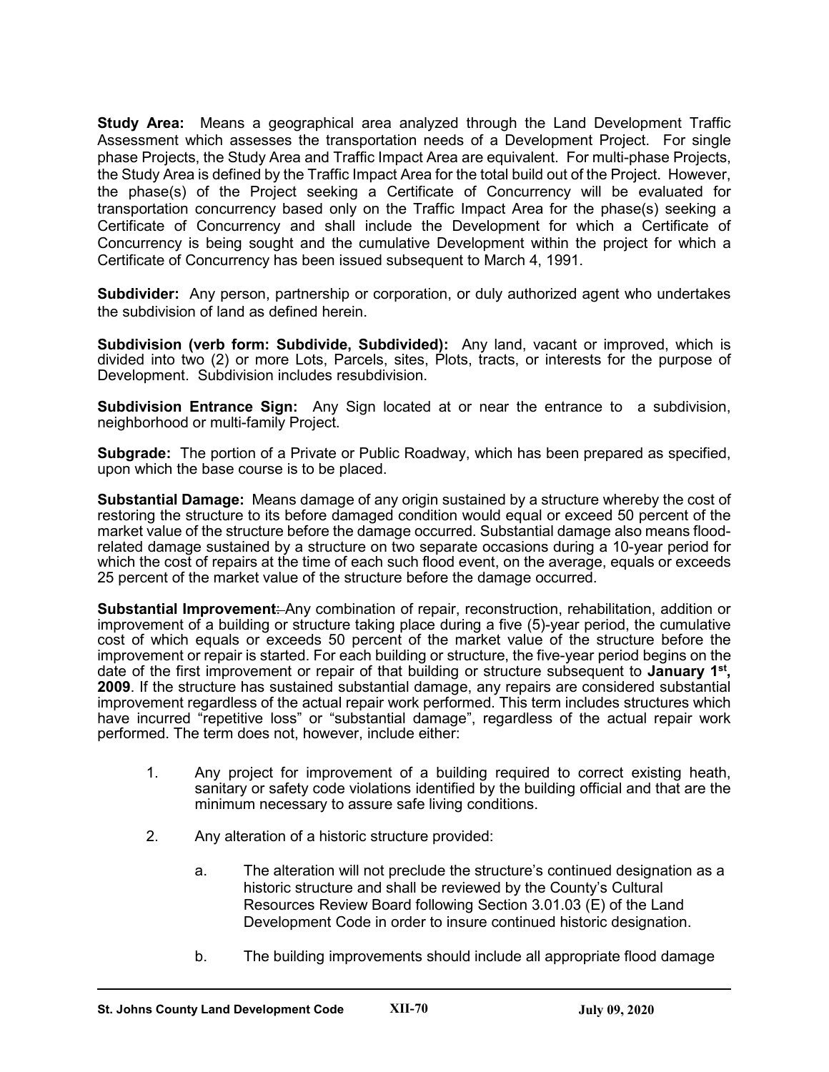**Study Area:** Means a geographical area analyzed through the Land Development Traffic Assessment which assesses the transportation needs of a Development Project. For single phase Projects, the Study Area and Traffic Impact Area are equivalent. For multi-phase Projects, the Study Area is defined by the Traffic Impact Area for the total build out of the Project. However, the phase(s) of the Project seeking a Certificate of Concurrency will be evaluated for transportation concurrency based only on the Traffic Impact Area for the phase(s) seeking a Certificate of Concurrency and shall include the Development for which a Certificate of Concurrency is being sought and the cumulative Development within the project for which a Certificate of Concurrency has been issued subsequent to March 4, 1991.

**Subdivider:** Any person, partnership or corporation, or duly authorized agent who undertakes the subdivision of land as defined herein.

**Subdivision (verb form: Subdivide, Subdivided):** Any land, vacant or improved, which is divided into two (2) or more Lots, Parcels, sites, Plots, tracts, or interests for the purpose of Development. Subdivision includes resubdivision.

**Subdivision Entrance Sign:** Any Sign located at or near the entrance to a subdivision, neighborhood or multi-family Project.

**Subgrade:** The portion of a Private or Public Roadway, which has been prepared as specified, upon which the base course is to be placed.

**Substantial Damage:** Means damage of any origin sustained by a structure whereby the cost of restoring the structure to its before damaged condition would equal or exceed 50 percent of the market value of the structure before the damage occurred. Substantial damage also means flood-related damage sustained by a structure on two separate occasions during a 10-year period for which the cost of repairs at the time of each such flood event, on the average, equals or exceeds 25 percent of the market value of the structure before the damage occurred.

**Substantial Improvement:** Any combination of repair, reconstruction, rehabilitation, addition or improvement of a building or structure taking place during a five (5)-year period, the cumulative cost of which equals or exceeds 50 percent of the market value of the structure before the improvement or repair is started. For each building or structure, the five-year period begins on the date of the first improvement or repair of that building or structure subsequent to **January 1st, 2009**. If the structure has sustained substantial damage, any repairs are considered substantial improvement regardless of the actual repair work performed. This term includes structures which have incurred "repetitive loss" or "substantial damage", regardless of the actual repair work performed. The term does not, however, include either:

1. Any project for improvement of a building required to correct existing heath, sanitary or safety code violations identified by the building official and that are the minimum necessary to assure safe living conditions.

2. Any alteration of a historic structure provided:

   a. The alteration will not preclude the structure's continued designation as a historic structure and shall be reviewed by the County's Cultural Resources Review Board following Section 3.01.03 (E) of the Land Development Code in order to insure continued historic designation.

   b. The building improvements should include all appropriate flood damage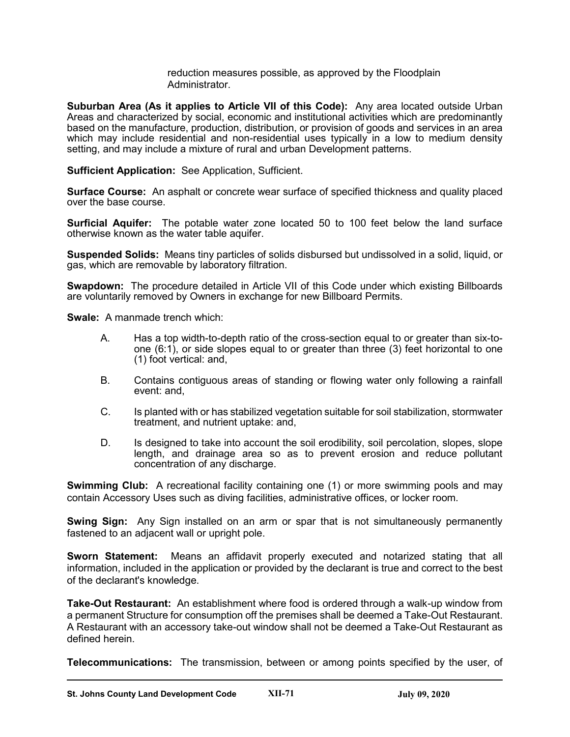reduction measures possible, as approved by the Floodplain Administrator.

**Suburban Area (As it applies to Article VII of this Code):** Any area located outside Urban Areas and characterized by social, economic and institutional activities which are predominantly based on the manufacture, production, distribution, or provision of goods and services in an area which may include residential and non-residential uses typically in a low to medium density setting, and may include a mixture of rural and urban Development patterns.

**Sufficient Application:** See Application, Sufficient.

**Surface Course:** An asphalt or concrete wear surface of specified thickness and quality placed over the base course.

**Surficial Aquifer:** The potable water zone located 50 to 100 feet below the land surface otherwise known as the water table aquifer.

**Suspended Solids:** Means tiny particles of solids disbursed but undissolved in a solid, liquid, or gas, which are removable by laboratory filtration.

**Swapdown:** The procedure detailed in Article VII of this Code under which existing Billboards are voluntarily removed by Owners in exchange for new Billboard Permits.

**Swale:** A manmade trench which:

A. Has a top width-to-depth ratio of the cross-section equal to or greater than six-to-one (6:1), or side slopes equal to or greater than three (3) feet horizontal to one (1) foot vertical: and,

B. Contains contiguous areas of standing or flowing water only following a rainfall event: and,

C. Is planted with or has stabilized vegetation suitable for soil stabilization, stormwater treatment, and nutrient uptake: and,

D. Is designed to take into account the soil erodibility, soil percolation, slopes, slope length, and drainage area so as to prevent erosion and reduce pollutant concentration of any discharge.

**Swimming Club:** A recreational facility containing one (1) or more swimming pools and may contain Accessory Uses such as diving facilities, administrative offices, or locker room.

**Swing Sign:** Any Sign installed on an arm or spar that is not simultaneously permanently fastened to an adjacent wall or upright pole.

**Sworn Statement:** Means an affidavit properly executed and notarized stating that all information, included in the application or provided by the declarant is true and correct to the best of the declarant's knowledge.

**Take-Out Restaurant:** An establishment where food is ordered through a walk-up window from a permanent Structure for consumption off the premises shall be deemed a Take-Out Restaurant. A Restaurant with an accessory take-out window shall not be deemed a Take-Out Restaurant as defined herein.

**Telecommunications:** The transmission, between or among points specified by the user, of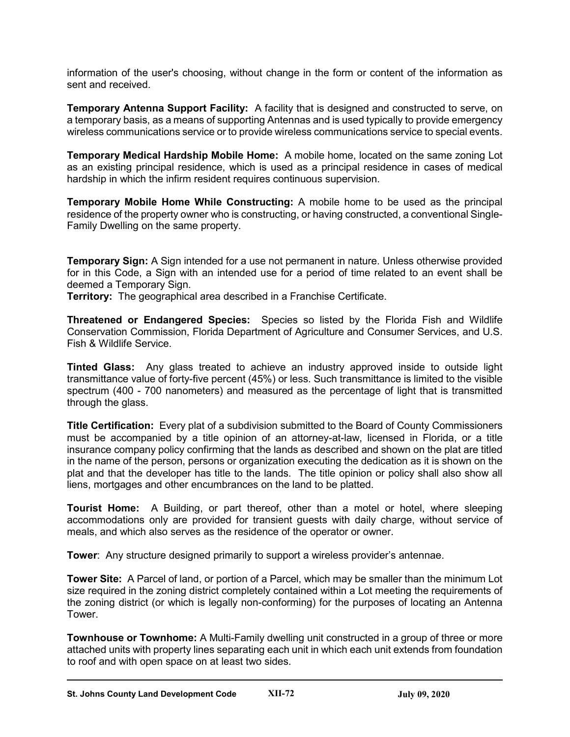information of the user's choosing, without change in the form or content of the information as sent and received.

**Temporary Antenna Support Facility:** A facility that is designed and constructed to serve, on a temporary basis, as a means of supporting Antennas and is used typically to provide emergency wireless communications service or to provide wireless communications service to special events.

**Temporary Medical Hardship Mobile Home:** A mobile home, located on the same zoning Lot as an existing principal residence, which is used as a principal residence in cases of medical hardship in which the infirm resident requires continuous supervision.

**Temporary Mobile Home While Constructing:** A mobile home to be used as the principal residence of the property owner who is constructing, or having constructed, a conventional Single-Family Dwelling on the same property.

**Temporary Sign:** A Sign intended for a use not permanent in nature. Unless otherwise provided for in this Code, a Sign with an intended use for a period of time related to an event shall be deemed a Temporary Sign.

**Territory:** The geographical area described in a Franchise Certificate.

**Threatened or Endangered Species:** Species so listed by the Florida Fish and Wildlife Conservation Commission, Florida Department of Agriculture and Consumer Services, and U.S. Fish & Wildlife Service.

**Tinted Glass:** Any glass treated to achieve an industry approved inside to outside light transmittance value of forty-five percent (45%) or less. Such transmittance is limited to the visible spectrum (400 - 700 nanometers) and measured as the percentage of light that is transmitted through the glass.

**Title Certification:** Every plat of a subdivision submitted to the Board of County Commissioners must be accompanied by a title opinion of an attorney-at-law, licensed in Florida, or a title insurance company policy confirming that the lands as described and shown on the plat are titled in the name of the person, persons or organization executing the dedication as it is shown on the plat and that the developer has title to the lands. The title opinion or policy shall also show all liens, mortgages and other encumbrances on the land to be platted.

**Tourist Home:** A Building, or part thereof, other than a motel or hotel, where sleeping accommodations only are provided for transient guests with daily charge, without service of meals, and which also serves as the residence of the operator or owner.

**Tower**: Any structure designed primarily to support a wireless provider's antennae.

**Tower Site:** A Parcel of land, or portion of a Parcel, which may be smaller than the minimum Lot size required in the zoning district completely contained within a Lot meeting the requirements of the zoning district (or which is legally non-conforming) for the purposes of locating an Antenna Tower.

**Townhouse or Townhome:** A Multi-Family dwelling unit constructed in a group of three or more attached units with property lines separating each unit in which each unit extends from foundation to roof and with open space on at least two sides.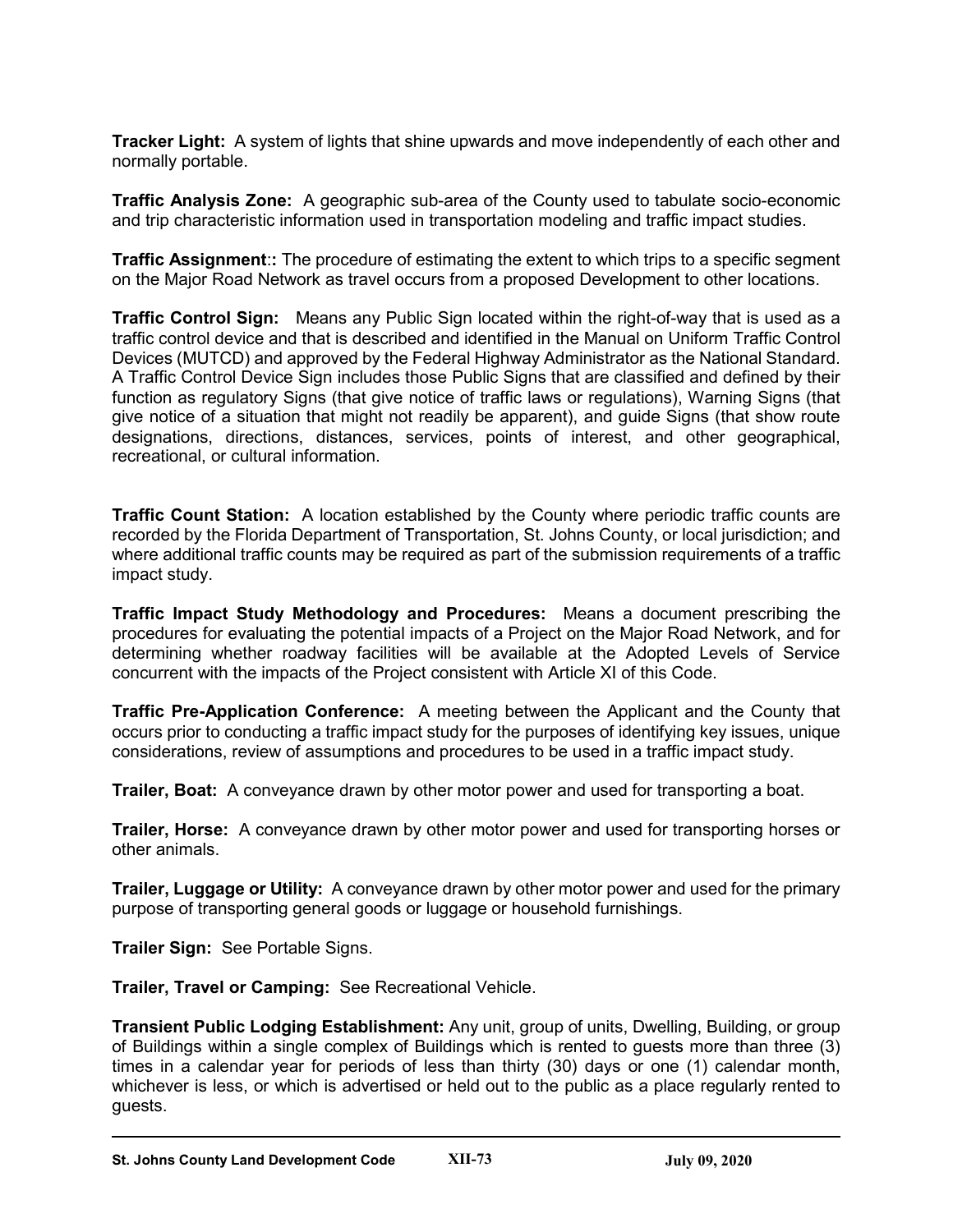**Tracker Light:** A system of lights that shine upwards and move independently of each other and normally portable.

**Traffic Analysis Zone:** A geographic sub-area of the County used to tabulate socio-economic and trip characteristic information used in transportation modeling and traffic impact studies.

**Traffic Assignment**:: The procedure of estimating the extent to which trips to a specific segment on the Major Road Network as travel occurs from a proposed Development to other locations.

**Traffic Control Sign:** Means any Public Sign located within the right-of-way that is used as a traffic control device and that is described and identified in the Manual on Uniform Traffic Control Devices (MUTCD) and approved by the Federal Highway Administrator as the National Standard. A Traffic Control Device Sign includes those Public Signs that are classified and defined by their function as regulatory Signs (that give notice of traffic laws or regulations), Warning Signs (that give notice of a situation that might not readily be apparent), and guide Signs (that show route designations, directions, distances, services, points of interest, and other geographical, recreational, or cultural information.

**Traffic Count Station:** A location established by the County where periodic traffic counts are recorded by the Florida Department of Transportation, St. Johns County, or local jurisdiction; and where additional traffic counts may be required as part of the submission requirements of a traffic impact study.

**Traffic Impact Study Methodology and Procedures:** Means a document prescribing the procedures for evaluating the potential impacts of a Project on the Major Road Network, and for determining whether roadway facilities will be available at the Adopted Levels of Service concurrent with the impacts of the Project consistent with Article XI of this Code.

**Traffic Pre-Application Conference:** A meeting between the Applicant and the County that occurs prior to conducting a traffic impact study for the purposes of identifying key issues, unique considerations, review of assumptions and procedures to be used in a traffic impact study.

**Trailer, Boat:** A conveyance drawn by other motor power and used for transporting a boat.

**Trailer, Horse:** A conveyance drawn by other motor power and used for transporting horses or other animals.

**Trailer, Luggage or Utility:** A conveyance drawn by other motor power and used for the primary purpose of transporting general goods or luggage or household furnishings.

**Trailer Sign:** See Portable Signs.

**Trailer, Travel or Camping:** See Recreational Vehicle.

**Transient Public Lodging Establishment:** Any unit, group of units, Dwelling, Building, or group of Buildings within a single complex of Buildings which is rented to guests more than three (3) times in a calendar year for periods of less than thirty (30) days or one (1) calendar month, whichever is less, or which is advertised or held out to the public as a place regularly rented to guests.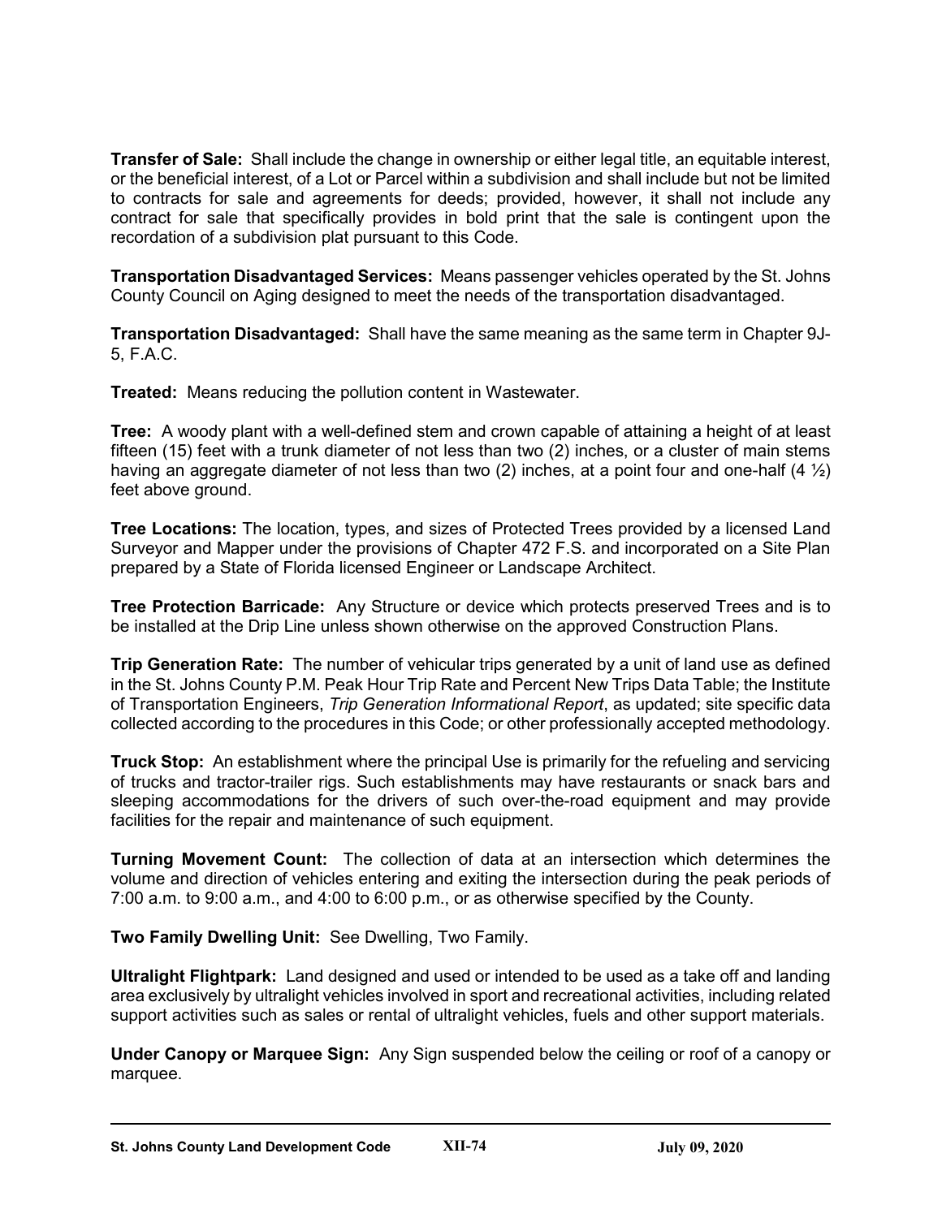**Transfer of Sale:** Shall include the change in ownership or either legal title, an equitable interest, or the beneficial interest, of a Lot or Parcel within a subdivision and shall include but not be limited to contracts for sale and agreements for deeds; provided, however, it shall not include any contract for sale that specifically provides in bold print that the sale is contingent upon the recordation of a subdivision plat pursuant to this Code.

**Transportation Disadvantaged Services:** Means passenger vehicles operated by the St. Johns County Council on Aging designed to meet the needs of the transportation disadvantaged.

**Transportation Disadvantaged:** Shall have the same meaning as the same term in Chapter 9J-5, F.A.C.

**Treated:** Means reducing the pollution content in Wastewater.

**Tree:** A woody plant with a well-defined stem and crown capable of attaining a height of at least fifteen (15) feet with a trunk diameter of not less than two (2) inches, or a cluster of main stems having an aggregate diameter of not less than two (2) inches, at a point four and one-half (4 ½) feet above ground.

**Tree Locations:** The location, types, and sizes of Protected Trees provided by a licensed Land Surveyor and Mapper under the provisions of Chapter 472 F.S. and incorporated on a Site Plan prepared by a State of Florida licensed Engineer or Landscape Architect.

**Tree Protection Barricade:** Any Structure or device which protects preserved Trees and is to be installed at the Drip Line unless shown otherwise on the approved Construction Plans.

**Trip Generation Rate:** The number of vehicular trips generated by a unit of land use as defined in the St. Johns County P.M. Peak Hour Trip Rate and Percent New Trips Data Table; the Institute of Transportation Engineers, *Trip Generation Informational Report*, as updated; site specific data collected according to the procedures in this Code; or other professionally accepted methodology.

**Truck Stop:** An establishment where the principal Use is primarily for the refueling and servicing of trucks and tractor-trailer rigs. Such establishments may have restaurants or snack bars and sleeping accommodations for the drivers of such over-the-road equipment and may provide facilities for the repair and maintenance of such equipment.

**Turning Movement Count:** The collection of data at an intersection which determines the volume and direction of vehicles entering and exiting the intersection during the peak periods of 7:00 a.m. to 9:00 a.m., and 4:00 to 6:00 p.m., or as otherwise specified by the County.

**Two Family Dwelling Unit:** See Dwelling, Two Family.

**Ultralight Flightpark:** Land designed and used or intended to be used as a take off and landing area exclusively by ultralight vehicles involved in sport and recreational activities, including related support activities such as sales or rental of ultralight vehicles, fuels and other support materials.

**Under Canopy or Marquee Sign:** Any Sign suspended below the ceiling or roof of a canopy or marquee.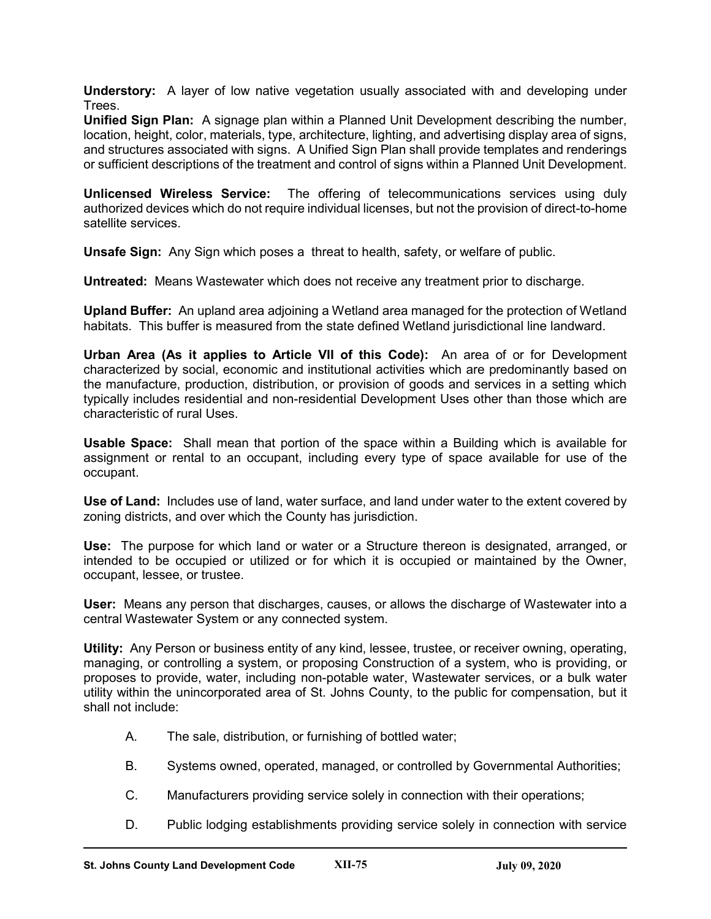**Understory:** A layer of low native vegetation usually associated with and developing under Trees.

**Unified Sign Plan:** A signage plan within a Planned Unit Development describing the number, location, height, color, materials, type, architecture, lighting, and advertising display area of signs, and structures associated with signs. A Unified Sign Plan shall provide templates and renderings or sufficient descriptions of the treatment and control of signs within a Planned Unit Development.

**Unlicensed Wireless Service:** The offering of telecommunications services using duly authorized devices which do not require individual licenses, but not the provision of direct-to-home satellite services.

**Unsafe Sign:** Any Sign which poses a threat to health, safety, or welfare of public.

**Untreated:** Means Wastewater which does not receive any treatment prior to discharge.

**Upland Buffer:** An upland area adjoining a Wetland area managed for the protection of Wetland habitats. This buffer is measured from the state defined Wetland jurisdictional line landward.

**Urban Area (As it applies to Article VII of this Code):** An area of or for Development characterized by social, economic and institutional activities which are predominantly based on the manufacture, production, distribution, or provision of goods and services in a setting which typically includes residential and non-residential Development Uses other than those which are characteristic of rural Uses.

**Usable Space:** Shall mean that portion of the space within a Building which is available for assignment or rental to an occupant, including every type of space available for use of the occupant.

**Use of Land:** Includes use of land, water surface, and land under water to the extent covered by zoning districts, and over which the County has jurisdiction.

**Use:** The purpose for which land or water or a Structure thereon is designated, arranged, or intended to be occupied or utilized or for which it is occupied or maintained by the Owner, occupant, lessee, or trustee.

**User:** Means any person that discharges, causes, or allows the discharge of Wastewater into a central Wastewater System or any connected system.

**Utility:** Any Person or business entity of any kind, lessee, trustee, or receiver owning, operating, managing, or controlling a system, or proposing Construction of a system, who is providing, or proposes to provide, water, including non-potable water, Wastewater services, or a bulk water utility within the unincorporated area of St. Johns County, to the public for compensation, but it shall not include:

A. The sale, distribution, or furnishing of bottled water;

B. Systems owned, operated, managed, or controlled by Governmental Authorities;

C. Manufacturers providing service solely in connection with their operations;

D. Public lodging establishments providing service solely in connection with service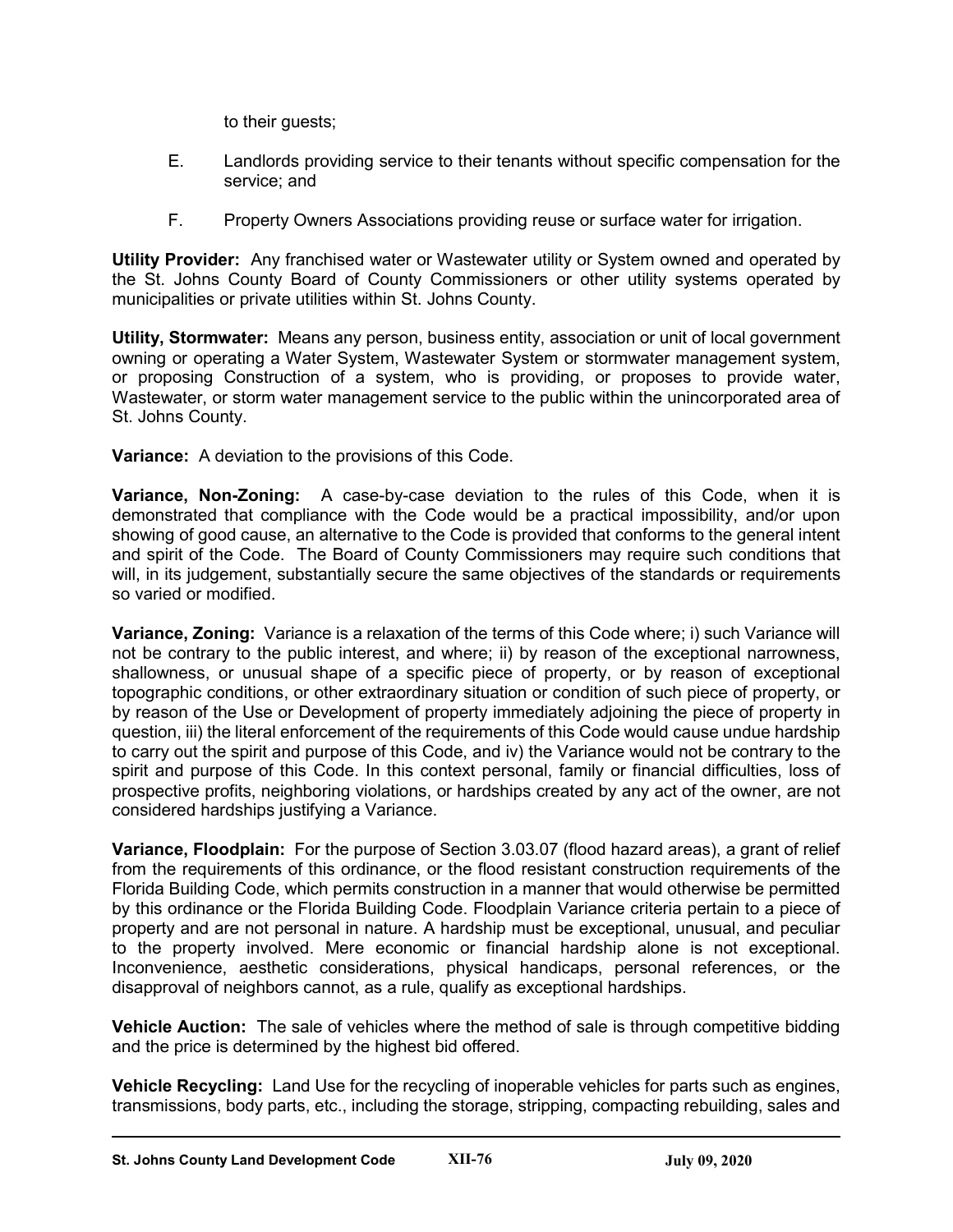to their guests;

E. Landlords providing service to their tenants without specific compensation for the service; and

F. Property Owners Associations providing reuse or surface water for irrigation.

**Utility Provider:** Any franchised water or Wastewater utility or System owned and operated by the St. Johns County Board of County Commissioners or other utility systems operated by municipalities or private utilities within St. Johns County.

**Utility, Stormwater:** Means any person, business entity, association or unit of local government owning or operating a Water System, Wastewater System or stormwater management system, or proposing Construction of a system, who is providing, or proposes to provide water, Wastewater, or storm water management service to the public within the unincorporated area of St. Johns County.

**Variance:** A deviation to the provisions of this Code.

**Variance, Non-Zoning:** A case-by-case deviation to the rules of this Code, when it is demonstrated that compliance with the Code would be a practical impossibility, and/or upon showing of good cause, an alternative to the Code is provided that conforms to the general intent and spirit of the Code. The Board of County Commissioners may require such conditions that will, in its judgement, substantially secure the same objectives of the standards or requirements so varied or modified.

**Variance, Zoning:** Variance is a relaxation of the terms of this Code where; i) such Variance will not be contrary to the public interest, and where; ii) by reason of the exceptional narrowness, shallowness, or unusual shape of a specific piece of property, or by reason of exceptional topographic conditions, or other extraordinary situation or condition of such piece of property, or by reason of the Use or Development of property immediately adjoining the piece of property in question, iii) the literal enforcement of the requirements of this Code would cause undue hardship to carry out the spirit and purpose of this Code, and iv) the Variance would not be contrary to the spirit and purpose of this Code. In this context personal, family or financial difficulties, loss of prospective profits, neighboring violations, or hardships created by any act of the owner, are not considered hardships justifying a Variance.

**Variance, Floodplain:** For the purpose of Section 3.03.07 (flood hazard areas), a grant of relief from the requirements of this ordinance, or the flood resistant construction requirements of the Florida Building Code, which permits construction in a manner that would otherwise be permitted by this ordinance or the Florida Building Code. Floodplain Variance criteria pertain to a piece of property and are not personal in nature. A hardship must be exceptional, unusual, and peculiar to the property involved. Mere economic or financial hardship alone is not exceptional. Inconvenience, aesthetic considerations, physical handicaps, personal references, or the disapproval of neighbors cannot, as a rule, qualify as exceptional hardships.

**Vehicle Auction:** The sale of vehicles where the method of sale is through competitive bidding and the price is determined by the highest bid offered.

**Vehicle Recycling:** Land Use for the recycling of inoperable vehicles for parts such as engines, transmissions, body parts, etc., including the storage, stripping, compacting rebuilding, sales and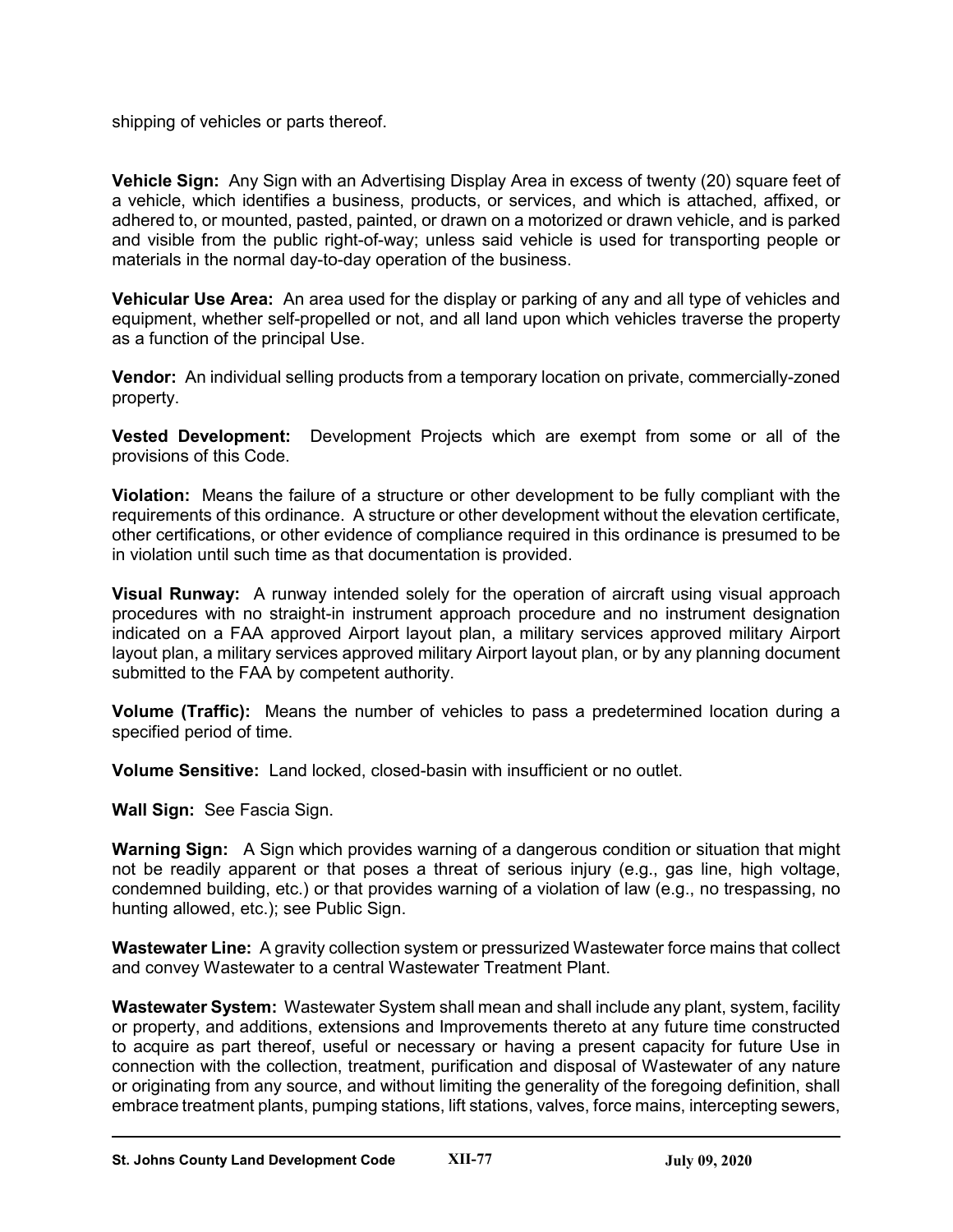shipping of vehicles or parts thereof.

**Vehicle Sign:** Any Sign with an Advertising Display Area in excess of twenty (20) square feet of a vehicle, which identifies a business, products, or services, and which is attached, affixed, or adhered to, or mounted, pasted, painted, or drawn on a motorized or drawn vehicle, and is parked and visible from the public right-of-way; unless said vehicle is used for transporting people or materials in the normal day-to-day operation of the business.

**Vehicular Use Area:** An area used for the display or parking of any and all type of vehicles and equipment, whether self-propelled or not, and all land upon which vehicles traverse the property as a function of the principal Use.

**Vendor:** An individual selling products from a temporary location on private, commercially-zoned property.

**Vested Development:** Development Projects which are exempt from some or all of the provisions of this Code.

**Violation:** Means the failure of a structure or other development to be fully compliant with the requirements of this ordinance. A structure or other development without the elevation certificate, other certifications, or other evidence of compliance required in this ordinance is presumed to be in violation until such time as that documentation is provided.

**Visual Runway:** A runway intended solely for the operation of aircraft using visual approach procedures with no straight-in instrument approach procedure and no instrument designation indicated on a FAA approved Airport layout plan, a military services approved military Airport layout plan, a military services approved military Airport layout plan, or by any planning document submitted to the FAA by competent authority.

**Volume (Traffic):** Means the number of vehicles to pass a predetermined location during a specified period of time.

**Volume Sensitive:** Land locked, closed-basin with insufficient or no outlet.

**Wall Sign:** See Fascia Sign.

**Warning Sign:** A Sign which provides warning of a dangerous condition or situation that might not be readily apparent or that poses a threat of serious injury (e.g., gas line, high voltage, condemned building, etc.) or that provides warning of a violation of law (e.g., no trespassing, no hunting allowed, etc.); see Public Sign.

**Wastewater Line:** A gravity collection system or pressurized Wastewater force mains that collect and convey Wastewater to a central Wastewater Treatment Plant.

**Wastewater System:** Wastewater System shall mean and shall include any plant, system, facility or property, and additions, extensions and Improvements thereto at any future time constructed to acquire as part thereof, useful or necessary or having a present capacity for future Use in connection with the collection, treatment, purification and disposal of Wastewater of any nature or originating from any source, and without limiting the generality of the foregoing definition, shall embrace treatment plants, pumping stations, lift stations, valves, force mains, intercepting sewers,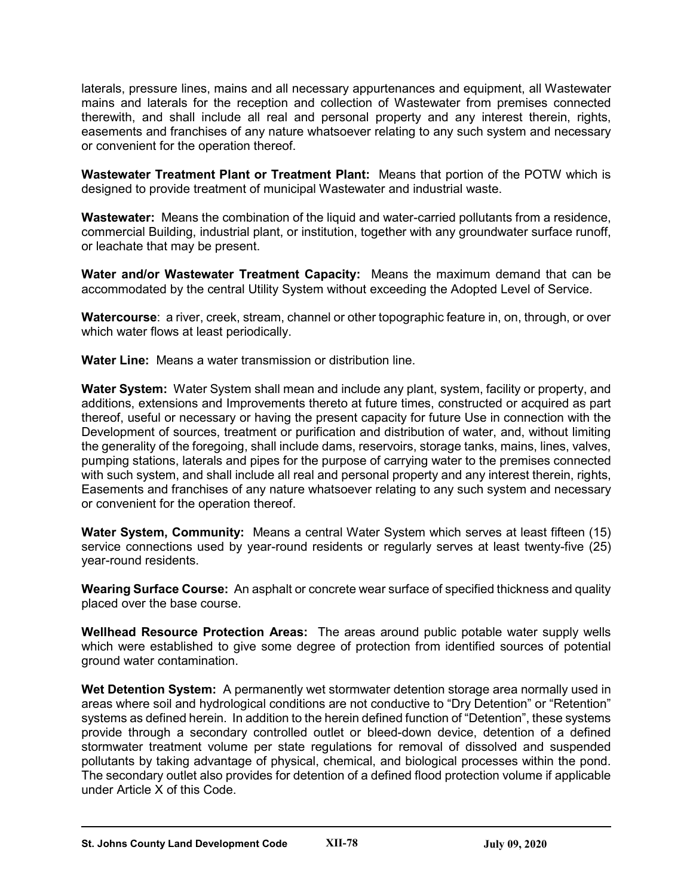laterals, pressure lines, mains and all necessary appurtenances and equipment, all Wastewater mains and laterals for the reception and collection of Wastewater from premises connected therewith, and shall include all real and personal property and any interest therein, rights, easements and franchises of any nature whatsoever relating to any such system and necessary or convenient for the operation thereof.

**Wastewater Treatment Plant or Treatment Plant:** Means that portion of the POTW which is designed to provide treatment of municipal Wastewater and industrial waste.

**Wastewater:** Means the combination of the liquid and water-carried pollutants from a residence, commercial Building, industrial plant, or institution, together with any groundwater surface runoff, or leachate that may be present.

**Water and/or Wastewater Treatment Capacity:** Means the maximum demand that can be accommodated by the central Utility System without exceeding the Adopted Level of Service.

**Watercourse**: a river, creek, stream, channel or other topographic feature in, on, through, or over which water flows at least periodically.

**Water Line:** Means a water transmission or distribution line.

**Water System:** Water System shall mean and include any plant, system, facility or property, and additions, extensions and Improvements thereto at future times, constructed or acquired as part thereof, useful or necessary or having the present capacity for future Use in connection with the Development of sources, treatment or purification and distribution of water, and, without limiting the generality of the foregoing, shall include dams, reservoirs, storage tanks, mains, lines, valves, pumping stations, laterals and pipes for the purpose of carrying water to the premises connected with such system, and shall include all real and personal property and any interest therein, rights, Easements and franchises of any nature whatsoever relating to any such system and necessary or convenient for the operation thereof.

**Water System, Community:** Means a central Water System which serves at least fifteen (15) service connections used by year-round residents or regularly serves at least twenty-five (25) year-round residents.

**Wearing Surface Course:** An asphalt or concrete wear surface of specified thickness and quality placed over the base course.

**Wellhead Resource Protection Areas:** The areas around public potable water supply wells which were established to give some degree of protection from identified sources of potential ground water contamination.

**Wet Detention System:** A permanently wet stormwater detention storage area normally used in areas where soil and hydrological conditions are not conductive to "Dry Detention" or "Retention" systems as defined herein. In addition to the herein defined function of "Detention", these systems provide through a secondary controlled outlet or bleed-down device, detention of a defined stormwater treatment volume per state regulations for removal of dissolved and suspended pollutants by taking advantage of physical, chemical, and biological processes within the pond. The secondary outlet also provides for detention of a defined flood protection volume if applicable under Article X of this Code.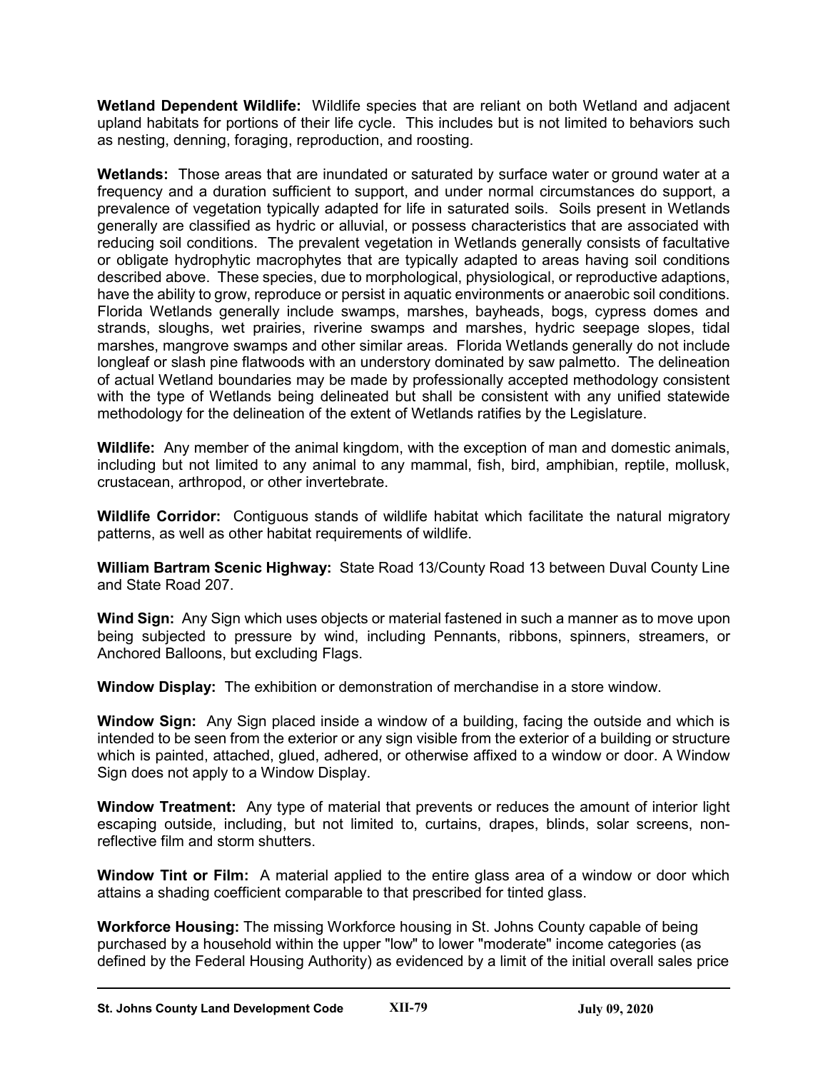**Wetland Dependent Wildlife:** Wildlife species that are reliant on both Wetland and adjacent upland habitats for portions of their life cycle. This includes but is not limited to behaviors such as nesting, denning, foraging, reproduction, and roosting.

**Wetlands:** Those areas that are inundated or saturated by surface water or ground water at a frequency and a duration sufficient to support, and under normal circumstances do support, a prevalence of vegetation typically adapted for life in saturated soils. Soils present in Wetlands generally are classified as hydric or alluvial, or possess characteristics that are associated with reducing soil conditions. The prevalent vegetation in Wetlands generally consists of facultative or obligate hydrophytic macrophytes that are typically adapted to areas having soil conditions described above. These species, due to morphological, physiological, or reproductive adaptions, have the ability to grow, reproduce or persist in aquatic environments or anaerobic soil conditions. Florida Wetlands generally include swamps, marshes, bayheads, bogs, cypress domes and strands, sloughs, wet prairies, riverine swamps and marshes, hydric seepage slopes, tidal marshes, mangrove swamps and other similar areas. Florida Wetlands generally do not include longleaf or slash pine flatwoods with an understory dominated by saw palmetto. The delineation of actual Wetland boundaries may be made by professionally accepted methodology consistent with the type of Wetlands being delineated but shall be consistent with any unified statewide methodology for the delineation of the extent of Wetlands ratifies by the Legislature.

**Wildlife:** Any member of the animal kingdom, with the exception of man and domestic animals, including but not limited to any animal to any mammal, fish, bird, amphibian, reptile, mollusk, crustacean, arthropod, or other invertebrate.

**Wildlife Corridor:** Contiguous stands of wildlife habitat which facilitate the natural migratory patterns, as well as other habitat requirements of wildlife.

**William Bartram Scenic Highway:** State Road 13/County Road 13 between Duval County Line and State Road 207.

**Wind Sign:** Any Sign which uses objects or material fastened in such a manner as to move upon being subjected to pressure by wind, including Pennants, ribbons, spinners, streamers, or Anchored Balloons, but excluding Flags.

**Window Display:** The exhibition or demonstration of merchandise in a store window.

**Window Sign:** Any Sign placed inside a window of a building, facing the outside and which is intended to be seen from the exterior or any sign visible from the exterior of a building or structure which is painted, attached, glued, adhered, or otherwise affixed to a window or door. A Window Sign does not apply to a Window Display.

**Window Treatment:** Any type of material that prevents or reduces the amount of interior light escaping outside, including, but not limited to, curtains, drapes, blinds, solar screens, non-reflective film and storm shutters.

**Window Tint or Film:** A material applied to the entire glass area of a window or door which attains a shading coefficient comparable to that prescribed for tinted glass.

**Workforce Housing:** The missing Workforce housing in St. Johns County capable of being purchased by a household within the upper "low" to lower "moderate" income categories (as defined by the Federal Housing Authority) as evidenced by a limit of the initial overall sales price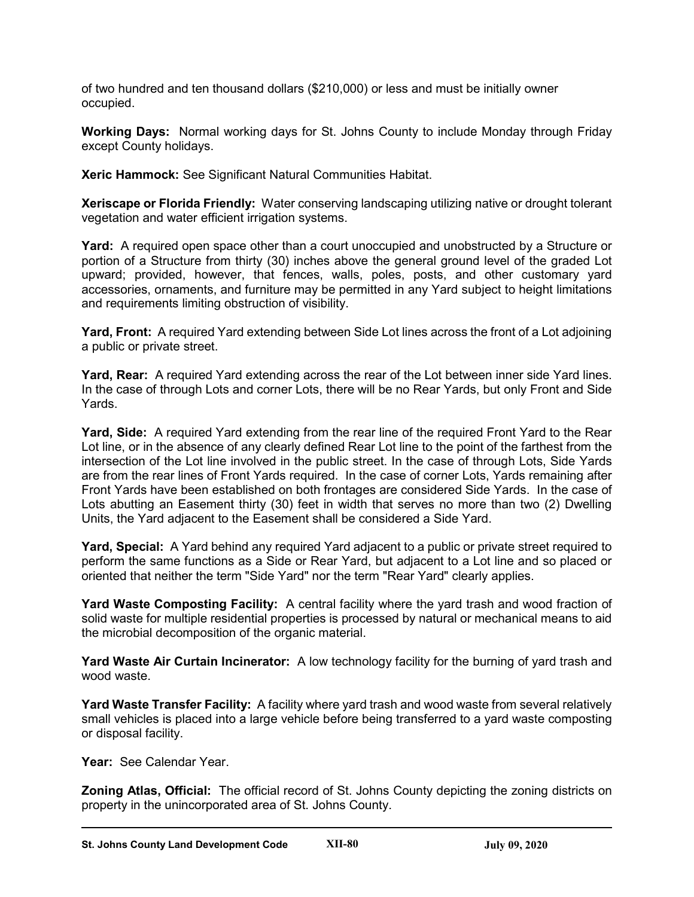of two hundred and ten thousand dollars ($210,000) or less and must be initially owner occupied.

**Working Days:** Normal working days for St. Johns County to include Monday through Friday except County holidays.

**Xeric Hammock:** See Significant Natural Communities Habitat.

**Xeriscape or Florida Friendly:** Water conserving landscaping utilizing native or drought tolerant vegetation and water efficient irrigation systems.

**Yard:** A required open space other than a court unoccupied and unobstructed by a Structure or portion of a Structure from thirty (30) inches above the general ground level of the graded Lot upward; provided, however, that fences, walls, poles, posts, and other customary yard accessories, ornaments, and furniture may be permitted in any Yard subject to height limitations and requirements limiting obstruction of visibility.

**Yard, Front:** A required Yard extending between Side Lot lines across the front of a Lot adjoining a public or private street.

**Yard, Rear:** A required Yard extending across the rear of the Lot between inner side Yard lines. In the case of through Lots and corner Lots, there will be no Rear Yards, but only Front and Side Yards.

**Yard, Side:** A required Yard extending from the rear line of the required Front Yard to the Rear Lot line, or in the absence of any clearly defined Rear Lot line to the point of the farthest from the intersection of the Lot line involved in the public street. In the case of through Lots, Side Yards are from the rear lines of Front Yards required. In the case of corner Lots, Yards remaining after Front Yards have been established on both frontages are considered Side Yards. In the case of Lots abutting an Easement thirty (30) feet in width that serves no more than two (2) Dwelling Units, the Yard adjacent to the Easement shall be considered a Side Yard.

**Yard, Special:** A Yard behind any required Yard adjacent to a public or private street required to perform the same functions as a Side or Rear Yard, but adjacent to a Lot line and so placed or oriented that neither the term "Side Yard" nor the term "Rear Yard" clearly applies.

**Yard Waste Composting Facility:** A central facility where the yard trash and wood fraction of solid waste for multiple residential properties is processed by natural or mechanical means to aid the microbial decomposition of the organic material.

**Yard Waste Air Curtain Incinerator:** A low technology facility for the burning of yard trash and wood waste.

**Yard Waste Transfer Facility:** A facility where yard trash and wood waste from several relatively small vehicles is placed into a large vehicle before being transferred to a yard waste composting or disposal facility.

**Year:** See Calendar Year.

**Zoning Atlas, Official:** The official record of St. Johns County depicting the zoning districts on property in the unincorporated area of St. Johns County.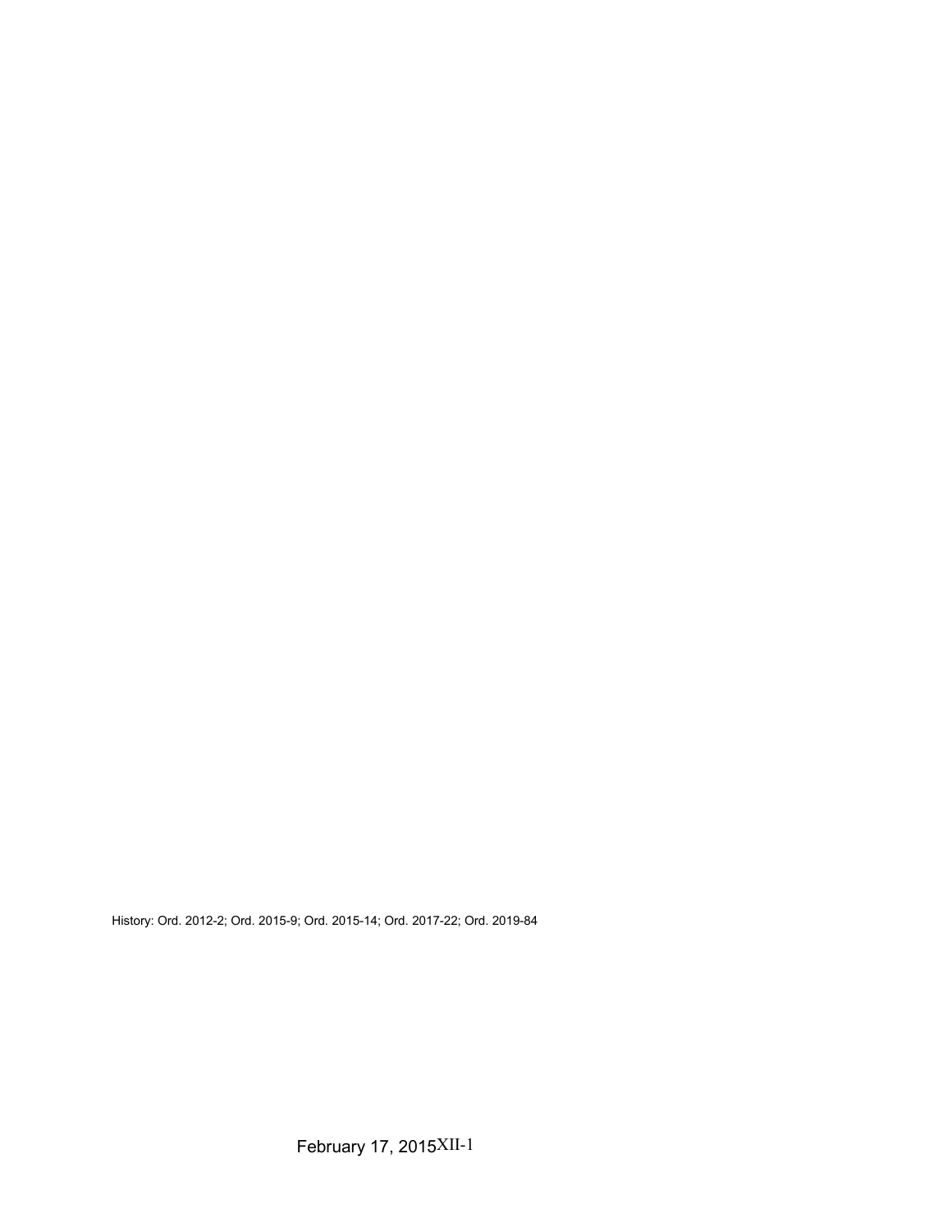History: Ord. 2012-2; Ord. 2015-9; Ord. 2015-14; Ord. 2017-22; Ord. 2019-84